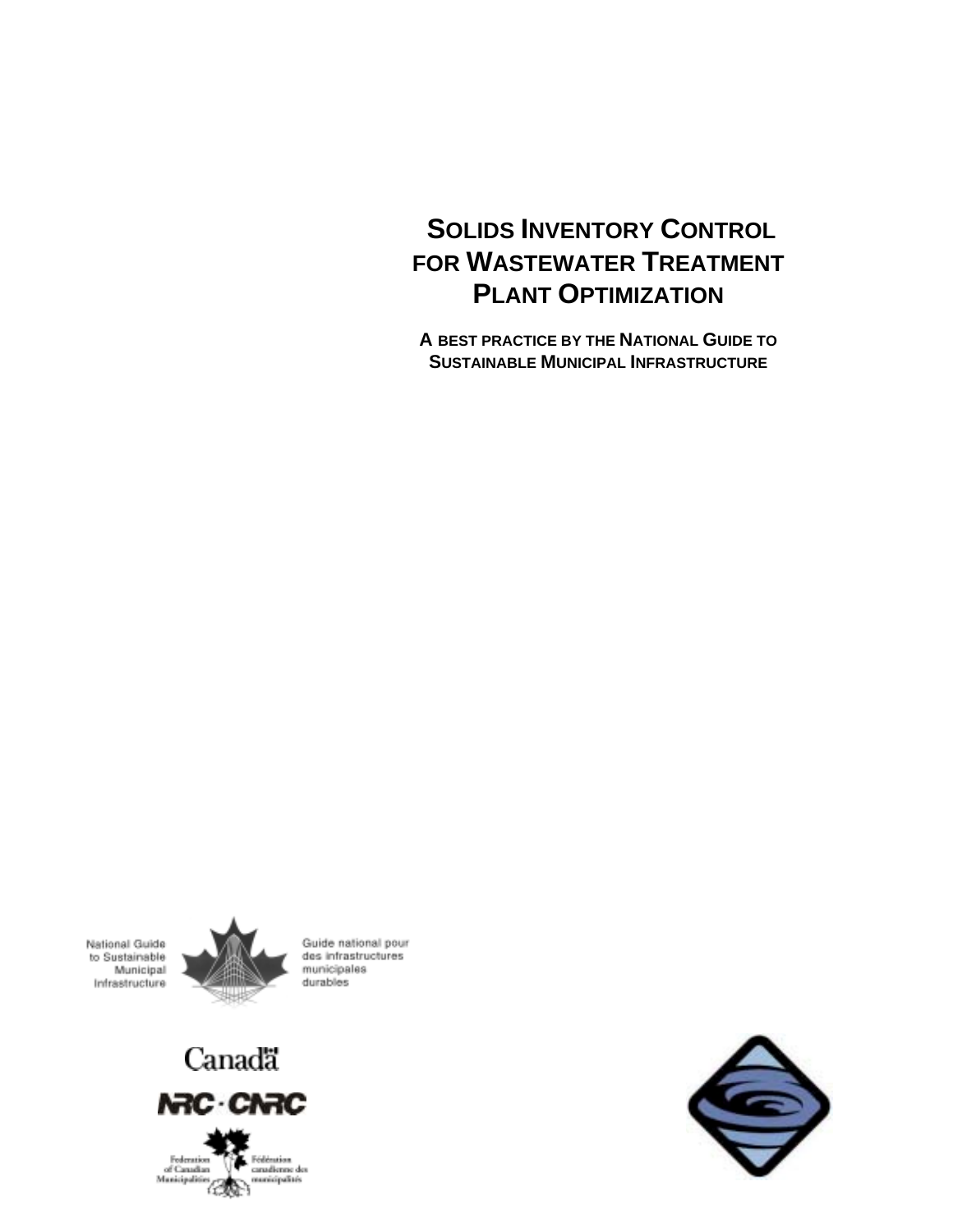# SOLIDS INVENTORY CONTROL FOR WASTEWATER TREATMENT PLANT OPTIMIZATION

**A BEST PRACTICE BY THE NATIONAL GUIDE TO SUSTAINABLE MUNICIPAL INFRASTRUCTURE**

National Guide to Sustainable Municipal Infrastructure

Guide national pour des infrastructures municipales durables

Canada

NRC · CNRC

Federation of Canadian Municipalities

Fédération canadienne des municipalités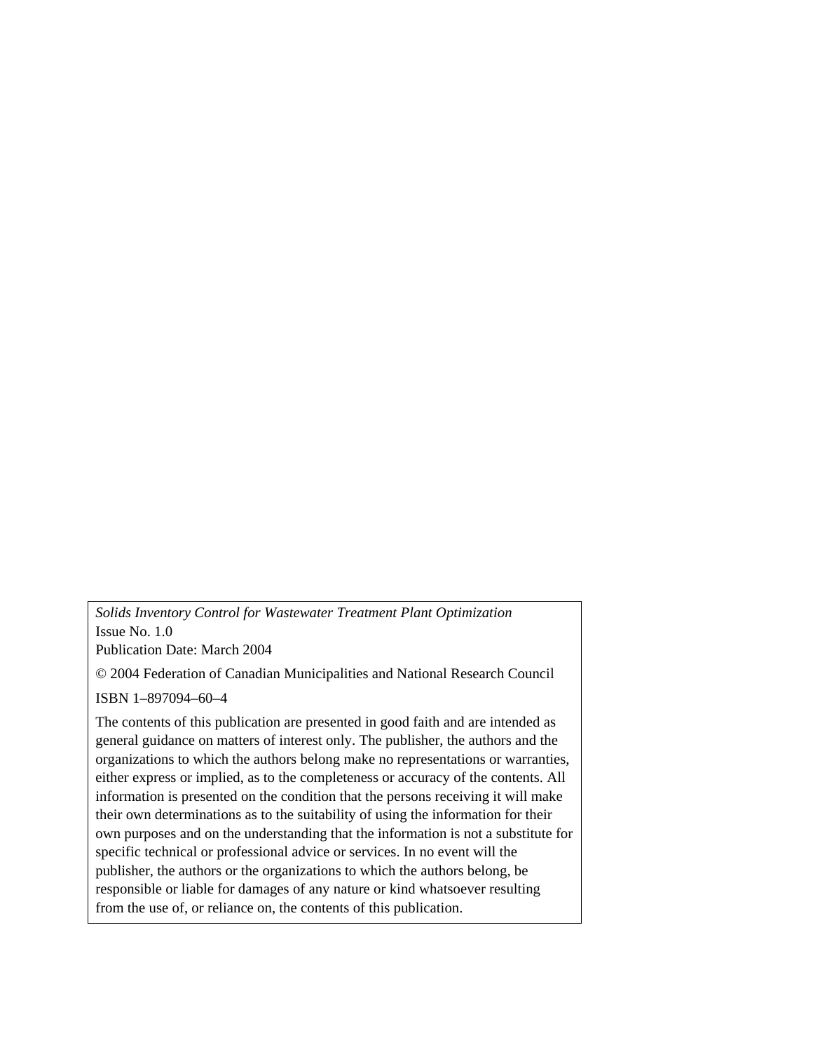*Solids Inventory Control for Wastewater Treatment Plant Optimization*
Issue No. 1.0
Publication Date: March 2004

© 2004 Federation of Canadian Municipalities and National Research Council

ISBN 1–897094–60–4

The contents of this publication are presented in good faith and are intended as general guidance on matters of interest only. The publisher, the authors and the organizations to which the authors belong make no representations or warranties, either express or implied, as to the completeness or accuracy of the contents. All information is presented on the condition that the persons receiving it will make their own determinations as to the suitability of using the information for their own purposes and on the understanding that the information is not a substitute for specific technical or professional advice or services. In no event will the publisher, the authors or the organizations to which the authors belong, be responsible or liable for damages of any nature or kind whatsoever resulting from the use of, or reliance on, the contents of this publication.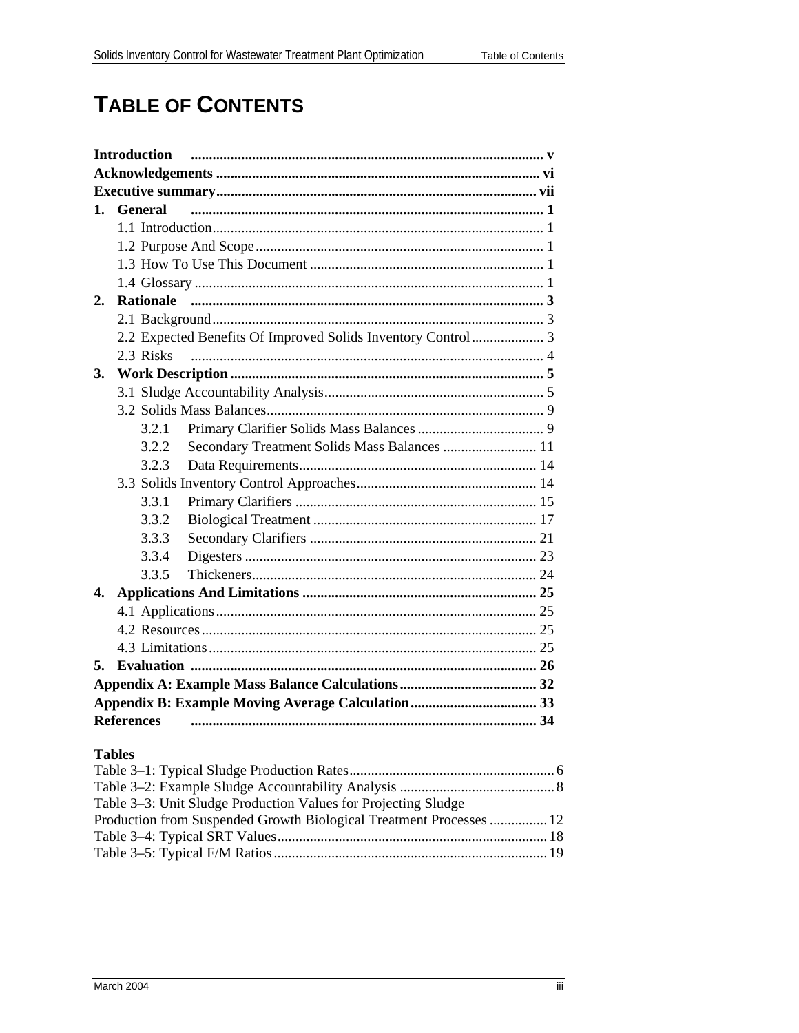# TABLE OF CONTENTS

**Introduction** ........ v
**Acknowledgements** ........ vi
**Executive summary** ........ vii
**1. General** ........ 1
- 1.1 Introduction ........ 1
- 1.2 Purpose And Scope ........ 1
- 1.3 How To Use This Document ........ 1
- 1.4 Glossary ........ 1

**2. Rationale** ........ 3
- 2.1 Background ........ 3
- 2.2 Expected Benefits Of Improved Solids Inventory Control ........ 3
- 2.3 Risks ........ 4

**3. Work Description** ........ 5
- 3.1 Sludge Accountability Analysis ........ 5
- 3.2 Solids Mass Balances ........ 9
  - 3.2.1 Primary Clarifier Solids Mass Balances ........ 9
  - 3.2.2 Secondary Treatment Solids Mass Balances ........ 11
  - 3.2.3 Data Requirements ........ 14
- 3.3 Solids Inventory Control Approaches ........ 14
  - 3.3.1 Primary Clarifiers ........ 15
  - 3.3.2 Biological Treatment ........ 17
  - 3.3.3 Secondary Clarifiers ........ 21
  - 3.3.4 Digesters ........ 23
  - 3.3.5 Thickeners ........ 24

**4. Applications And Limitations** ........ 25
- 4.1 Applications ........ 25
- 4.2 Resources ........ 25
- 4.3 Limitations ........ 25

**5. Evaluation** ........ 26
**Appendix A: Example Mass Balance Calculations** ........ 32
**Appendix B: Example Moving Average Calculation** ........ 33
**References** ........ 34

**Tables**

Table 3–1: Typical Sludge Production Rates ........ 6
Table 3–2: Example Sludge Accountability Analysis ........ 8
Table 3–3: Unit Sludge Production Values for Projecting Sludge Production from Suspended Growth Biological Treatment Processes ........ 12
Table 3–4: Typical SRT Values ........ 18
Table 3–5: Typical F/M Ratios ........ 19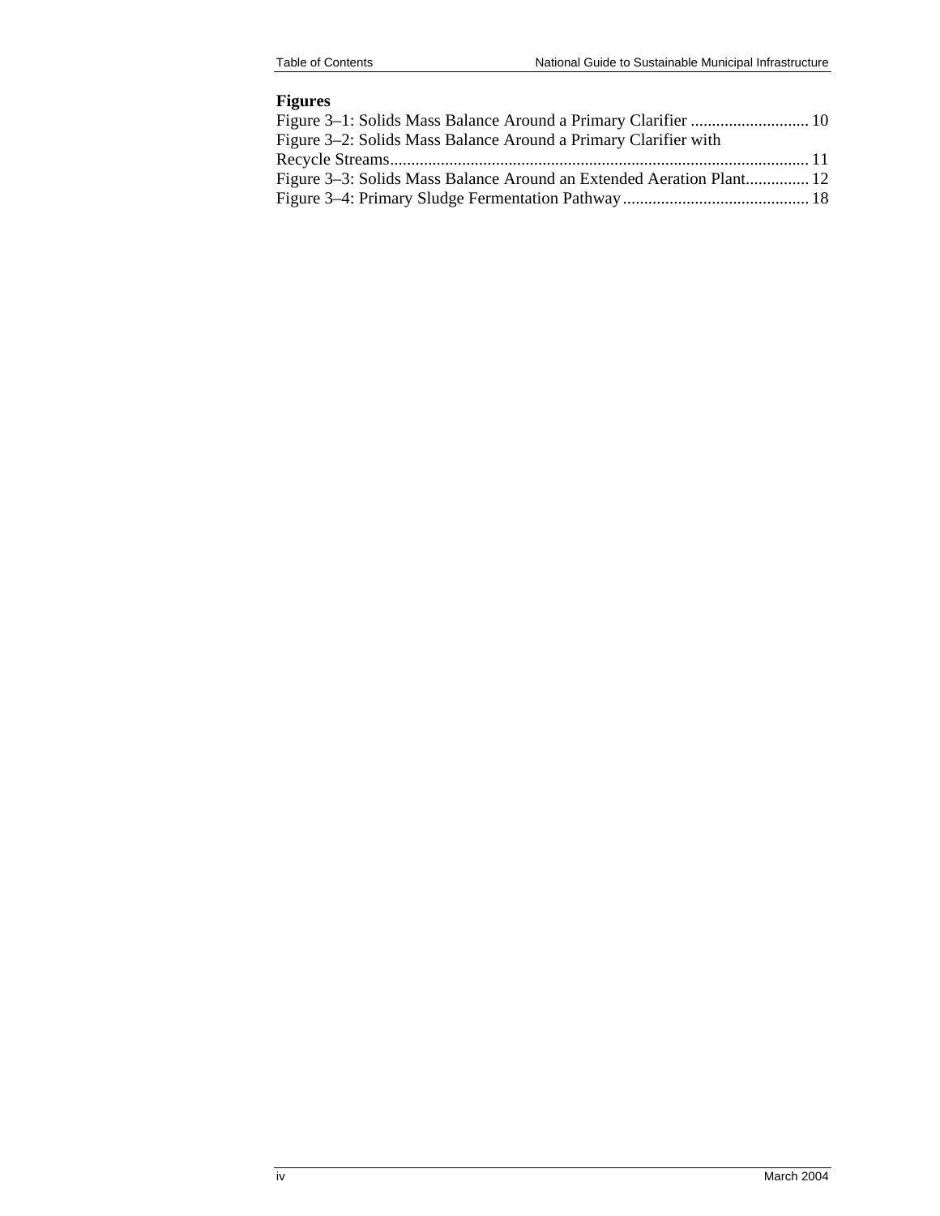**Figures**

Figure 3–1: Solids Mass Balance Around a Primary Clarifier ............................ 10
Figure 3–2: Solids Mass Balance Around a Primary Clarifier with Recycle Streams.................................................................................................. 11
Figure 3–3: Solids Mass Balance Around an Extended Aeration Plant............... 12
Figure 3–4: Primary Sludge Fermentation Pathway............................................ 18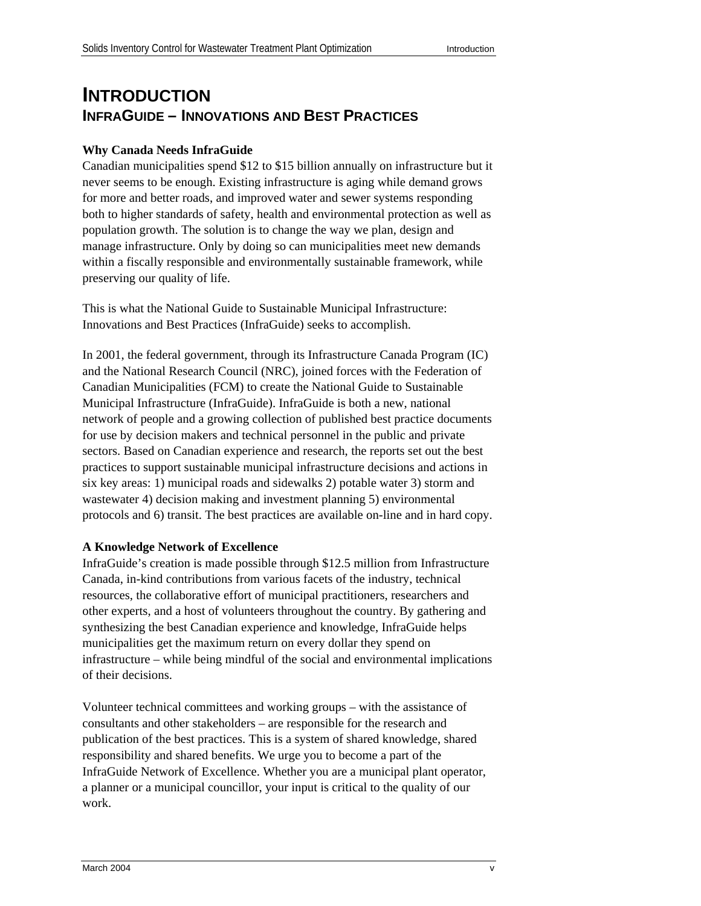# INTRODUCTION

## INFRAGUIDE – INNOVATIONS AND BEST PRACTICES

**Why Canada Needs InfraGuide**

Canadian municipalities spend $12 to $15 billion annually on infrastructure but it never seems to be enough. Existing infrastructure is aging while demand grows for more and better roads, and improved water and sewer systems responding both to higher standards of safety, health and environmental protection as well as population growth. The solution is to change the way we plan, design and manage infrastructure. Only by doing so can municipalities meet new demands within a fiscally responsible and environmentally sustainable framework, while preserving our quality of life.

This is what the National Guide to Sustainable Municipal Infrastructure: Innovations and Best Practices (InfraGuide) seeks to accomplish.

In 2001, the federal government, through its Infrastructure Canada Program (IC) and the National Research Council (NRC), joined forces with the Federation of Canadian Municipalities (FCM) to create the National Guide to Sustainable Municipal Infrastructure (InfraGuide). InfraGuide is both a new, national network of people and a growing collection of published best practice documents for use by decision makers and technical personnel in the public and private sectors. Based on Canadian experience and research, the reports set out the best practices to support sustainable municipal infrastructure decisions and actions in six key areas: 1) municipal roads and sidewalks 2) potable water 3) storm and wastewater 4) decision making and investment planning 5) environmental protocols and 6) transit. The best practices are available on-line and in hard copy.

**A Knowledge Network of Excellence**

InfraGuide's creation is made possible through $12.5 million from Infrastructure Canada, in-kind contributions from various facets of the industry, technical resources, the collaborative effort of municipal practitioners, researchers and other experts, and a host of volunteers throughout the country. By gathering and synthesizing the best Canadian experience and knowledge, InfraGuide helps municipalities get the maximum return on every dollar they spend on infrastructure – while being mindful of the social and environmental implications of their decisions.

Volunteer technical committees and working groups – with the assistance of consultants and other stakeholders – are responsible for the research and publication of the best practices. This is a system of shared knowledge, shared responsibility and shared benefits. We urge you to become a part of the InfraGuide Network of Excellence. Whether you are a municipal plant operator, a planner or a municipal councillor, your input is critical to the quality of our work.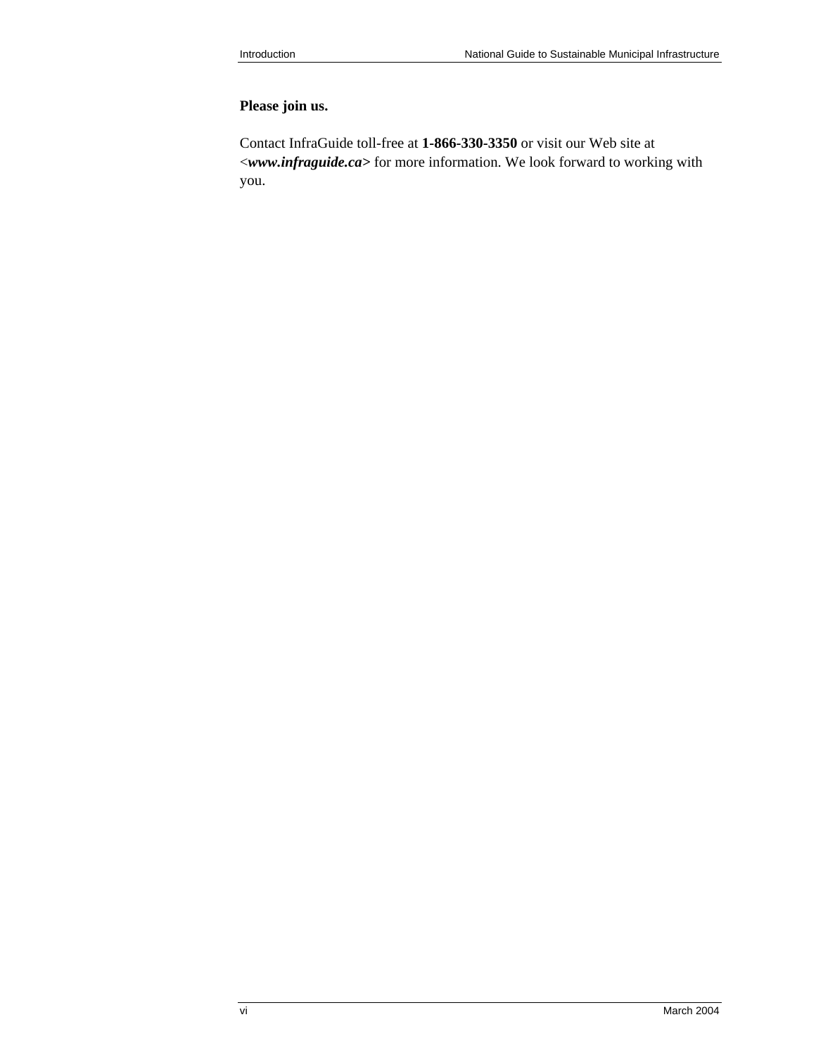**Please join us.**

Contact InfraGuide toll-free at **1-866-330-3350** or visit our Web site at <***www.infraguide.ca***> for more information. We look forward to working with you.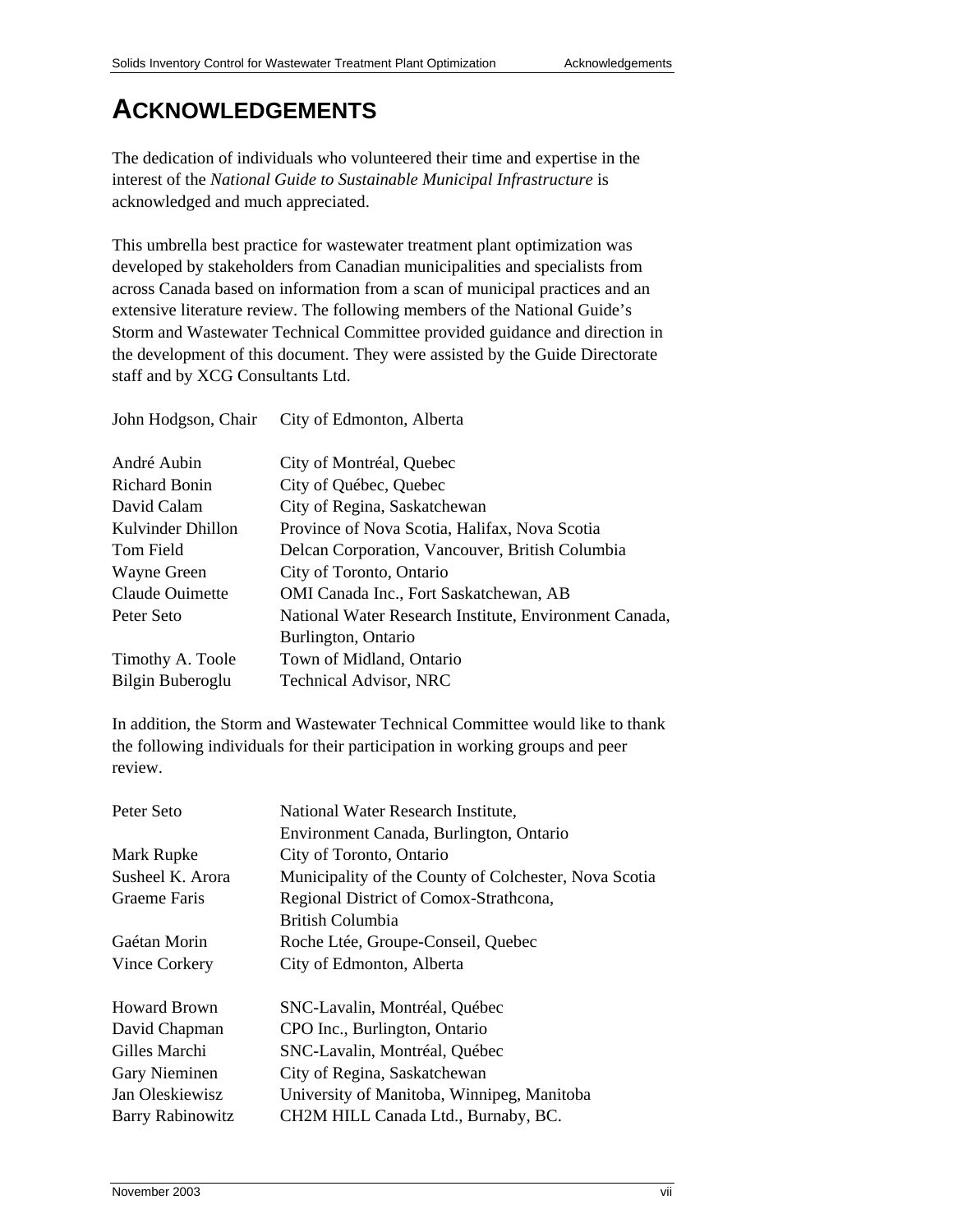# ACKNOWLEDGEMENTS

The dedication of individuals who volunteered their time and expertise in the interest of the *National Guide to Sustainable Municipal Infrastructure* is acknowledged and much appreciated.

This umbrella best practice for wastewater treatment plant optimization was developed by stakeholders from Canadian municipalities and specialists from across Canada based on information from a scan of municipal practices and an extensive literature review. The following members of the National Guide's Storm and Wastewater Technical Committee provided guidance and direction in the development of this document. They were assisted by the Guide Directorate staff and by XCG Consultants Ltd.

| | |
|---|---|
| John Hodgson, Chair | City of Edmonton, Alberta |
| André Aubin | City of Montréal, Quebec |
| Richard Bonin | City of Québec, Quebec |
| David Calam | City of Regina, Saskatchewan |
| Kulvinder Dhillon | Province of Nova Scotia, Halifax, Nova Scotia |
| Tom Field | Delcan Corporation, Vancouver, British Columbia |
| Wayne Green | City of Toronto, Ontario |
| Claude Ouimette | OMI Canada Inc., Fort Saskatchewan, AB |
| Peter Seto | National Water Research Institute, Environment Canada, Burlington, Ontario |
| Timothy A. Toole | Town of Midland, Ontario |
| Bilgin Buberoglu | Technical Advisor, NRC |

In addition, the Storm and Wastewater Technical Committee would like to thank the following individuals for their participation in working groups and peer review.

| | |
|---|---|
| Peter Seto | National Water Research Institute, Environment Canada, Burlington, Ontario |
| Mark Rupke | City of Toronto, Ontario |
| Susheel K. Arora | Municipality of the County of Colchester, Nova Scotia |
| Graeme Faris | Regional District of Comox-Strathcona, British Columbia |
| Gaétan Morin | Roche Ltée, Groupe-Conseil, Quebec |
| Vince Corkery | City of Edmonton, Alberta |
| Howard Brown | SNC-Lavalin, Montréal, Québec |
| David Chapman | CPO Inc., Burlington, Ontario |
| Gilles Marchi | SNC-Lavalin, Montréal, Québec |
| Gary Nieminen | City of Regina, Saskatchewan |
| Jan Oleskiewisz | University of Manitoba, Winnipeg, Manitoba |
| Barry Rabinowitz | CH2M HILL Canada Ltd., Burnaby, BC. |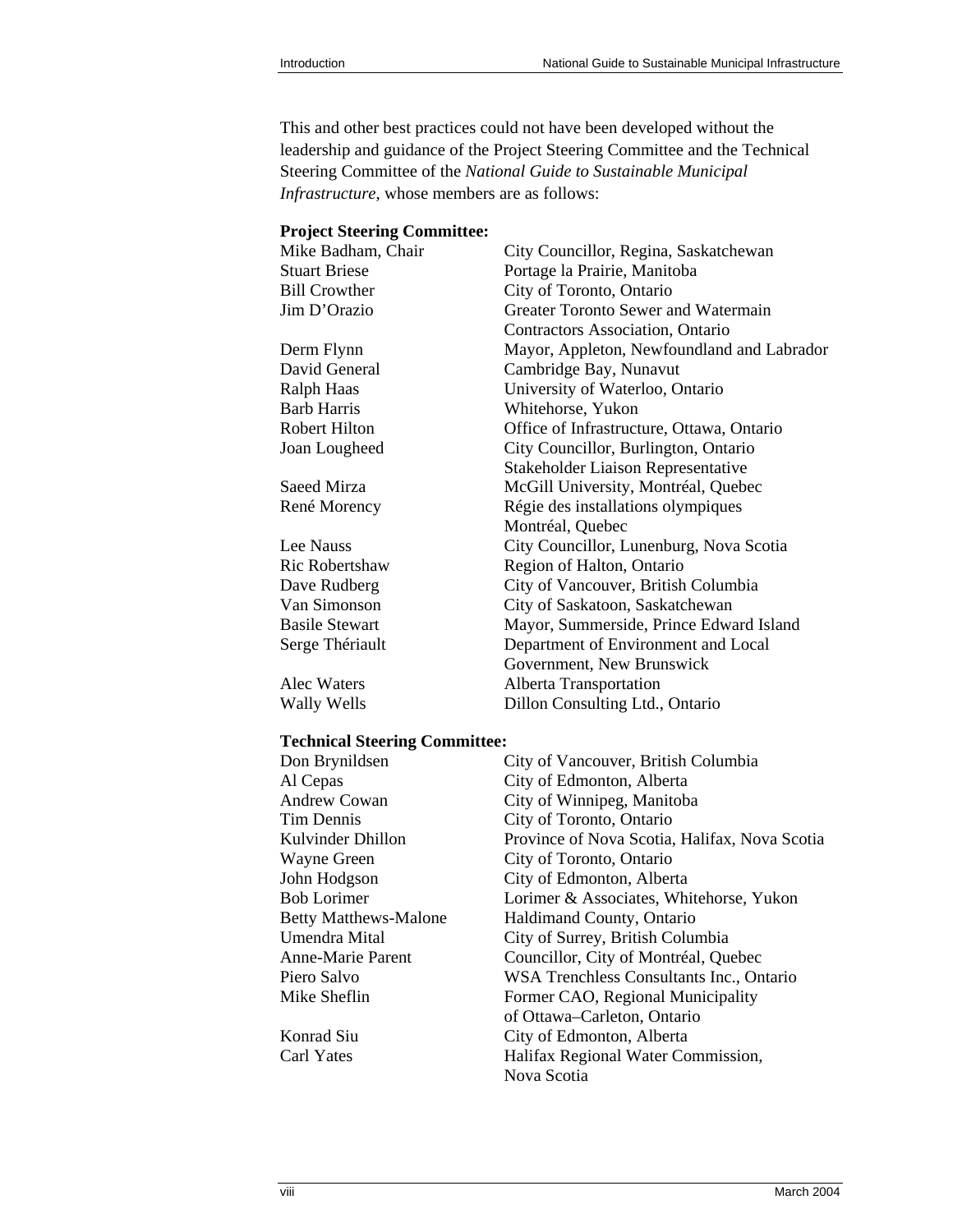This and other best practices could not have been developed without the leadership and guidance of the Project Steering Committee and the Technical Steering Committee of the *National Guide to Sustainable Municipal Infrastructure*, whose members are as follows:

**Project Steering Committee:**

| | |
|---|---|
| Mike Badham, Chair | City Councillor, Regina, Saskatchewan |
| Stuart Briese | Portage la Prairie, Manitoba |
| Bill Crowther | City of Toronto, Ontario |
| Jim D'Orazio | Greater Toronto Sewer and Watermain Contractors Association, Ontario |
| Derm Flynn | Mayor, Appleton, Newfoundland and Labrador |
| David General | Cambridge Bay, Nunavut |
| Ralph Haas | University of Waterloo, Ontario |
| Barb Harris | Whitehorse, Yukon |
| Robert Hilton | Office of Infrastructure, Ottawa, Ontario |
| Joan Lougheed | City Councillor, Burlington, Ontario Stakeholder Liaison Representative |
| Saeed Mirza | McGill University, Montréal, Quebec |
| René Morency | Régie des installations olympiques Montréal, Quebec |
| Lee Nauss | City Councillor, Lunenburg, Nova Scotia |
| Ric Robertshaw | Region of Halton, Ontario |
| Dave Rudberg | City of Vancouver, British Columbia |
| Van Simonson | City of Saskatoon, Saskatchewan |
| Basile Stewart | Mayor, Summerside, Prince Edward Island |
| Serge Thériault | Department of Environment and Local Government, New Brunswick |
| Alec Waters | Alberta Transportation |
| Wally Wells | Dillon Consulting Ltd., Ontario |

**Technical Steering Committee:**

| | |
|---|---|
| Don Brynildsen | City of Vancouver, British Columbia |
| Al Cepas | City of Edmonton, Alberta |
| Andrew Cowan | City of Winnipeg, Manitoba |
| Tim Dennis | City of Toronto, Ontario |
| Kulvinder Dhillon | Province of Nova Scotia, Halifax, Nova Scotia |
| Wayne Green | City of Toronto, Ontario |
| John Hodgson | City of Edmonton, Alberta |
| Bob Lorimer | Lorimer & Associates, Whitehorse, Yukon |
| Betty Matthews-Malone | Haldimand County, Ontario |
| Umendra Mital | City of Surrey, British Columbia |
| Anne-Marie Parent | Councillor, City of Montréal, Quebec |
| Piero Salvo | WSA Trenchless Consultants Inc., Ontario |
| Mike Sheflin | Former CAO, Regional Municipality of Ottawa–Carleton, Ontario |
| Konrad Siu | City of Edmonton, Alberta |
| Carl Yates | Halifax Regional Water Commission, Nova Scotia |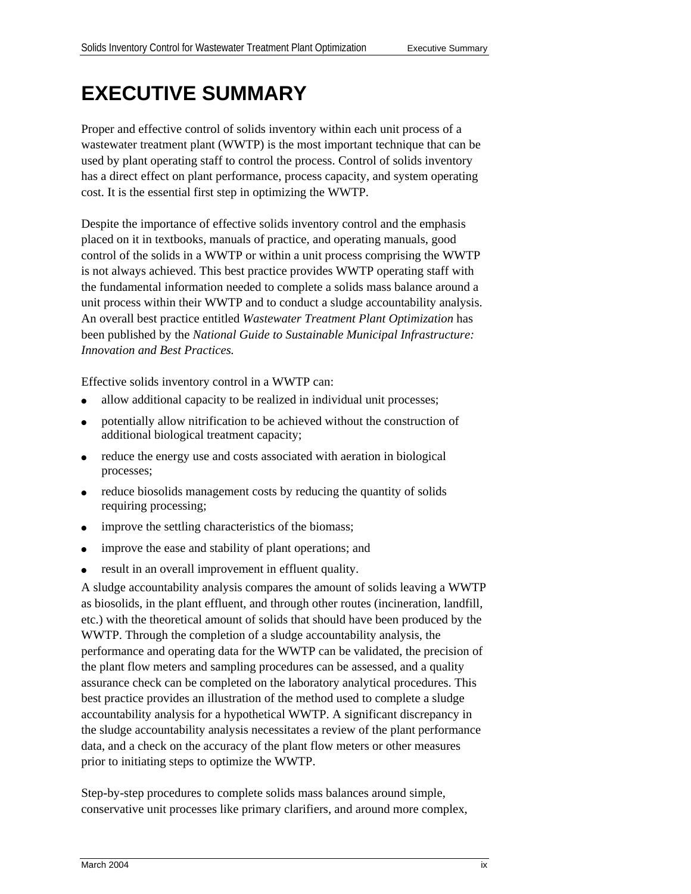# EXECUTIVE SUMMARY

Proper and effective control of solids inventory within each unit process of a wastewater treatment plant (WWTP) is the most important technique that can be used by plant operating staff to control the process. Control of solids inventory has a direct effect on plant performance, process capacity, and system operating cost. It is the essential first step in optimizing the WWTP.

Despite the importance of effective solids inventory control and the emphasis placed on it in textbooks, manuals of practice, and operating manuals, good control of the solids in a WWTP or within a unit process comprising the WWTP is not always achieved. This best practice provides WWTP operating staff with the fundamental information needed to complete a solids mass balance around a unit process within their WWTP and to conduct a sludge accountability analysis. An overall best practice entitled *Wastewater Treatment Plant Optimization* has been published by the *National Guide to Sustainable Municipal Infrastructure: Innovation and Best Practices.*

Effective solids inventory control in a WWTP can:

- allow additional capacity to be realized in individual unit processes;
- potentially allow nitrification to be achieved without the construction of additional biological treatment capacity;
- reduce the energy use and costs associated with aeration in biological processes;
- reduce biosolids management costs by reducing the quantity of solids requiring processing;
- improve the settling characteristics of the biomass;
- improve the ease and stability of plant operations; and
- result in an overall improvement in effluent quality.

A sludge accountability analysis compares the amount of solids leaving a WWTP as biosolids, in the plant effluent, and through other routes (incineration, landfill, etc.) with the theoretical amount of solids that should have been produced by the WWTP. Through the completion of a sludge accountability analysis, the performance and operating data for the WWTP can be validated, the precision of the plant flow meters and sampling procedures can be assessed, and a quality assurance check can be completed on the laboratory analytical procedures. This best practice provides an illustration of the method used to complete a sludge accountability analysis for a hypothetical WWTP. A significant discrepancy in the sludge accountability analysis necessitates a review of the plant performance data, and a check on the accuracy of the plant flow meters or other measures prior to initiating steps to optimize the WWTP.

Step-by-step procedures to complete solids mass balances around simple, conservative unit processes like primary clarifiers, and around more complex,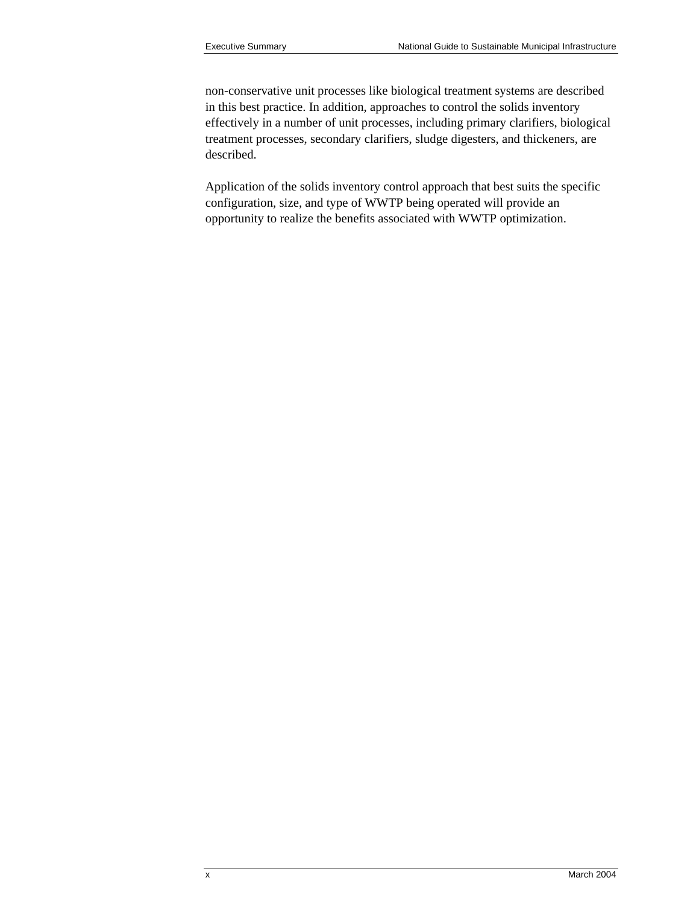non-conservative unit processes like biological treatment systems are described in this best practice. In addition, approaches to control the solids inventory effectively in a number of unit processes, including primary clarifiers, biological treatment processes, secondary clarifiers, sludge digesters, and thickeners, are described.

Application of the solids inventory control approach that best suits the specific configuration, size, and type of WWTP being operated will provide an opportunity to realize the benefits associated with WWTP optimization.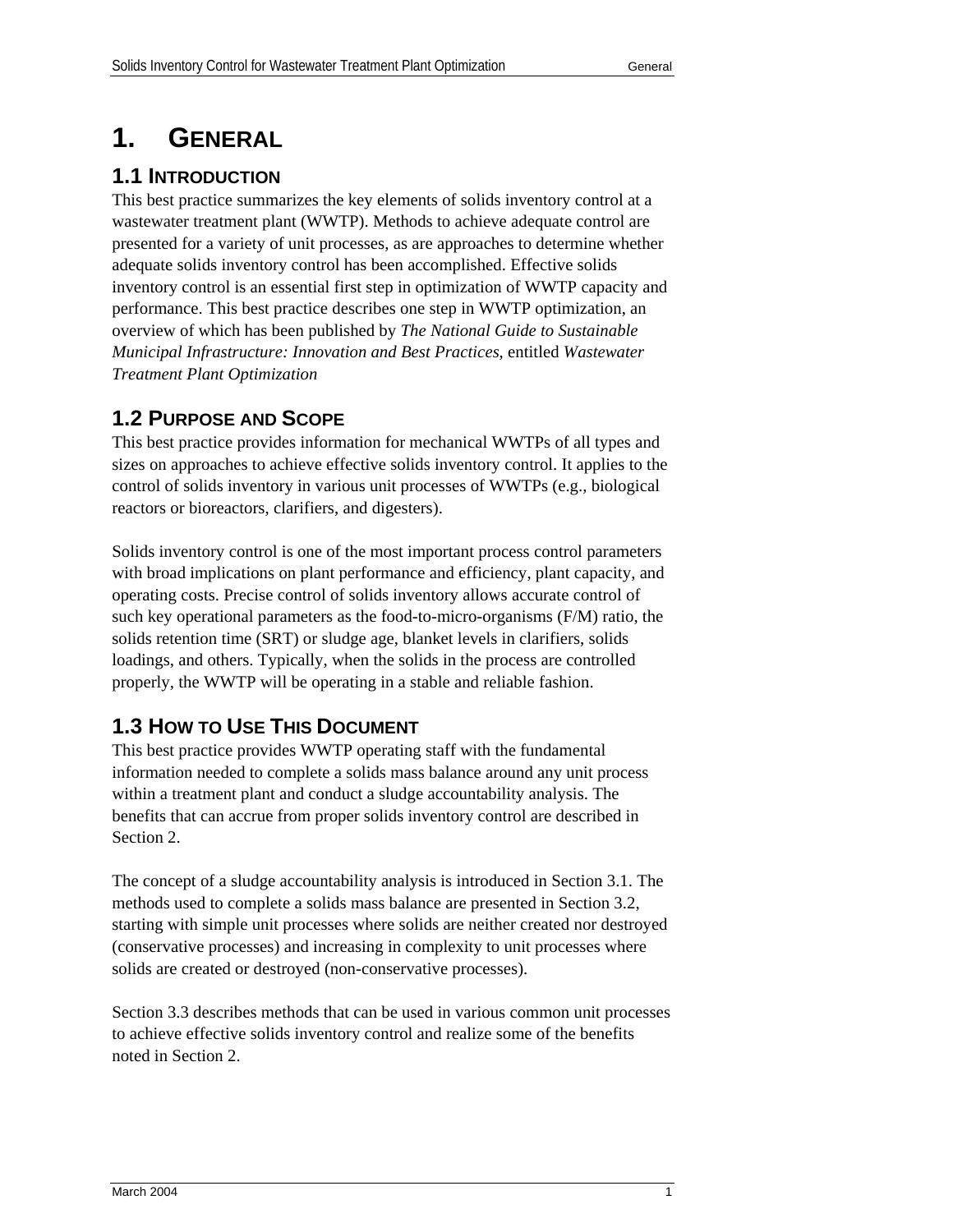# 1. GENERAL

## 1.1 INTRODUCTION

This best practice summarizes the key elements of solids inventory control at a wastewater treatment plant (WWTP). Methods to achieve adequate control are presented for a variety of unit processes, as are approaches to determine whether adequate solids inventory control has been accomplished. Effective solids inventory control is an essential first step in optimization of WWTP capacity and performance. This best practice describes one step in WWTP optimization, an overview of which has been published by *The National Guide to Sustainable Municipal Infrastructure: Innovation and Best Practices*, entitled *Wastewater Treatment Plant Optimization*

## 1.2 PURPOSE AND SCOPE

This best practice provides information for mechanical WWTPs of all types and sizes on approaches to achieve effective solids inventory control. It applies to the control of solids inventory in various unit processes of WWTPs (e.g., biological reactors or bioreactors, clarifiers, and digesters).

Solids inventory control is one of the most important process control parameters with broad implications on plant performance and efficiency, plant capacity, and operating costs. Precise control of solids inventory allows accurate control of such key operational parameters as the food-to-micro-organisms (F/M) ratio, the solids retention time (SRT) or sludge age, blanket levels in clarifiers, solids loadings, and others. Typically, when the solids in the process are controlled properly, the WWTP will be operating in a stable and reliable fashion.

## 1.3 HOW TO USE THIS DOCUMENT

This best practice provides WWTP operating staff with the fundamental information needed to complete a solids mass balance around any unit process within a treatment plant and conduct a sludge accountability analysis. The benefits that can accrue from proper solids inventory control are described in Section 2.

The concept of a sludge accountability analysis is introduced in Section 3.1. The methods used to complete a solids mass balance are presented in Section 3.2, starting with simple unit processes where solids are neither created nor destroyed (conservative processes) and increasing in complexity to unit processes where solids are created or destroyed (non-conservative processes).

Section 3.3 describes methods that can be used in various common unit processes to achieve effective solids inventory control and realize some of the benefits noted in Section 2.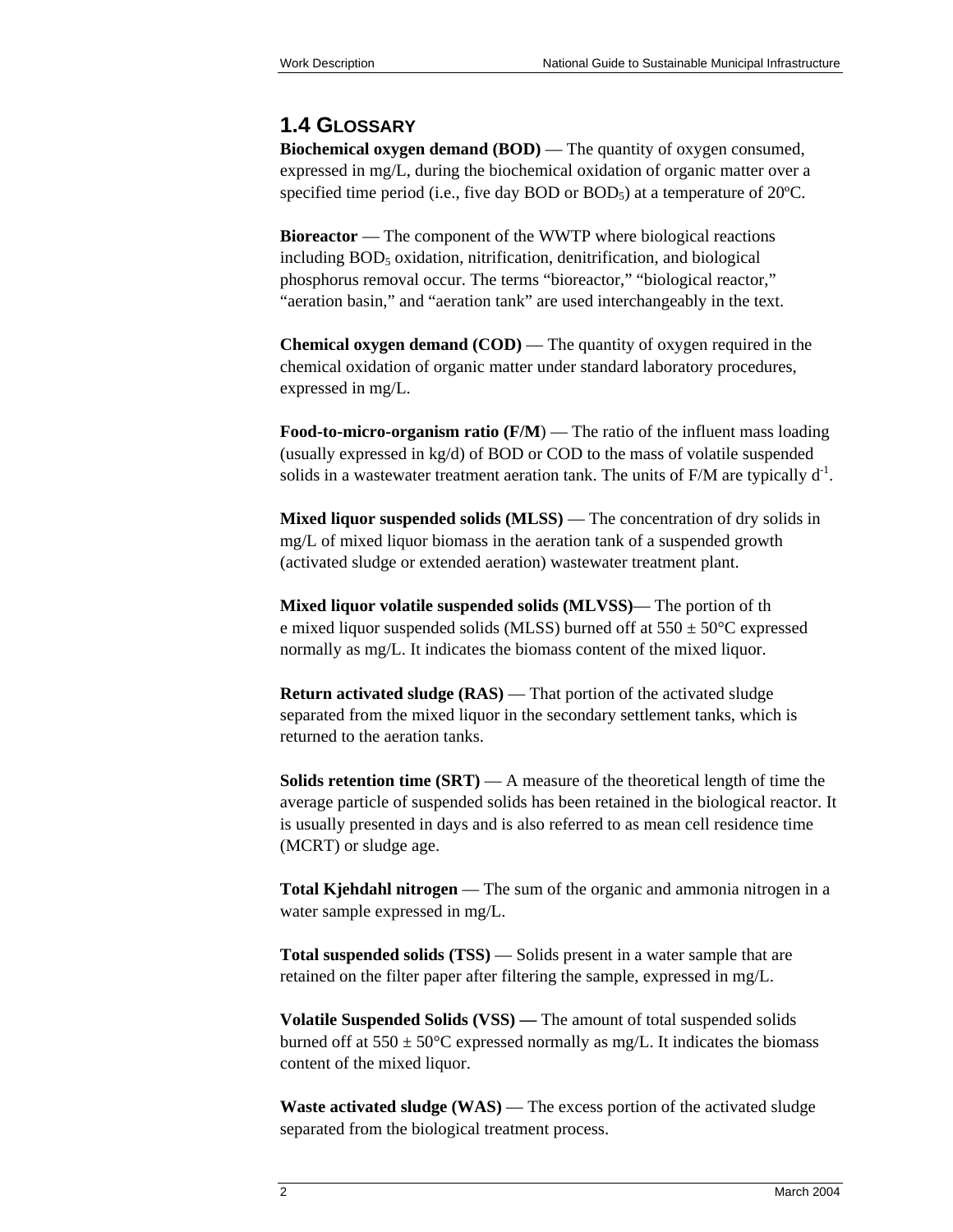## 1.4 GLOSSARY

**Biochemical oxygen demand (BOD)** — The quantity of oxygen consumed, expressed in mg/L, during the biochemical oxidation of organic matter over a specified time period (i.e., five day BOD or $BOD_5$) at a temperature of 20ºC.

**Bioreactor** — The component of the WWTP where biological reactions including $BOD_5$ oxidation, nitrification, denitrification, and biological phosphorus removal occur. The terms “bioreactor,” “biological reactor,” “aeration basin,” and “aeration tank” are used interchangeably in the text.

**Chemical oxygen demand (COD)** — The quantity of oxygen required in the chemical oxidation of organic matter under standard laboratory procedures, expressed in mg/L.

**Food-to-micro-organism ratio (F/M)** — The ratio of the influent mass loading (usually expressed in kg/d) of BOD or COD to the mass of volatile suspended solids in a wastewater treatment aeration tank. The units of F/M are typically $d^{-1}$.

**Mixed liquor suspended solids (MLSS)** — The concentration of dry solids in mg/L of mixed liquor biomass in the aeration tank of a suspended growth (activated sludge or extended aeration) wastewater treatment plant.

**Mixed liquor volatile suspended solids (MLVSS)**— The portion of the mixed liquor suspended solids (MLSS) burned off at 550 ± 50°C expressed normally as mg/L. It indicates the biomass content of the mixed liquor.

**Return activated sludge (RAS)** — That portion of the activated sludge separated from the mixed liquor in the secondary settlement tanks, which is returned to the aeration tanks.

**Solids retention time (SRT)** — A measure of the theoretical length of time the average particle of suspended solids has been retained in the biological reactor. It is usually presented in days and is also referred to as mean cell residence time (MCRT) or sludge age.

**Total Kjehdahl nitrogen** — The sum of the organic and ammonia nitrogen in a water sample expressed in mg/L.

**Total suspended solids (TSS)** — Solids present in a water sample that are retained on the filter paper after filtering the sample, expressed in mg/L.

**Volatile Suspended Solids (VSS) —** The amount of total suspended solids burned off at 550 ± 50°C expressed normally as mg/L. It indicates the biomass content of the mixed liquor.

**Waste activated sludge (WAS)** — The excess portion of the activated sludge separated from the biological treatment process.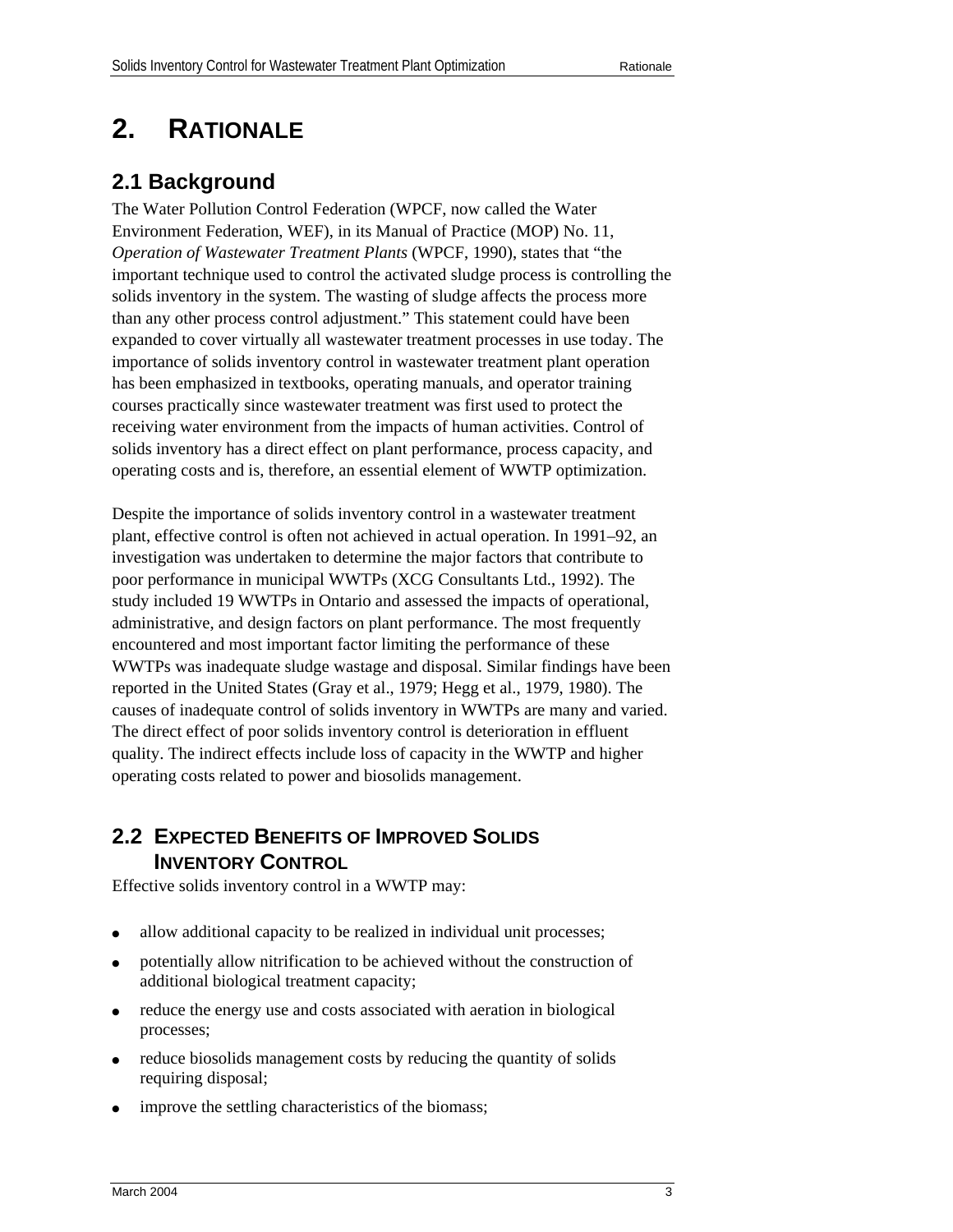# 2. RATIONALE

## 2.1 Background

The Water Pollution Control Federation (WPCF, now called the Water Environment Federation, WEF), in its Manual of Practice (MOP) No. 11, *Operation of Wastewater Treatment Plants* (WPCF, 1990), states that "the important technique used to control the activated sludge process is controlling the solids inventory in the system. The wasting of sludge affects the process more than any other process control adjustment." This statement could have been expanded to cover virtually all wastewater treatment processes in use today. The importance of solids inventory control in wastewater treatment plant operation has been emphasized in textbooks, operating manuals, and operator training courses practically since wastewater treatment was first used to protect the receiving water environment from the impacts of human activities. Control of solids inventory has a direct effect on plant performance, process capacity, and operating costs and is, therefore, an essential element of WWTP optimization.

Despite the importance of solids inventory control in a wastewater treatment plant, effective control is often not achieved in actual operation. In 1991–92, an investigation was undertaken to determine the major factors that contribute to poor performance in municipal WWTPs (XCG Consultants Ltd., 1992). The study included 19 WWTPs in Ontario and assessed the impacts of operational, administrative, and design factors on plant performance. The most frequently encountered and most important factor limiting the performance of these WWTPs was inadequate sludge wastage and disposal. Similar findings have been reported in the United States (Gray et al., 1979; Hegg et al., 1979, 1980). The causes of inadequate control of solids inventory in WWTPs are many and varied. The direct effect of poor solids inventory control is deterioration in effluent quality. The indirect effects include loss of capacity in the WWTP and higher operating costs related to power and biosolids management.

## 2.2 EXPECTED BENEFITS OF IMPROVED SOLIDS INVENTORY CONTROL

Effective solids inventory control in a WWTP may:

- allow additional capacity to be realized in individual unit processes;
- potentially allow nitrification to be achieved without the construction of additional biological treatment capacity;
- reduce the energy use and costs associated with aeration in biological processes;
- reduce biosolids management costs by reducing the quantity of solids requiring disposal;
- improve the settling characteristics of the biomass;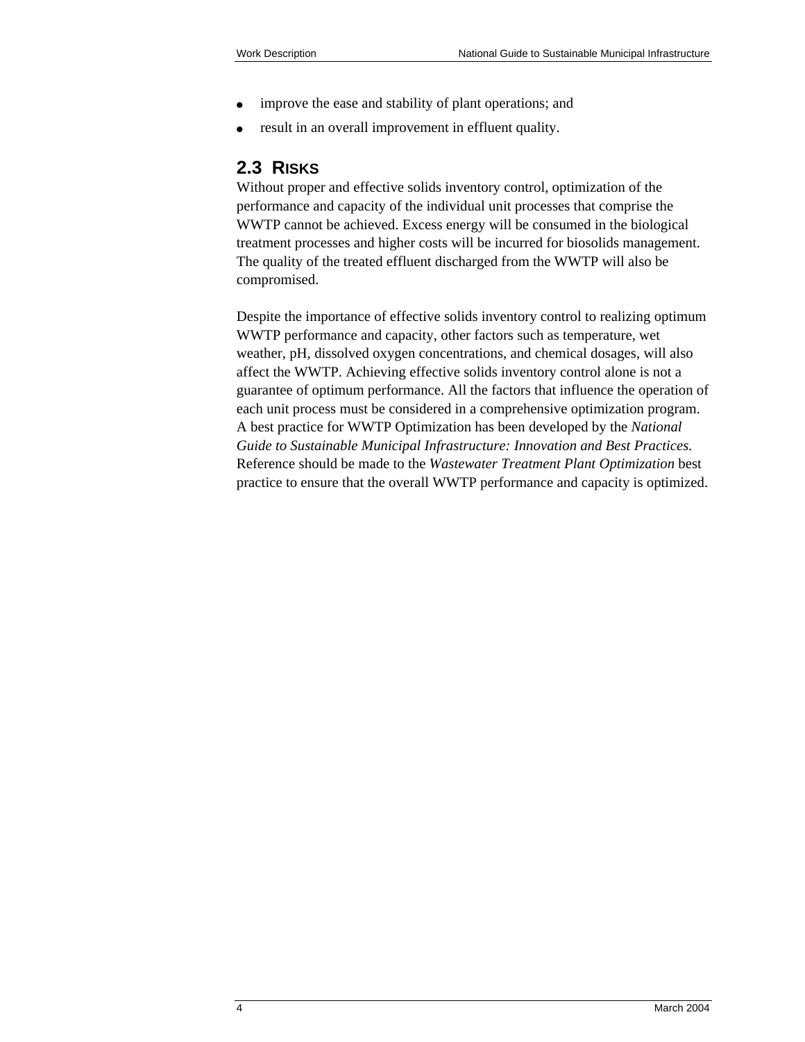- improve the ease and stability of plant operations; and
- result in an overall improvement in effluent quality.

## 2.3 RISKS

Without proper and effective solids inventory control, optimization of the performance and capacity of the individual unit processes that comprise the WWTP cannot be achieved. Excess energy will be consumed in the biological treatment processes and higher costs will be incurred for biosolids management. The quality of the treated effluent discharged from the WWTP will also be compromised.

Despite the importance of effective solids inventory control to realizing optimum WWTP performance and capacity, other factors such as temperature, wet weather, pH, dissolved oxygen concentrations, and chemical dosages, will also affect the WWTP. Achieving effective solids inventory control alone is not a guarantee of optimum performance. All the factors that influence the operation of each unit process must be considered in a comprehensive optimization program. A best practice for WWTP Optimization has been developed by the *National Guide to Sustainable Municipal Infrastructure: Innovation and Best Practices*. Reference should be made to the *Wastewater Treatment Plant Optimization* best practice to ensure that the overall WWTP performance and capacity is optimized.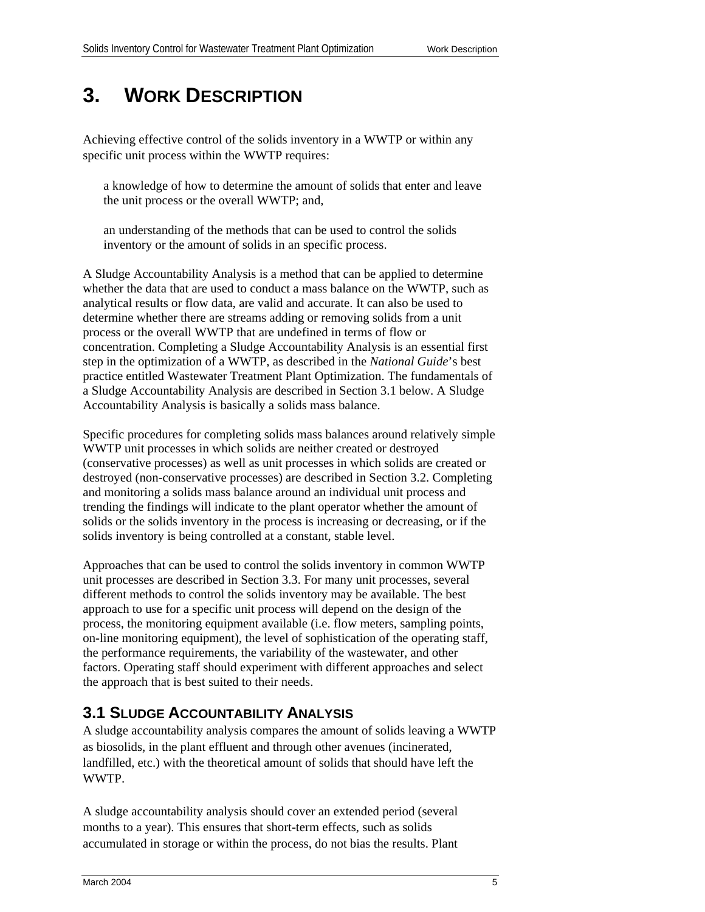# 3. WORK DESCRIPTION

Achieving effective control of the solids inventory in a WWTP or within any specific unit process within the WWTP requires:

> a knowledge of how to determine the amount of solids that enter and leave the unit process or the overall WWTP; and,
>
> an understanding of the methods that can be used to control the solids inventory or the amount of solids in an specific process.

A Sludge Accountability Analysis is a method that can be applied to determine whether the data that are used to conduct a mass balance on the WWTP, such as analytical results or flow data, are valid and accurate. It can also be used to determine whether there are streams adding or removing solids from a unit process or the overall WWTP that are undefined in terms of flow or concentration. Completing a Sludge Accountability Analysis is an essential first step in the optimization of a WWTP, as described in the *National Guide*'s best practice entitled Wastewater Treatment Plant Optimization. The fundamentals of a Sludge Accountability Analysis are described in Section 3.1 below. A Sludge Accountability Analysis is basically a solids mass balance.

Specific procedures for completing solids mass balances around relatively simple WWTP unit processes in which solids are neither created or destroyed (conservative processes) as well as unit processes in which solids are created or destroyed (non-conservative processes) are described in Section 3.2. Completing and monitoring a solids mass balance around an individual unit process and trending the findings will indicate to the plant operator whether the amount of solids or the solids inventory in the process is increasing or decreasing, or if the solids inventory is being controlled at a constant, stable level.

Approaches that can be used to control the solids inventory in common WWTP unit processes are described in Section 3.3. For many unit processes, several different methods to control the solids inventory may be available. The best approach to use for a specific unit process will depend on the design of the process, the monitoring equipment available (i.e. flow meters, sampling points, on-line monitoring equipment), the level of sophistication of the operating staff, the performance requirements, the variability of the wastewater, and other factors. Operating staff should experiment with different approaches and select the approach that is best suited to their needs.

## 3.1 SLUDGE ACCOUNTABILITY ANALYSIS

A sludge accountability analysis compares the amount of solids leaving a WWTP as biosolids, in the plant effluent and through other avenues (incinerated, landfilled, etc.) with the theoretical amount of solids that should have left the WWTP.

A sludge accountability analysis should cover an extended period (several months to a year). This ensures that short-term effects, such as solids accumulated in storage or within the process, do not bias the results. Plant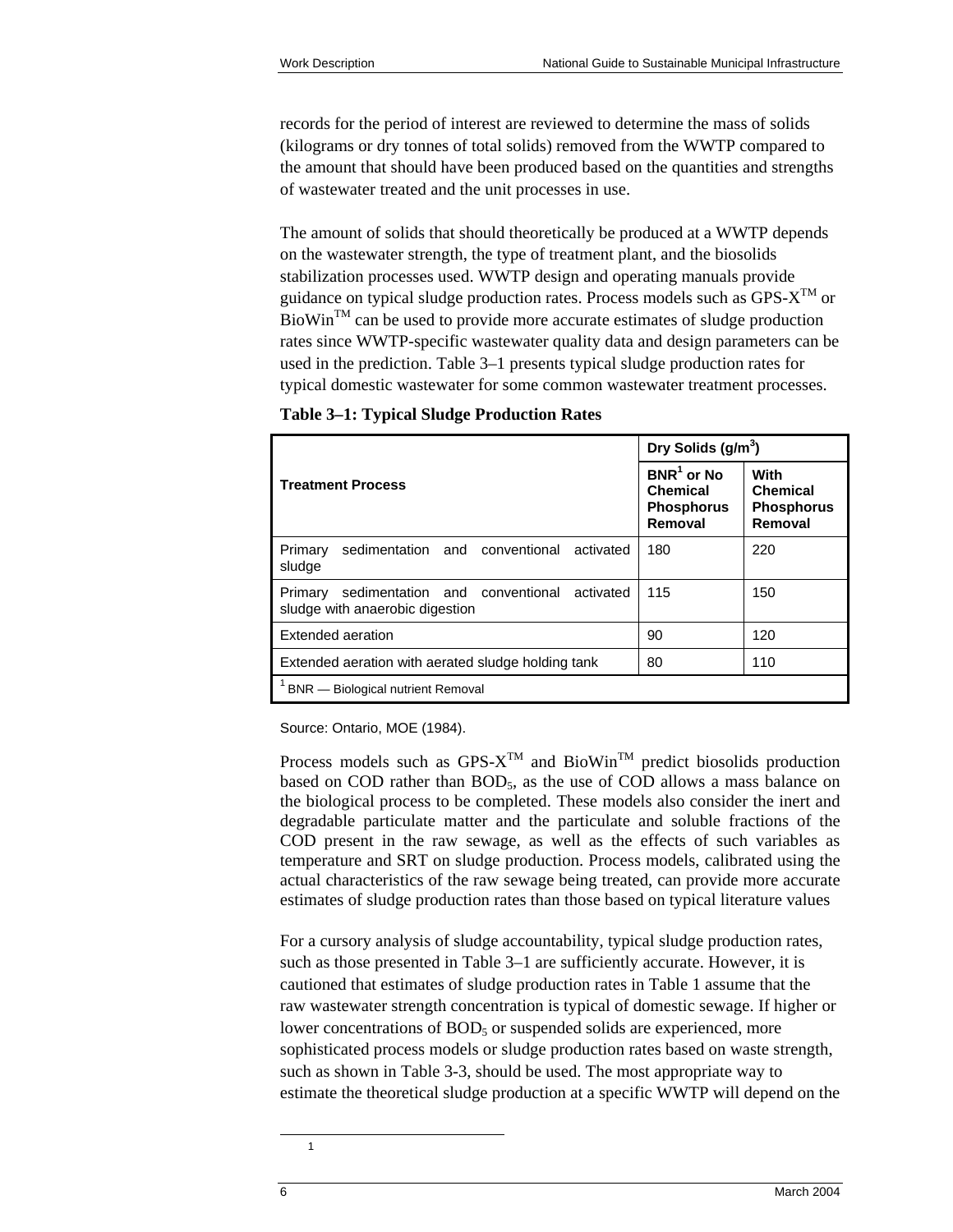records for the period of interest are reviewed to determine the mass of solids (kilograms or dry tonnes of total solids) removed from the WWTP compared to the amount that should have been produced based on the quantities and strengths of wastewater treated and the unit processes in use.

The amount of solids that should theoretically be produced at a WWTP depends on the wastewater strength, the type of treatment plant, and the biosolids stabilization processes used. WWTP design and operating manuals provide guidance on typical sludge production rates. Process models such as GPS-X™ or BioWin™ can be used to provide more accurate estimates of sludge production rates since WWTP-specific wastewater quality data and design parameters can be used in the prediction. Table 3–1 presents typical sludge production rates for typical domestic wastewater for some common wastewater treatment processes.

**Table 3–1: Typical Sludge Production Rates**

| Treatment Process | Dry Solids ($g/m^3$) | |
|---|---|---|
| | BNR[1] or No Chemical Phosphorus Removal | With Chemical Phosphorus Removal |
| Primary sedimentation and conventional activated sludge | 180 | 220 |
| Primary sedimentation and conventional activated sludge with anaerobic digestion | 115 | 150 |
| Extended aeration | 90 | 120 |
| Extended aeration with aerated sludge holding tank | 80 | 110 |

[1] BNR — Biological nutrient Removal

Source: Ontario, MOE (1984).

Process models such as GPS-X™ and BioWin™ predict biosolids production based on COD rather than $BOD_5$, as the use of COD allows a mass balance on the biological process to be completed. These models also consider the inert and degradable particulate matter and the particulate and soluble fractions of the COD present in the raw sewage, as well as the effects of such variables as temperature and SRT on sludge production. Process models, calibrated using the actual characteristics of the raw sewage being treated, can provide more accurate estimates of sludge production rates than those based on typical literature values

For a cursory analysis of sludge accountability, typical sludge production rates, such as those presented in Table 3–1 are sufficiently accurate. However, it is cautioned that estimates of sludge production rates in Table 1 assume that the raw wastewater strength concentration is typical of domestic sewage. If higher or lower concentrations of $BOD_5$ or suspended solids are experienced, more sophisticated process models or sludge production rates based on waste strength, such as shown in Table 3-3, should be used. The most appropriate way to estimate the theoretical sludge production at a specific WWTP will depend on the

[1]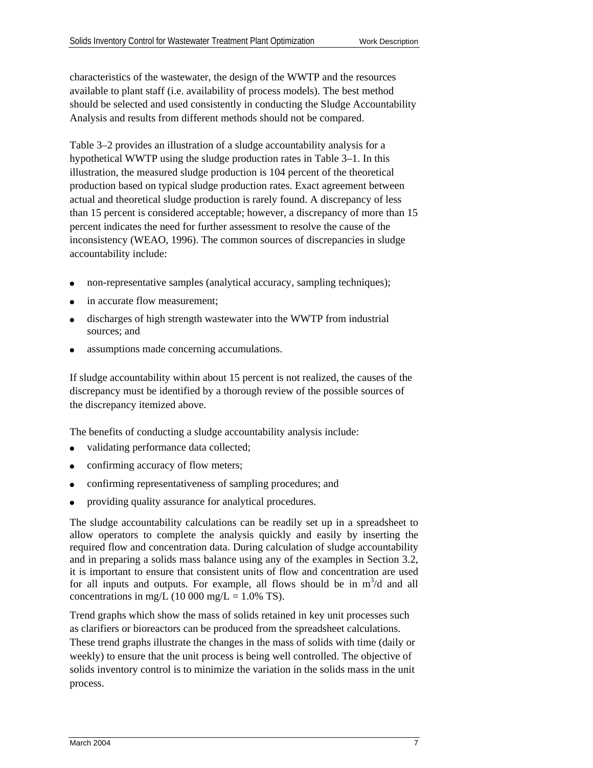characteristics of the wastewater, the design of the WWTP and the resources available to plant staff (i.e. availability of process models). The best method should be selected and used consistently in conducting the Sludge Accountability Analysis and results from different methods should not be compared.

Table 3–2 provides an illustration of a sludge accountability analysis for a hypothetical WWTP using the sludge production rates in Table 3–1. In this illustration, the measured sludge production is 104 percent of the theoretical production based on typical sludge production rates. Exact agreement between actual and theoretical sludge production is rarely found. A discrepancy of less than 15 percent is considered acceptable; however, a discrepancy of more than 15 percent indicates the need for further assessment to resolve the cause of the inconsistency (WEAO, 1996). The common sources of discrepancies in sludge accountability include:

- non-representative samples (analytical accuracy, sampling techniques);
- in accurate flow measurement;
- discharges of high strength wastewater into the WWTP from industrial sources; and
- assumptions made concerning accumulations.

If sludge accountability within about 15 percent is not realized, the causes of the discrepancy must be identified by a thorough review of the possible sources of the discrepancy itemized above.

The benefits of conducting a sludge accountability analysis include:

- validating performance data collected;
- confirming accuracy of flow meters;
- confirming representativeness of sampling procedures; and
- providing quality assurance for analytical procedures.

The sludge accountability calculations can be readily set up in a spreadsheet to allow operators to complete the analysis quickly and easily by inserting the required flow and concentration data. During calculation of sludge accountability and in preparing a solids mass balance using any of the examples in Section 3.2, it is important to ensure that consistent units of flow and concentration are used for all inputs and outputs. For example, all flows should be in $m^3/d$ and all concentrations in mg/L (10 000 mg/L = 1.0% TS).

Trend graphs which show the mass of solids retained in key unit processes such as clarifiers or bioreactors can be produced from the spreadsheet calculations. These trend graphs illustrate the changes in the mass of solids with time (daily or weekly) to ensure that the unit process is being well controlled. The objective of solids inventory control is to minimize the variation in the solids mass in the unit process.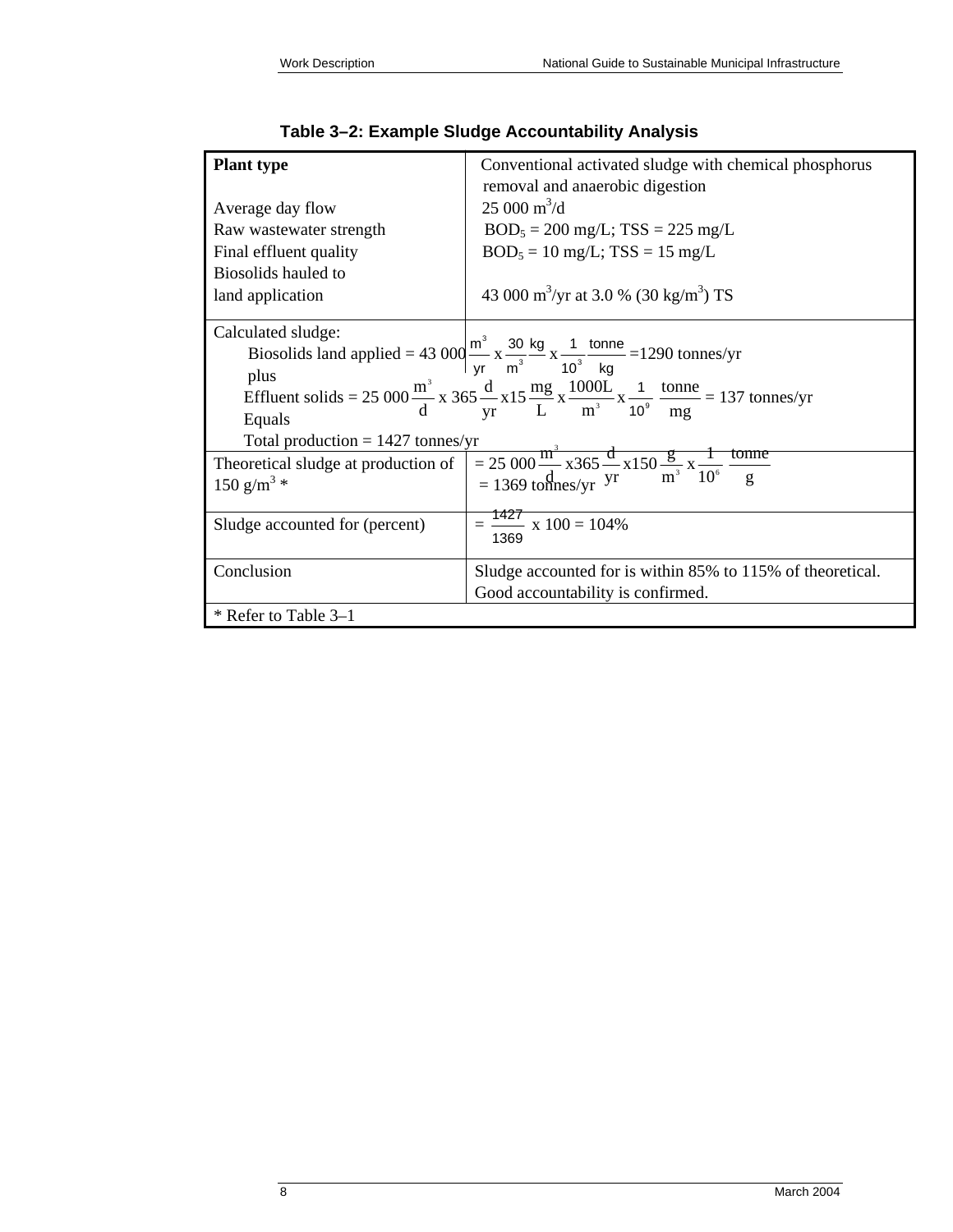**Table 3–2: Example Sludge Accountability Analysis**

| **Plant type** | Conventional activated sludge with chemical phosphorus removal and anaerobic digestion |
|---|---|
| Average day flow | 25 000 $m^3$/d |
| Raw wastewater strength | $BOD_5$ = 200 mg/L; TSS = 225 mg/L |
| Final effluent quality | $BOD_5$ = 10 mg/L; TSS = 15 mg/L |
| Biosolids hauled to land application | 43 000 $m^3$/yr at 3.0 % (30 kg/$m^3$) TS |
| Calculated sludge:<br>Biosolids land applied = $43\,000 \frac{m^3}{yr} \times \frac{30\ kg}{m^3} \times \frac{1}{10^3} \frac{tonne}{kg}$ = 1290 tonnes/yr<br>plus<br>Effluent solids = $25\,000 \frac{m^3}{d} \times 365 \frac{d}{yr} \times 15 \frac{mg}{L} \times \frac{1000L}{m^3} \times \frac{1}{10^9} \frac{tonne}{mg}$ = 137 tonnes/yr<br>Equals<br>Total production = 1427 tonnes/yr | |
| Theoretical sludge at production of 150 g/$m^3$ * | $= 25\,000 \frac{m^3}{d} \times 365 \frac{d}{yr} \times 150 \frac{g}{m^3} \times \frac{1}{10^6} \frac{tonne}{g}$<br>= 1369 tonnes/yr |
| Sludge accounted for (percent) | $= \frac{1427}{1369} \times 100 = 104\%$ |
| Conclusion | Sludge accounted for is within 85% to 115% of theoretical. Good accountability is confirmed. |
| * Refer to Table 3–1 | |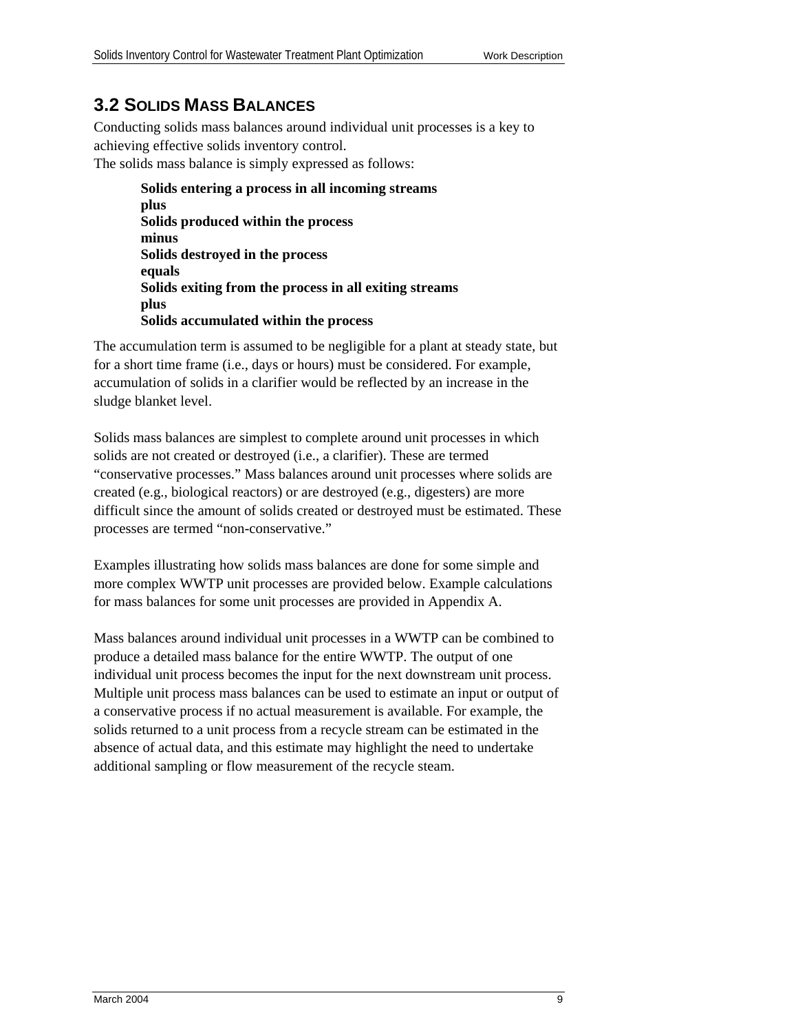## 3.2 Solids Mass Balances

Conducting solids mass balances around individual unit processes is a key to achieving effective solids inventory control.
The solids mass balance is simply expressed as follows:

> **Solids entering a process in all incoming streams**
> **plus**
> **Solids produced within the process**
> **minus**
> **Solids destroyed in the process**
> **equals**
> **Solids exiting from the process in all exiting streams**
> **plus**
> **Solids accumulated within the process**

The accumulation term is assumed to be negligible for a plant at steady state, but for a short time frame (i.e., days or hours) must be considered. For example, accumulation of solids in a clarifier would be reflected by an increase in the sludge blanket level.

Solids mass balances are simplest to complete around unit processes in which solids are not created or destroyed (i.e., a clarifier). These are termed "conservative processes." Mass balances around unit processes where solids are created (e.g., biological reactors) or are destroyed (e.g., digesters) are more difficult since the amount of solids created or destroyed must be estimated. These processes are termed "non-conservative."

Examples illustrating how solids mass balances are done for some simple and more complex WWTP unit processes are provided below. Example calculations for mass balances for some unit processes are provided in Appendix A.

Mass balances around individual unit processes in a WWTP can be combined to produce a detailed mass balance for the entire WWTP. The output of one individual unit process becomes the input for the next downstream unit process. Multiple unit process mass balances can be used to estimate an input or output of a conservative process if no actual measurement is available. For example, the solids returned to a unit process from a recycle stream can be estimated in the absence of actual data, and this estimate may highlight the need to undertake additional sampling or flow measurement of the recycle steam.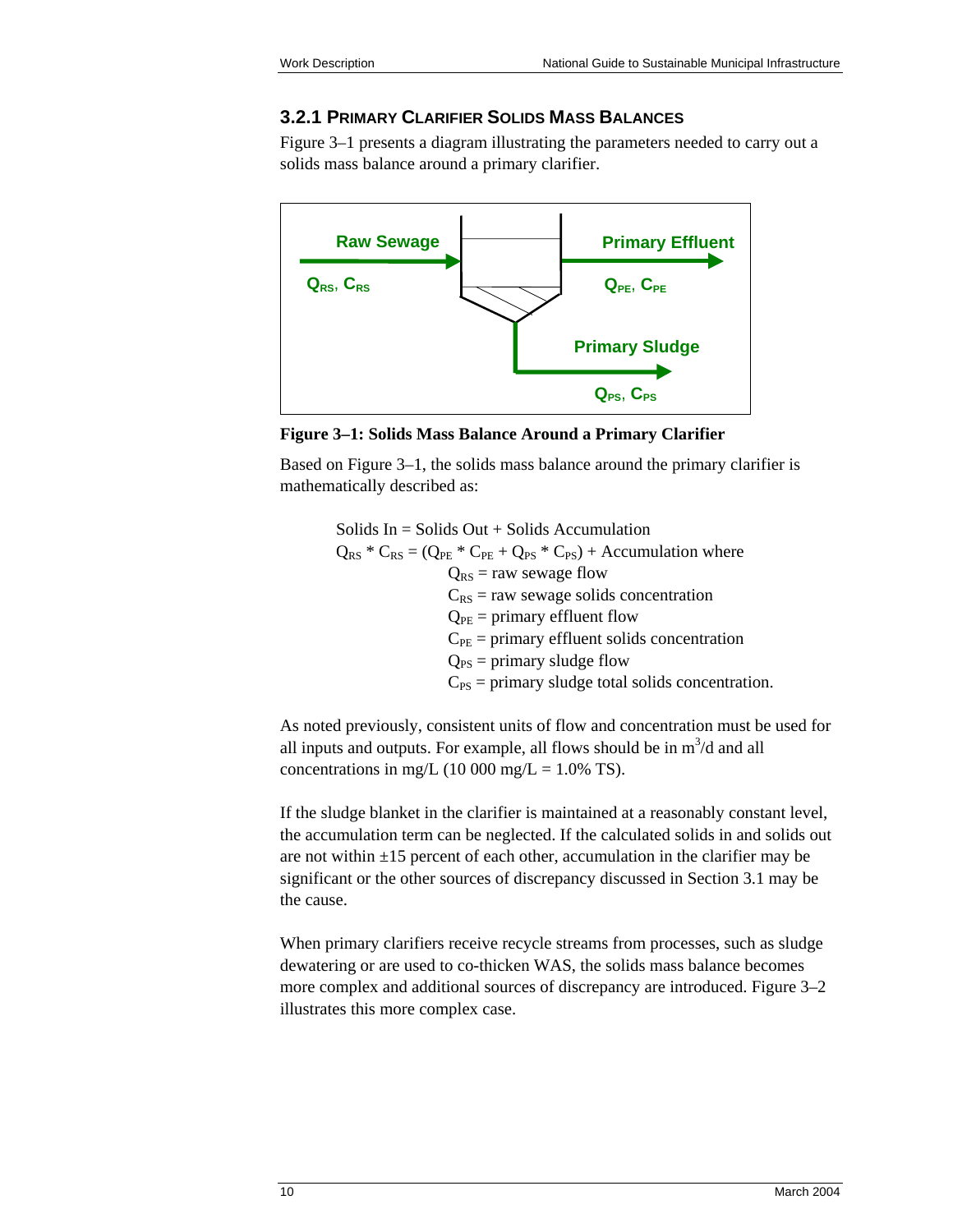### 3.2.1 PRIMARY CLARIFIER SOLIDS MASS BALANCES

Figure 3–1 presents a diagram illustrating the parameters needed to carry out a solids mass balance around a primary clarifier.

Raw Sewage

$Q_{RS}$, $C_{RS}$

Primary Effluent

$Q_{PE}$, $C_{PE}$

Primary Sludge

$Q_{PS}$, $C_{PS}$

**Figure 3–1: Solids Mass Balance Around a Primary Clarifier**

Based on Figure 3–1, the solids mass balance around the primary clarifier is mathematically described as:

Solids In = Solids Out + Solids Accumulation

$Q_{RS} * C_{RS} = (Q_{PE} * C_{PE} + Q_{PS} * C_{PS})$ + Accumulation where

- $Q_{RS}$ = raw sewage flow
- $C_{RS}$ = raw sewage solids concentration
- $Q_{PE}$ = primary effluent flow
- $C_{PE}$ = primary effluent solids concentration
- $Q_{PS}$ = primary sludge flow
- $C_{PS}$ = primary sludge total solids concentration.

As noted previously, consistent units of flow and concentration must be used for all inputs and outputs. For example, all flows should be in $m^3/d$ and all concentrations in mg/L (10 000 mg/L = 1.0% TS).

If the sludge blanket in the clarifier is maintained at a reasonably constant level, the accumulation term can be neglected. If the calculated solids in and solids out are not within ±15 percent of each other, accumulation in the clarifier may be significant or the other sources of discrepancy discussed in Section 3.1 may be the cause.

When primary clarifiers receive recycle streams from processes, such as sludge dewatering or are used to co-thicken WAS, the solids mass balance becomes more complex and additional sources of discrepancy are introduced. Figure 3–2 illustrates this more complex case.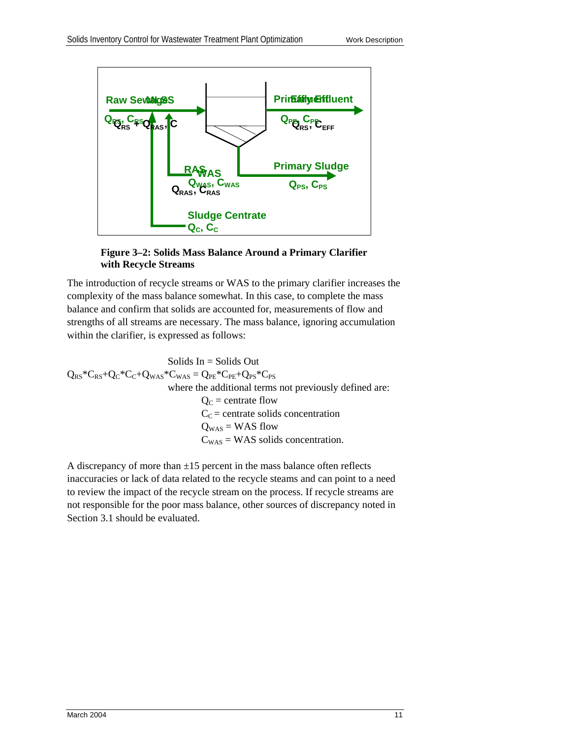**Figure 3–2: Solids Mass Balance Around a Primary Clarifier with Recycle Streams**

The introduction of recycle streams or WAS to the primary clarifier increases the complexity of the mass balance somewhat. In this case, to complete the mass balance and confirm that solids are accounted for, measurements of flow and strengths of all streams are necessary. The mass balance, ignoring accumulation within the clarifier, is expressed as follows:

Solids In = Solids Out

$$Q_{RS}*C_{RS}+Q_{C}*C_{C}+Q_{WAS}*C_{WAS} = Q_{PE}*C_{PE}+Q_{PS}*C_{PS}$$

where the additional terms not previously defined are:

- $Q_C$ = centrate flow
- $C_C$ = centrate solids concentration
- $Q_{WAS}$ = WAS flow
- $C_{WAS}$ = WAS solids concentration.

A discrepancy of more than ±15 percent in the mass balance often reflects inaccuracies or lack of data related to the recycle steams and can point to a need to review the impact of the recycle stream on the process. If recycle streams are not responsible for the poor mass balance, other sources of discrepancy noted in Section 3.1 should be evaluated.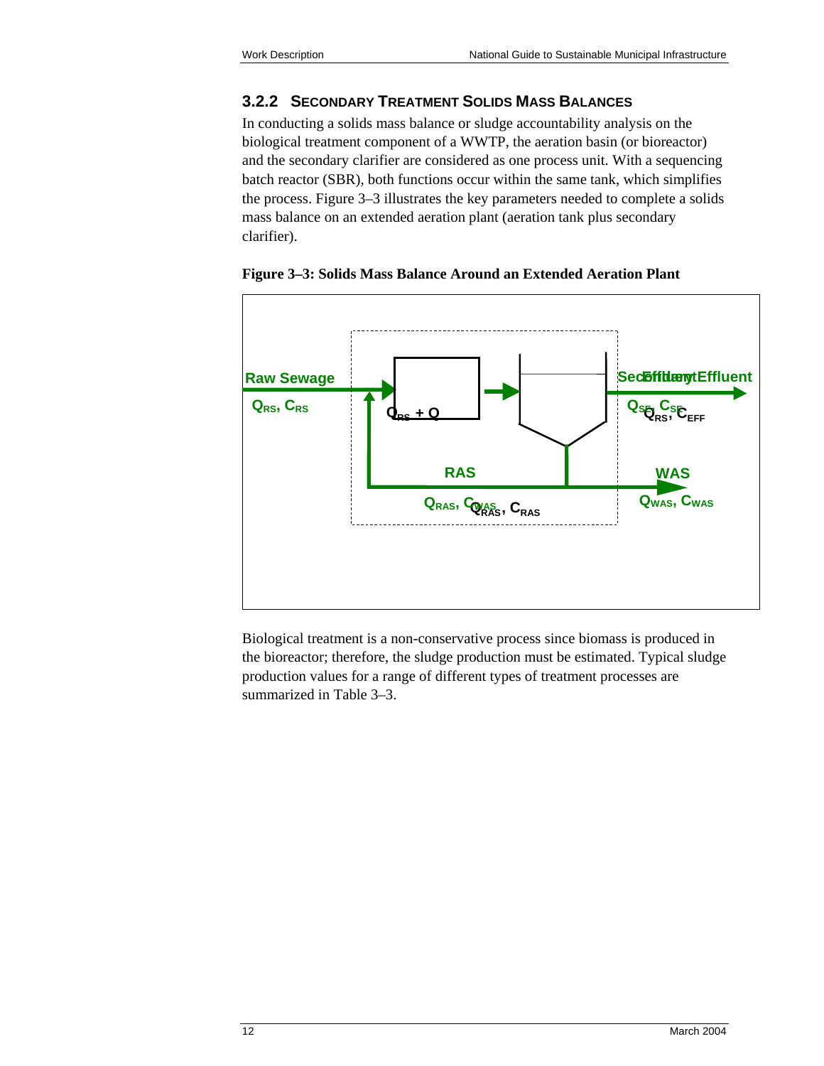### 3.2.2 Secondary Treatment Solids Mass Balances

In conducting a solids mass balance or sludge accountability analysis on the biological treatment component of a WWTP, the aeration basin (or bioreactor) and the secondary clarifier are considered as one process unit. With a sequencing batch reactor (SBR), both functions occur within the same tank, which simplifies the process. Figure 3–3 illustrates the key parameters needed to complete a solids mass balance on an extended aeration plant (aeration tank plus secondary clarifier).

**Figure 3–3: Solids Mass Balance Around an Extended Aeration Plant**

Raw Sewage

$Q_{RS}$, $C_{RS}$

$Q_{RS}$ + Q

Secondary Effluent

$Q_{SE}$, $C_{SE}$

RAS

$Q_{RAS}$, $C_{RAS}$

WAS

$Q_{WAS}$, $C_{WAS}$

Biological treatment is a non-conservative process since biomass is produced in the bioreactor; therefore, the sludge production must be estimated. Typical sludge production values for a range of different types of treatment processes are summarized in Table 3–3.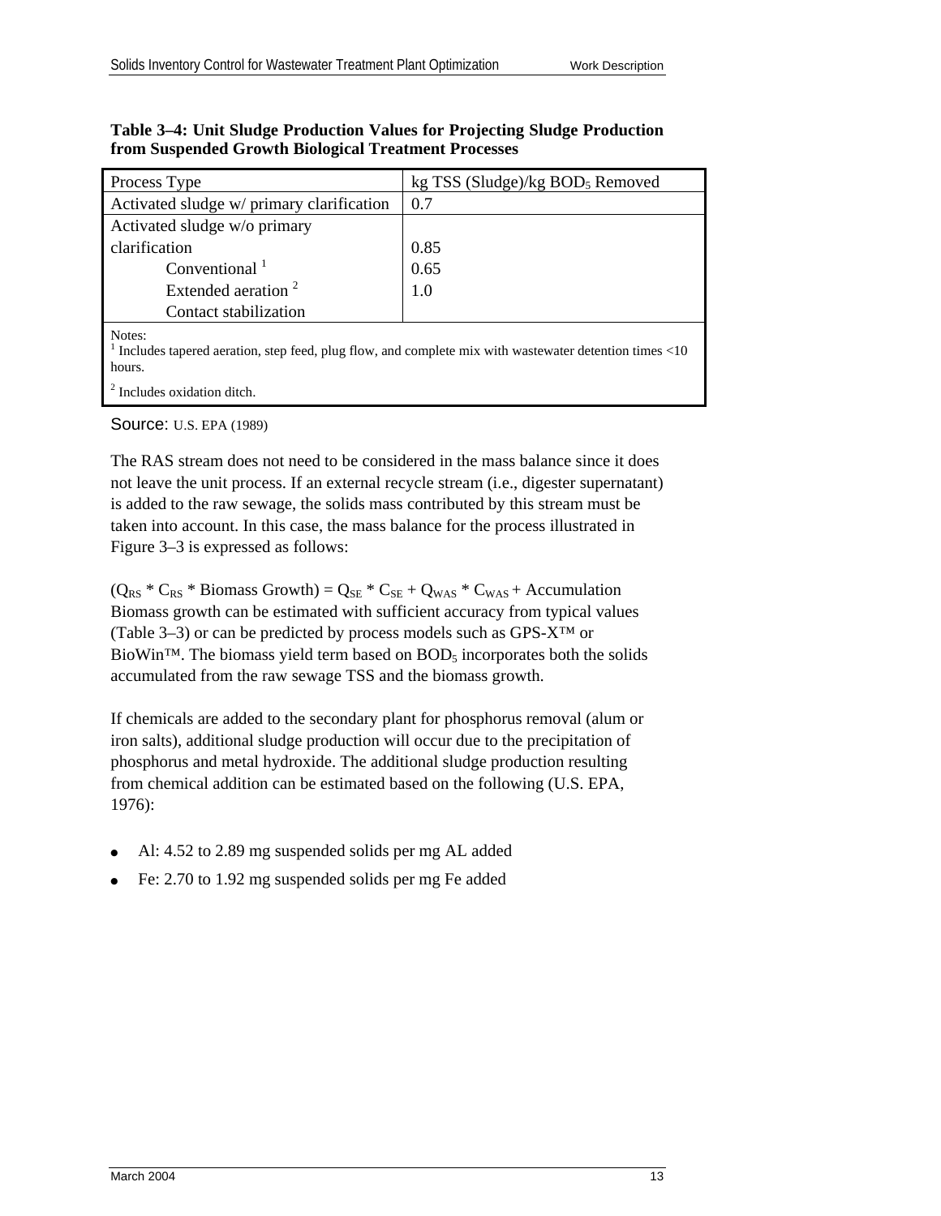**Table 3–4: Unit Sludge Production Values for Projecting Sludge Production from Suspended Growth Biological Treatment Processes**

| Process Type | kg TSS (Sludge)/kg $BOD_5$ Removed |
|---|---|
| Activated sludge w/ primary clarification | 0.7 |
| Activated sludge w/o primary clarification | |
| Conventional [1] | 0.85 |
| Extended aeration [2] | 0.65 |
| Contact stabilization | 1.0 |

Notes:
[1] Includes tapered aeration, step feed, plug flow, and complete mix with wastewater detention times <10 hours.
[2] Includes oxidation ditch.

Source: U.S. EPA (1989)

The RAS stream does not need to be considered in the mass balance since it does not leave the unit process. If an external recycle stream (i.e., digester supernatant) is added to the raw sewage, the solids mass contributed by this stream must be taken into account. In this case, the mass balance for the process illustrated in Figure 3–3 is expressed as follows:

$(Q_{RS} * C_{RS} * \text{Biomass Growth}) = Q_{SE} * C_{SE} + Q_{WAS} * C_{WAS} + \text{Accumulation}$

Biomass growth can be estimated with sufficient accuracy from typical values (Table 3–3) or can be predicted by process models such as GPS-X™ or BioWin™. The biomass yield term based on $BOD_5$ incorporates both the solids accumulated from the raw sewage TSS and the biomass growth.

If chemicals are added to the secondary plant for phosphorus removal (alum or iron salts), additional sludge production will occur due to the precipitation of phosphorus and metal hydroxide. The additional sludge production resulting from chemical addition can be estimated based on the following (U.S. EPA, 1976):

- Al: 4.52 to 2.89 mg suspended solids per mg AL added
- Fe: 2.70 to 1.92 mg suspended solids per mg Fe added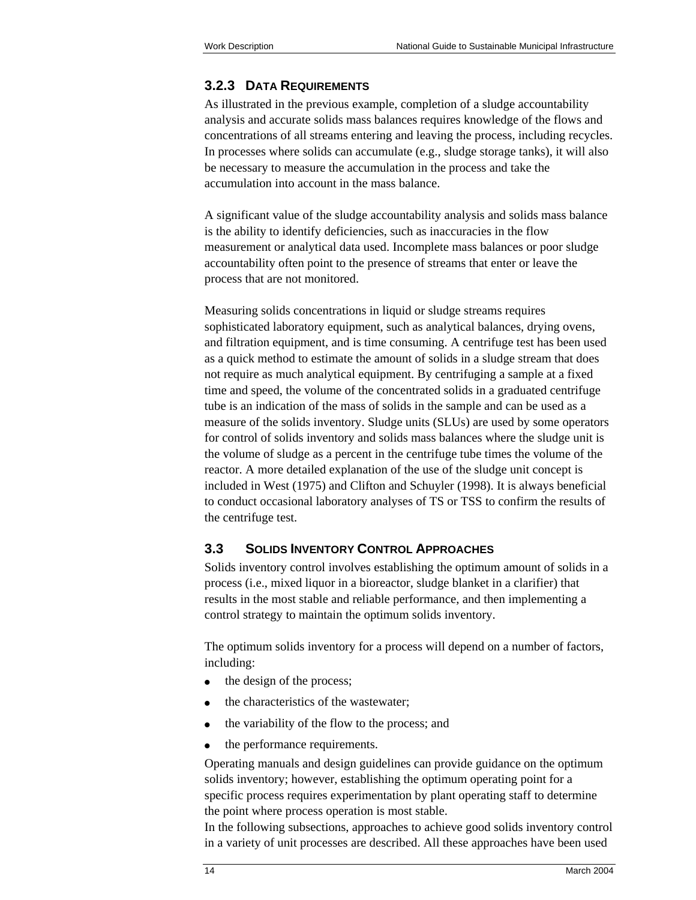### 3.2.3 DATA REQUIREMENTS

As illustrated in the previous example, completion of a sludge accountability analysis and accurate solids mass balances requires knowledge of the flows and concentrations of all streams entering and leaving the process, including recycles. In processes where solids can accumulate (e.g., sludge storage tanks), it will also be necessary to measure the accumulation in the process and take the accumulation into account in the mass balance.

A significant value of the sludge accountability analysis and solids mass balance is the ability to identify deficiencies, such as inaccuracies in the flow measurement or analytical data used. Incomplete mass balances or poor sludge accountability often point to the presence of streams that enter or leave the process that are not monitored.

Measuring solids concentrations in liquid or sludge streams requires sophisticated laboratory equipment, such as analytical balances, drying ovens, and filtration equipment, and is time consuming. A centrifuge test has been used as a quick method to estimate the amount of solids in a sludge stream that does not require as much analytical equipment. By centrifuging a sample at a fixed time and speed, the volume of the concentrated solids in a graduated centrifuge tube is an indication of the mass of solids in the sample and can be used as a measure of the solids inventory. Sludge units (SLUs) are used by some operators for control of solids inventory and solids mass balances where the sludge unit is the volume of sludge as a percent in the centrifuge tube times the volume of the reactor. A more detailed explanation of the use of the sludge unit concept is included in West (1975) and Clifton and Schuyler (1998). It is always beneficial to conduct occasional laboratory analyses of TS or TSS to confirm the results of the centrifuge test.

## 3.3 SOLIDS INVENTORY CONTROL APPROACHES

Solids inventory control involves establishing the optimum amount of solids in a process (i.e., mixed liquor in a bioreactor, sludge blanket in a clarifier) that results in the most stable and reliable performance, and then implementing a control strategy to maintain the optimum solids inventory.

The optimum solids inventory for a process will depend on a number of factors, including:

- the design of the process;
- the characteristics of the wastewater;
- the variability of the flow to the process; and
- the performance requirements.

Operating manuals and design guidelines can provide guidance on the optimum solids inventory; however, establishing the optimum operating point for a specific process requires experimentation by plant operating staff to determine the point where process operation is most stable.

In the following subsections, approaches to achieve good solids inventory control in a variety of unit processes are described. All these approaches have been used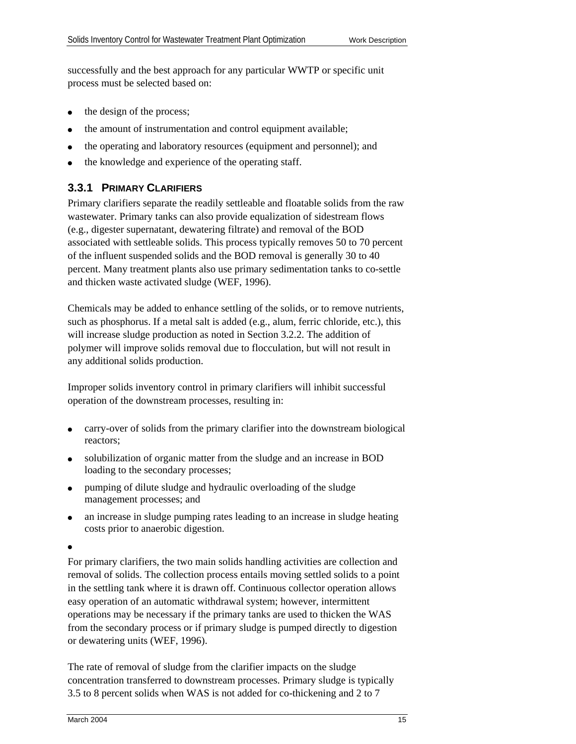successfully and the best approach for any particular WWTP or specific unit process must be selected based on:

- the design of the process;
- the amount of instrumentation and control equipment available;
- the operating and laboratory resources (equipment and personnel); and
- the knowledge and experience of the operating staff.

### 3.3.1 PRIMARY CLARIFIERS

Primary clarifiers separate the readily settleable and floatable solids from the raw wastewater. Primary tanks can also provide equalization of sidestream flows (e.g., digester supernatant, dewatering filtrate) and removal of the BOD associated with settleable solids. This process typically removes 50 to 70 percent of the influent suspended solids and the BOD removal is generally 30 to 40 percent. Many treatment plants also use primary sedimentation tanks to co-settle and thicken waste activated sludge (WEF, 1996).

Chemicals may be added to enhance settling of the solids, or to remove nutrients, such as phosphorus. If a metal salt is added (e.g., alum, ferric chloride, etc.), this will increase sludge production as noted in Section 3.2.2. The addition of polymer will improve solids removal due to flocculation, but will not result in any additional solids production.

Improper solids inventory control in primary clarifiers will inhibit successful operation of the downstream processes, resulting in:

- carry-over of solids from the primary clarifier into the downstream biological reactors;
- solubilization of organic matter from the sludge and an increase in BOD loading to the secondary processes;
- pumping of dilute sludge and hydraulic overloading of the sludge management processes; and
- an increase in sludge pumping rates leading to an increase in sludge heating costs prior to anaerobic digestion.

For primary clarifiers, the two main solids handling activities are collection and removal of solids. The collection process entails moving settled solids to a point in the settling tank where it is drawn off. Continuous collector operation allows easy operation of an automatic withdrawal system; however, intermittent operations may be necessary if the primary tanks are used to thicken the WAS from the secondary process or if primary sludge is pumped directly to digestion or dewatering units (WEF, 1996).

The rate of removal of sludge from the clarifier impacts on the sludge concentration transferred to downstream processes. Primary sludge is typically 3.5 to 8 percent solids when WAS is not added for co-thickening and 2 to 7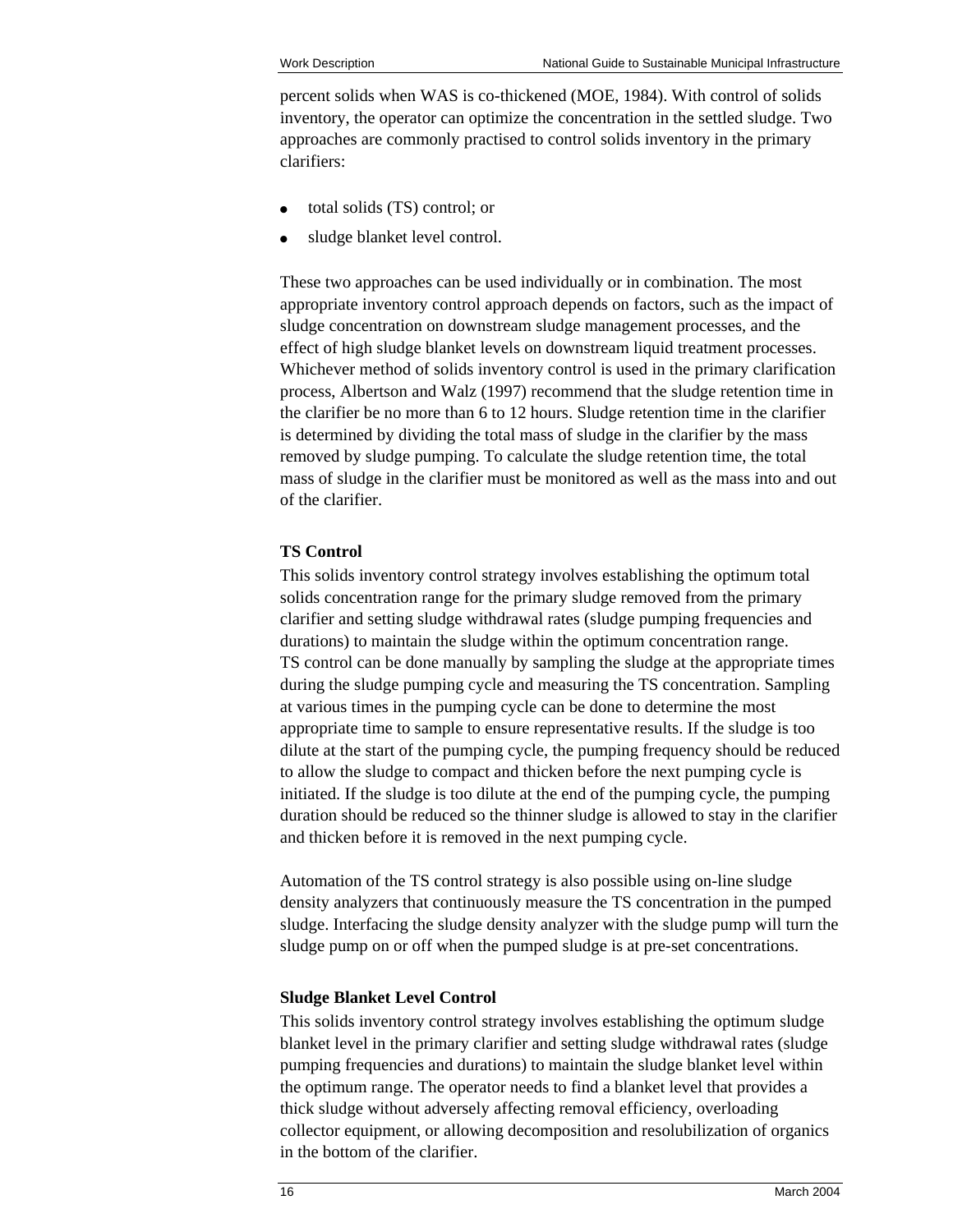percent solids when WAS is co-thickened (MOE, 1984). With control of solids inventory, the operator can optimize the concentration in the settled sludge. Two approaches are commonly practised to control solids inventory in the primary clarifiers:

- total solids (TS) control; or
- sludge blanket level control.

These two approaches can be used individually or in combination. The most appropriate inventory control approach depends on factors, such as the impact of sludge concentration on downstream sludge management processes, and the effect of high sludge blanket levels on downstream liquid treatment processes. Whichever method of solids inventory control is used in the primary clarification process, Albertson and Walz (1997) recommend that the sludge retention time in the clarifier be no more than 6 to 12 hours. Sludge retention time in the clarifier is determined by dividing the total mass of sludge in the clarifier by the mass removed by sludge pumping. To calculate the sludge retention time, the total mass of sludge in the clarifier must be monitored as well as the mass into and out of the clarifier.

**TS Control**

This solids inventory control strategy involves establishing the optimum total solids concentration range for the primary sludge removed from the primary clarifier and setting sludge withdrawal rates (sludge pumping frequencies and durations) to maintain the sludge within the optimum concentration range. TS control can be done manually by sampling the sludge at the appropriate times during the sludge pumping cycle and measuring the TS concentration. Sampling at various times in the pumping cycle can be done to determine the most appropriate time to sample to ensure representative results. If the sludge is too dilute at the start of the pumping cycle, the pumping frequency should be reduced to allow the sludge to compact and thicken before the next pumping cycle is initiated. If the sludge is too dilute at the end of the pumping cycle, the pumping duration should be reduced so the thinner sludge is allowed to stay in the clarifier and thicken before it is removed in the next pumping cycle.

Automation of the TS control strategy is also possible using on-line sludge density analyzers that continuously measure the TS concentration in the pumped sludge. Interfacing the sludge density analyzer with the sludge pump will turn the sludge pump on or off when the pumped sludge is at pre-set concentrations.

**Sludge Blanket Level Control**

This solids inventory control strategy involves establishing the optimum sludge blanket level in the primary clarifier and setting sludge withdrawal rates (sludge pumping frequencies and durations) to maintain the sludge blanket level within the optimum range. The operator needs to find a blanket level that provides a thick sludge without adversely affecting removal efficiency, overloading collector equipment, or allowing decomposition and resolubilization of organics in the bottom of the clarifier.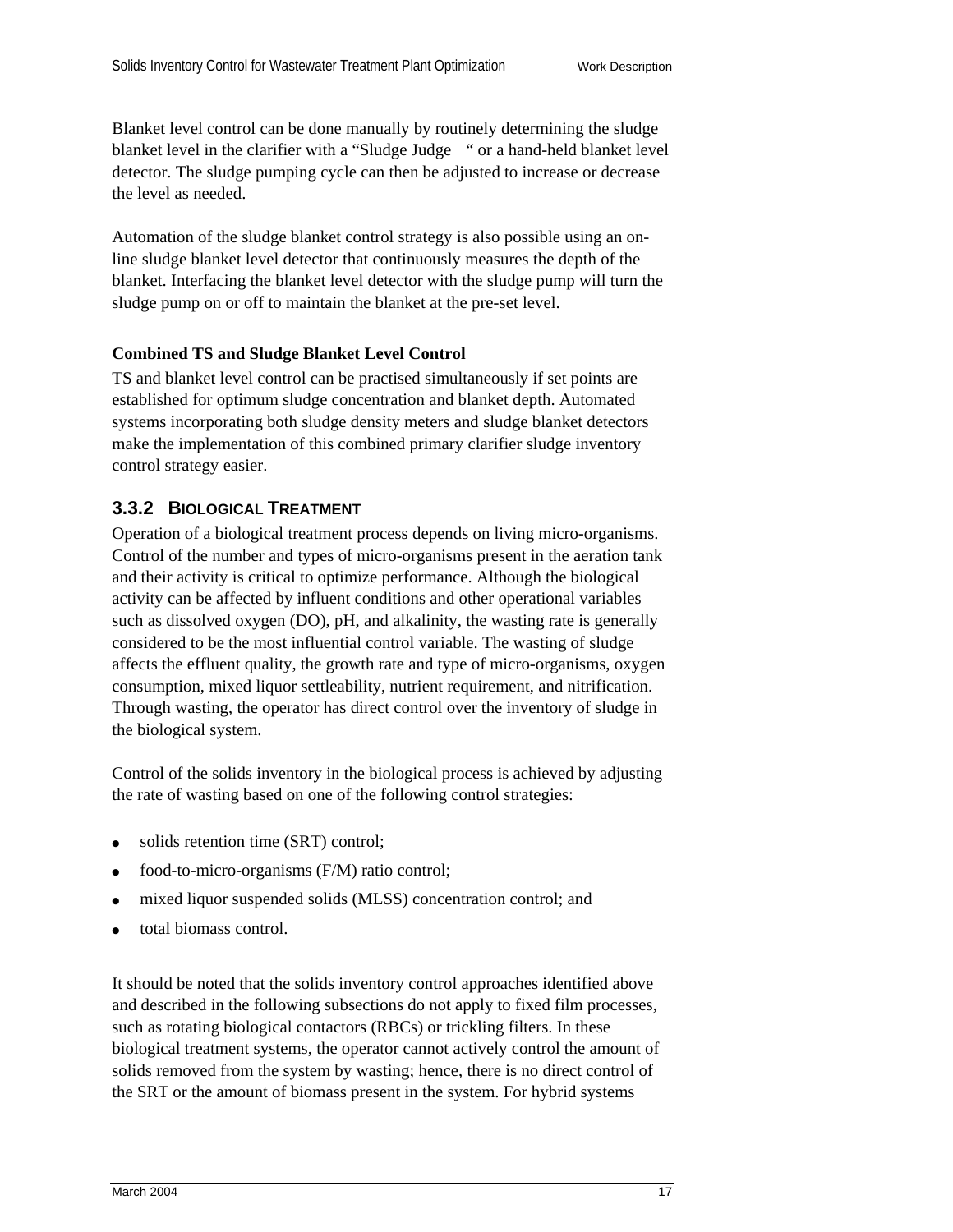Blanket level control can be done manually by routinely determining the sludge blanket level in the clarifier with a "Sludge Judge " or a hand-held blanket level detector. The sludge pumping cycle can then be adjusted to increase or decrease the level as needed.

Automation of the sludge blanket control strategy is also possible using an on-line sludge blanket level detector that continuously measures the depth of the blanket. Interfacing the blanket level detector with the sludge pump will turn the sludge pump on or off to maintain the blanket at the pre-set level.

**Combined TS and Sludge Blanket Level Control**

TS and blanket level control can be practised simultaneously if set points are established for optimum sludge concentration and blanket depth. Automated systems incorporating both sludge density meters and sludge blanket detectors make the implementation of this combined primary clarifier sludge inventory control strategy easier.

### 3.3.2 Biological Treatment

Operation of a biological treatment process depends on living micro-organisms. Control of the number and types of micro-organisms present in the aeration tank and their activity is critical to optimize performance. Although the biological activity can be affected by influent conditions and other operational variables such as dissolved oxygen (DO), pH, and alkalinity, the wasting rate is generally considered to be the most influential control variable. The wasting of sludge affects the effluent quality, the growth rate and type of micro-organisms, oxygen consumption, mixed liquor settleability, nutrient requirement, and nitrification. Through wasting, the operator has direct control over the inventory of sludge in the biological system.

Control of the solids inventory in the biological process is achieved by adjusting the rate of wasting based on one of the following control strategies:

- solids retention time (SRT) control;
- food-to-micro-organisms (F/M) ratio control;
- mixed liquor suspended solids (MLSS) concentration control; and
- total biomass control.

It should be noted that the solids inventory control approaches identified above and described in the following subsections do not apply to fixed film processes, such as rotating biological contactors (RBCs) or trickling filters. In these biological treatment systems, the operator cannot actively control the amount of solids removed from the system by wasting; hence, there is no direct control of the SRT or the amount of biomass present in the system. For hybrid systems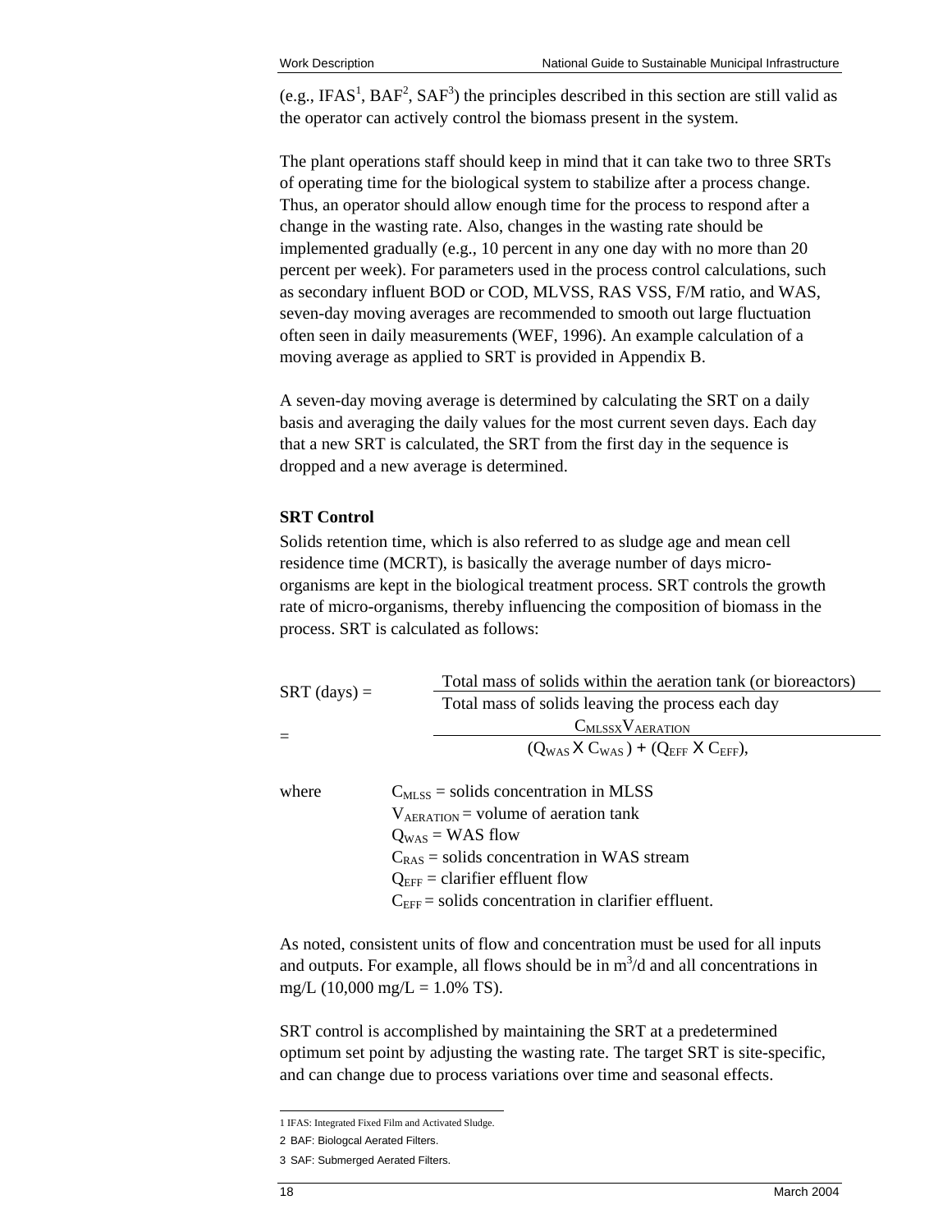(e.g., IFAS[1], BAF[2], SAF[3]) the principles described in this section are still valid as the operator can actively control the biomass present in the system.

The plant operations staff should keep in mind that it can take two to three SRTs of operating time for the biological system to stabilize after a process change. Thus, an operator should allow enough time for the process to respond after a change in the wasting rate. Also, changes in the wasting rate should be implemented gradually (e.g., 10 percent in any one day with no more than 20 percent per week). For parameters used in the process control calculations, such as secondary influent BOD or COD, MLVSS, RAS VSS, F/M ratio, and WAS, seven-day moving averages are recommended to smooth out large fluctuation often seen in daily measurements (WEF, 1996). An example calculation of a moving average as applied to SRT is provided in Appendix B.

A seven-day moving average is determined by calculating the SRT on a daily basis and averaging the daily values for the most current seven days. Each day that a new SRT is calculated, the SRT from the first day in the sequence is dropped and a new average is determined.

**SRT Control**

Solids retention time, which is also referred to as sludge age and mean cell residence time (MCRT), is basically the average number of days micro-organisms are kept in the biological treatment process. SRT controls the growth rate of micro-organisms, thereby influencing the composition of biomass in the process. SRT is calculated as follows:

$$\text{SRT (days)} = \frac{\text{Total mass of solids within the aeration tank (or bioreactors)}}{\text{Total mass of solids leaving the process each day}}$$

$$= \frac{C_{MLSS} \times V_{AERATION}}{(Q_{WAS} \times C_{WAS}) + (Q_{EFF} \times C_{EFF})},$$

where $C_{MLSS}$ = solids concentration in MLSS
$V_{AERATION}$ = volume of aeration tank
$Q_{WAS}$ = WAS flow
$C_{RAS}$ = solids concentration in WAS stream
$Q_{EFF}$ = clarifier effluent flow
$C_{EFF}$ = solids concentration in clarifier effluent.

As noted, consistent units of flow and concentration must be used for all inputs and outputs. For example, all flows should be in $m^3$/d and all concentrations in mg/L (10,000 mg/L = 1.0% TS).

SRT control is accomplished by maintaining the SRT at a predetermined optimum set point by adjusting the wasting rate. The target SRT is site-specific, and can change due to process variations over time and seasonal effects.

---

1 IFAS: Integrated Fixed Film and Activated Sludge.

2 BAF: Biologcal Aerated Filters.

3 SAF: Submerged Aerated Filters.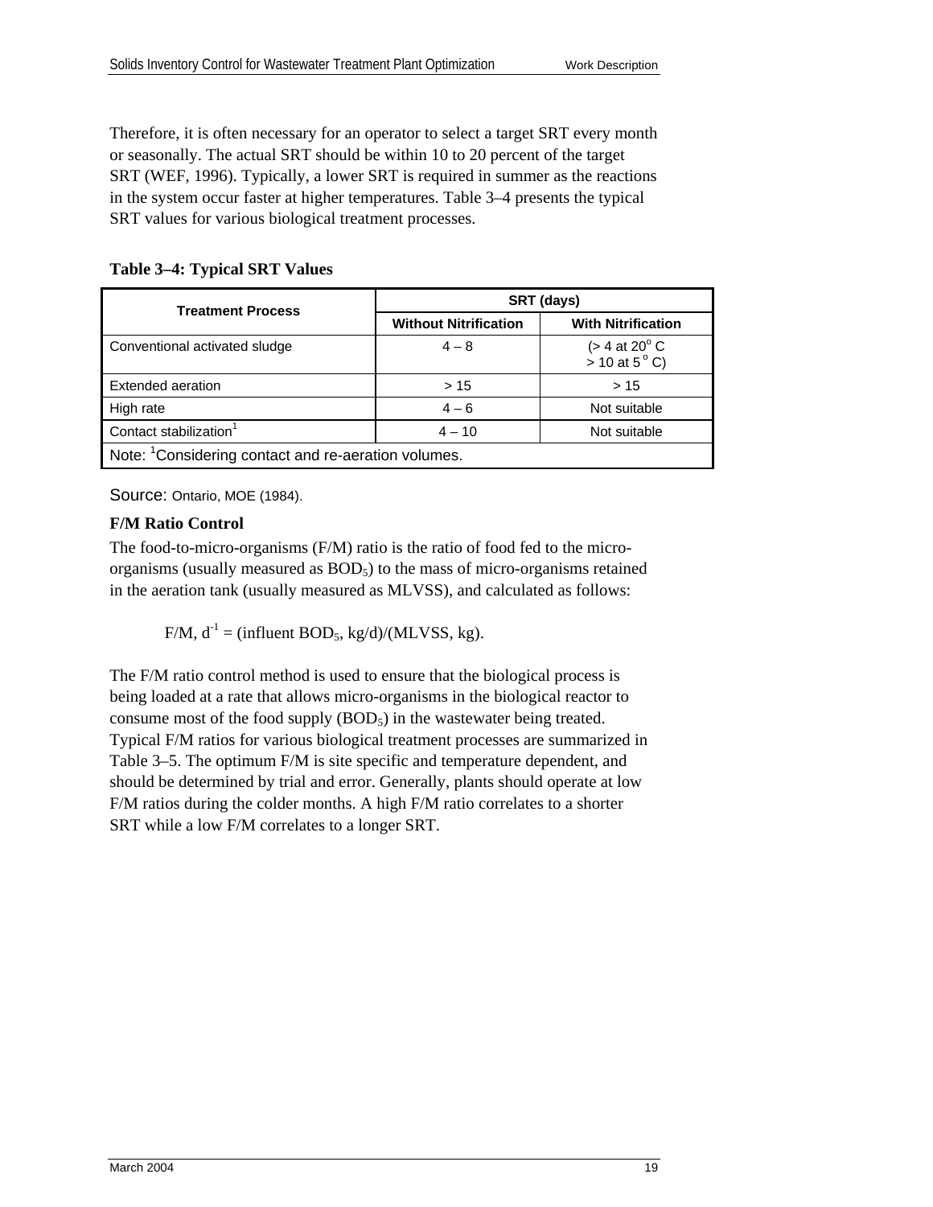Therefore, it is often necessary for an operator to select a target SRT every month or seasonally. The actual SRT should be within 10 to 20 percent of the target SRT (WEF, 1996). Typically, a lower SRT is required in summer as the reactions in the system occur faster at higher temperatures. Table 3–4 presents the typical SRT values for various biological treatment processes.

**Table 3–4: Typical SRT Values**

| Treatment Process | SRT (days) | |
|---|---|---|
| | Without Nitrification | With Nitrification |
| Conventional activated sludge | 4 – 8 | (> 4 at 20$^o$ C<br>> 10 at 5$^o$ C) |
| Extended aeration | > 15 | > 15 |
| High rate | 4 – 6 | Not suitable |
| Contact stabilization[1] | 4 – 10 | Not suitable |
| Note: [1]Considering contact and re-aeration volumes. | | |

Source: Ontario, MOE (1984).

**F/M Ratio Control**

The food-to-micro-organisms (F/M) ratio is the ratio of food fed to the micro-organisms (usually measured as $BOD_5$) to the mass of micro-organisms retained in the aeration tank (usually measured as MLVSS), and calculated as follows:

$$F/M, d^{-1} = (\text{influent } BOD_5, \text{kg/d})/(\text{MLVSS, kg}).$$

The F/M ratio control method is used to ensure that the biological process is being loaded at a rate that allows micro-organisms in the biological reactor to consume most of the food supply ($BOD_5$) in the wastewater being treated. Typical F/M ratios for various biological treatment processes are summarized in Table 3–5. The optimum F/M is site specific and temperature dependent, and should be determined by trial and error. Generally, plants should operate at low F/M ratios during the colder months. A high F/M ratio correlates to a shorter SRT while a low F/M correlates to a longer SRT.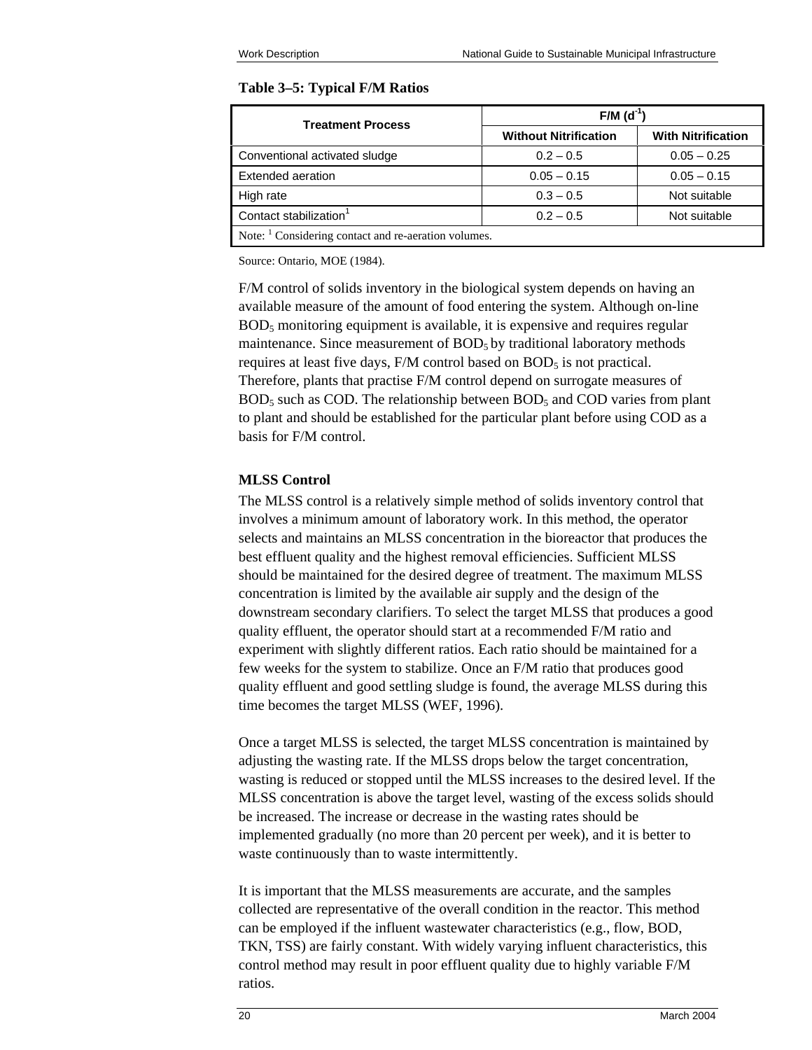**Table 3–5: Typical F/M Ratios**

| Treatment Process | F/M ($d^{-1}$) | |
|---|---|---|
| | Without Nitrification | With Nitrification |
| Conventional activated sludge | 0.2 – 0.5 | 0.05 – 0.25 |
| Extended aeration | 0.05 – 0.15 | 0.05 – 0.15 |
| High rate | 0.3 – 0.5 | Not suitable |
| Contact stabilization[1] | 0.2 – 0.5 | Not suitable |
| Note: [1] Considering contact and re-aeration volumes. | | |

Source: Ontario, MOE (1984).

F/M control of solids inventory in the biological system depends on having an available measure of the amount of food entering the system. Although on-line $BOD_5$ monitoring equipment is available, it is expensive and requires regular maintenance. Since measurement of $BOD_5$ by traditional laboratory methods requires at least five days, F/M control based on $BOD_5$ is not practical. Therefore, plants that practise F/M control depend on surrogate measures of $BOD_5$ such as COD. The relationship between $BOD_5$ and COD varies from plant to plant and should be established for the particular plant before using COD as a basis for F/M control.

**MLSS Control**

The MLSS control is a relatively simple method of solids inventory control that involves a minimum amount of laboratory work. In this method, the operator selects and maintains an MLSS concentration in the bioreactor that produces the best effluent quality and the highest removal efficiencies. Sufficient MLSS should be maintained for the desired degree of treatment. The maximum MLSS concentration is limited by the available air supply and the design of the downstream secondary clarifiers. To select the target MLSS that produces a good quality effluent, the operator should start at a recommended F/M ratio and experiment with slightly different ratios. Each ratio should be maintained for a few weeks for the system to stabilize. Once an F/M ratio that produces good quality effluent and good settling sludge is found, the average MLSS during this time becomes the target MLSS (WEF, 1996).

Once a target MLSS is selected, the target MLSS concentration is maintained by adjusting the wasting rate. If the MLSS drops below the target concentration, wasting is reduced or stopped until the MLSS increases to the desired level. If the MLSS concentration is above the target level, wasting of the excess solids should be increased. The increase or decrease in the wasting rates should be implemented gradually (no more than 20 percent per week), and it is better to waste continuously than to waste intermittently.

It is important that the MLSS measurements are accurate, and the samples collected are representative of the overall condition in the reactor. This method can be employed if the influent wastewater characteristics (e.g., flow, BOD, TKN, TSS) are fairly constant. With widely varying influent characteristics, this control method may result in poor effluent quality due to highly variable F/M ratios.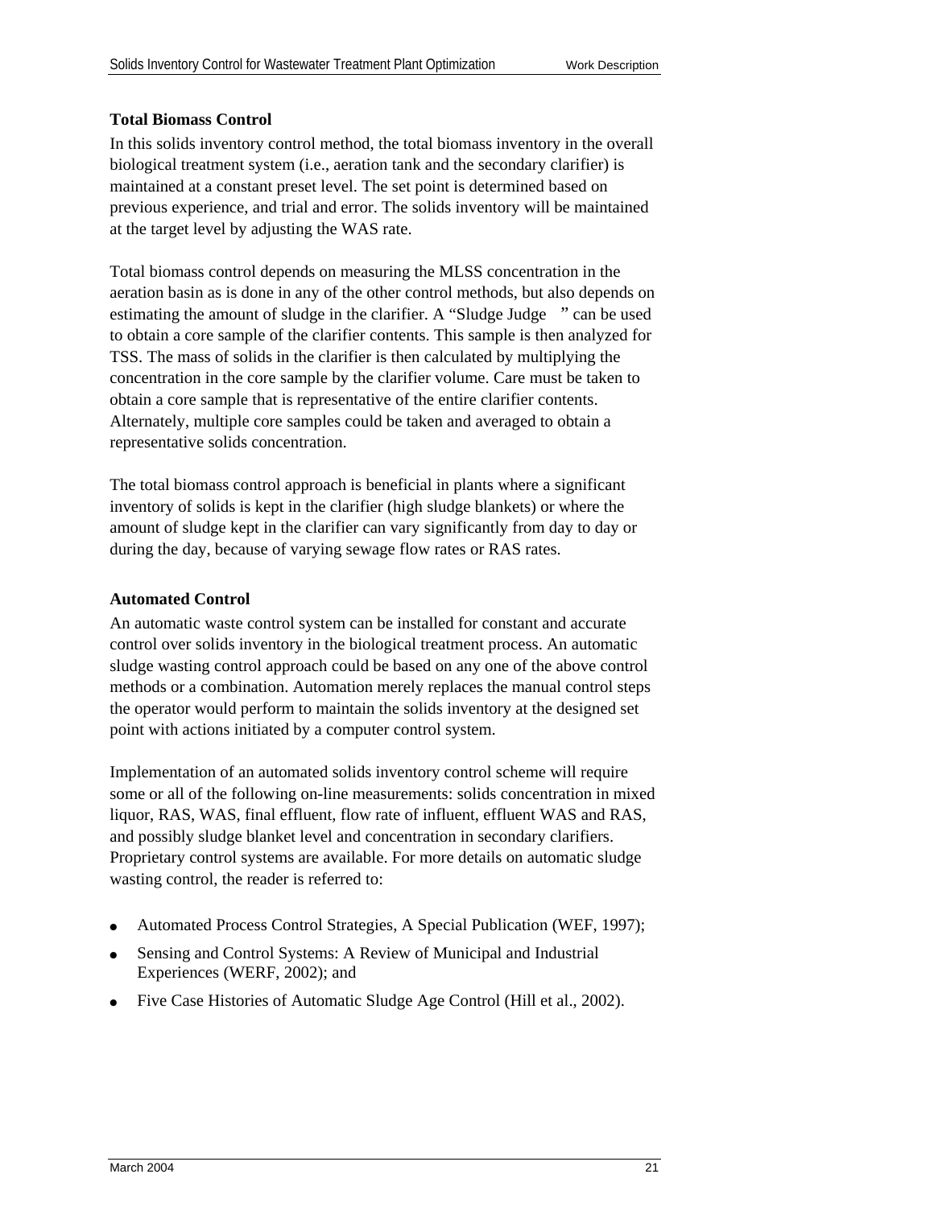**Total Biomass Control**

In this solids inventory control method, the total biomass inventory in the overall biological treatment system (i.e., aeration tank and the secondary clarifier) is maintained at a constant preset level. The set point is determined based on previous experience, and trial and error. The solids inventory will be maintained at the target level by adjusting the WAS rate.

Total biomass control depends on measuring the MLSS concentration in the aeration basin as is done in any of the other control methods, but also depends on estimating the amount of sludge in the clarifier. A "Sludge Judge  " can be used to obtain a core sample of the clarifier contents. This sample is then analyzed for TSS. The mass of solids in the clarifier is then calculated by multiplying the concentration in the core sample by the clarifier volume. Care must be taken to obtain a core sample that is representative of the entire clarifier contents. Alternately, multiple core samples could be taken and averaged to obtain a representative solids concentration.

The total biomass control approach is beneficial in plants where a significant inventory of solids is kept in the clarifier (high sludge blankets) or where the amount of sludge kept in the clarifier can vary significantly from day to day or during the day, because of varying sewage flow rates or RAS rates.

**Automated Control**

An automatic waste control system can be installed for constant and accurate control over solids inventory in the biological treatment process. An automatic sludge wasting control approach could be based on any one of the above control methods or a combination. Automation merely replaces the manual control steps the operator would perform to maintain the solids inventory at the designed set point with actions initiated by a computer control system.

Implementation of an automated solids inventory control scheme will require some or all of the following on-line measurements: solids concentration in mixed liquor, RAS, WAS, final effluent, flow rate of influent, effluent WAS and RAS, and possibly sludge blanket level and concentration in secondary clarifiers. Proprietary control systems are available. For more details on automatic sludge wasting control, the reader is referred to:

- Automated Process Control Strategies, A Special Publication (WEF, 1997);
- Sensing and Control Systems: A Review of Municipal and Industrial Experiences (WERF, 2002); and
- Five Case Histories of Automatic Sludge Age Control (Hill et al., 2002).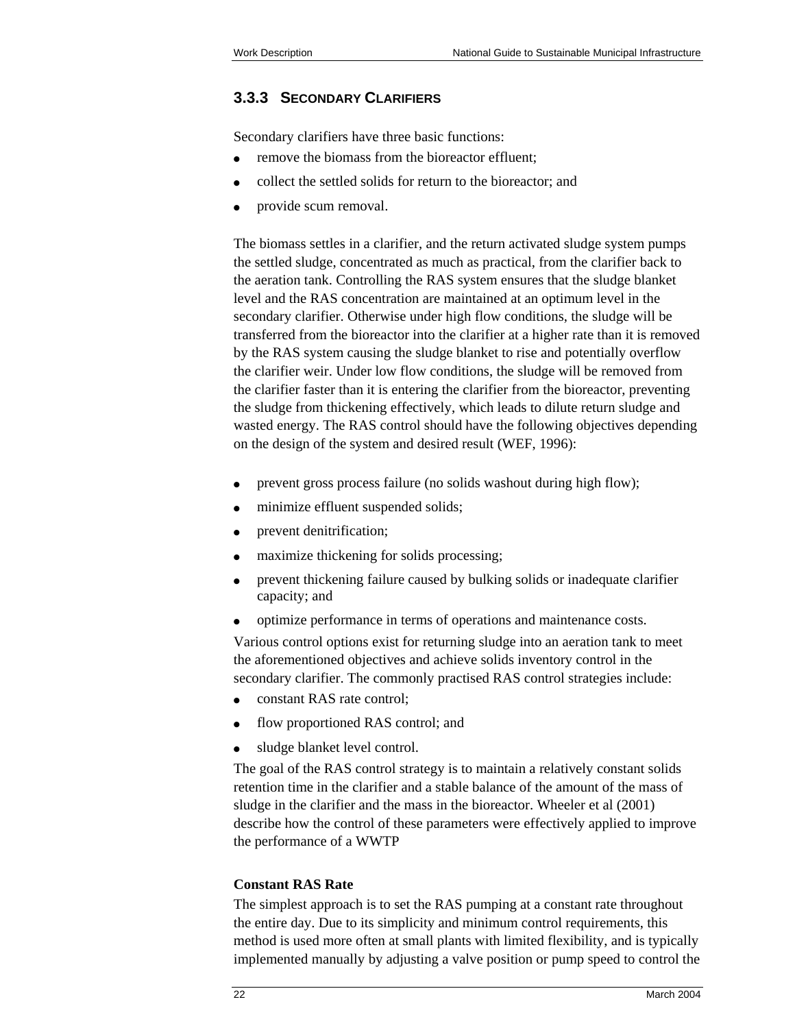### 3.3.3 SECONDARY CLARIFIERS

Secondary clarifiers have three basic functions:

- remove the biomass from the bioreactor effluent;
- collect the settled solids for return to the bioreactor; and
- provide scum removal.

The biomass settles in a clarifier, and the return activated sludge system pumps the settled sludge, concentrated as much as practical, from the clarifier back to the aeration tank. Controlling the RAS system ensures that the sludge blanket level and the RAS concentration are maintained at an optimum level in the secondary clarifier. Otherwise under high flow conditions, the sludge will be transferred from the bioreactor into the clarifier at a higher rate than it is removed by the RAS system causing the sludge blanket to rise and potentially overflow the clarifier weir. Under low flow conditions, the sludge will be removed from the clarifier faster than it is entering the clarifier from the bioreactor, preventing the sludge from thickening effectively, which leads to dilute return sludge and wasted energy. The RAS control should have the following objectives depending on the design of the system and desired result (WEF, 1996):

- prevent gross process failure (no solids washout during high flow);
- minimize effluent suspended solids;
- prevent denitrification;
- maximize thickening for solids processing;
- prevent thickening failure caused by bulking solids or inadequate clarifier capacity; and
- optimize performance in terms of operations and maintenance costs.

Various control options exist for returning sludge into an aeration tank to meet the aforementioned objectives and achieve solids inventory control in the secondary clarifier. The commonly practised RAS control strategies include:

- constant RAS rate control;
- flow proportioned RAS control; and
- sludge blanket level control.

The goal of the RAS control strategy is to maintain a relatively constant solids retention time in the clarifier and a stable balance of the amount of the mass of sludge in the clarifier and the mass in the bioreactor. Wheeler et al (2001) describe how the control of these parameters were effectively applied to improve the performance of a WWTP

**Constant RAS Rate**

The simplest approach is to set the RAS pumping at a constant rate throughout the entire day. Due to its simplicity and minimum control requirements, this method is used more often at small plants with limited flexibility, and is typically implemented manually by adjusting a valve position or pump speed to control the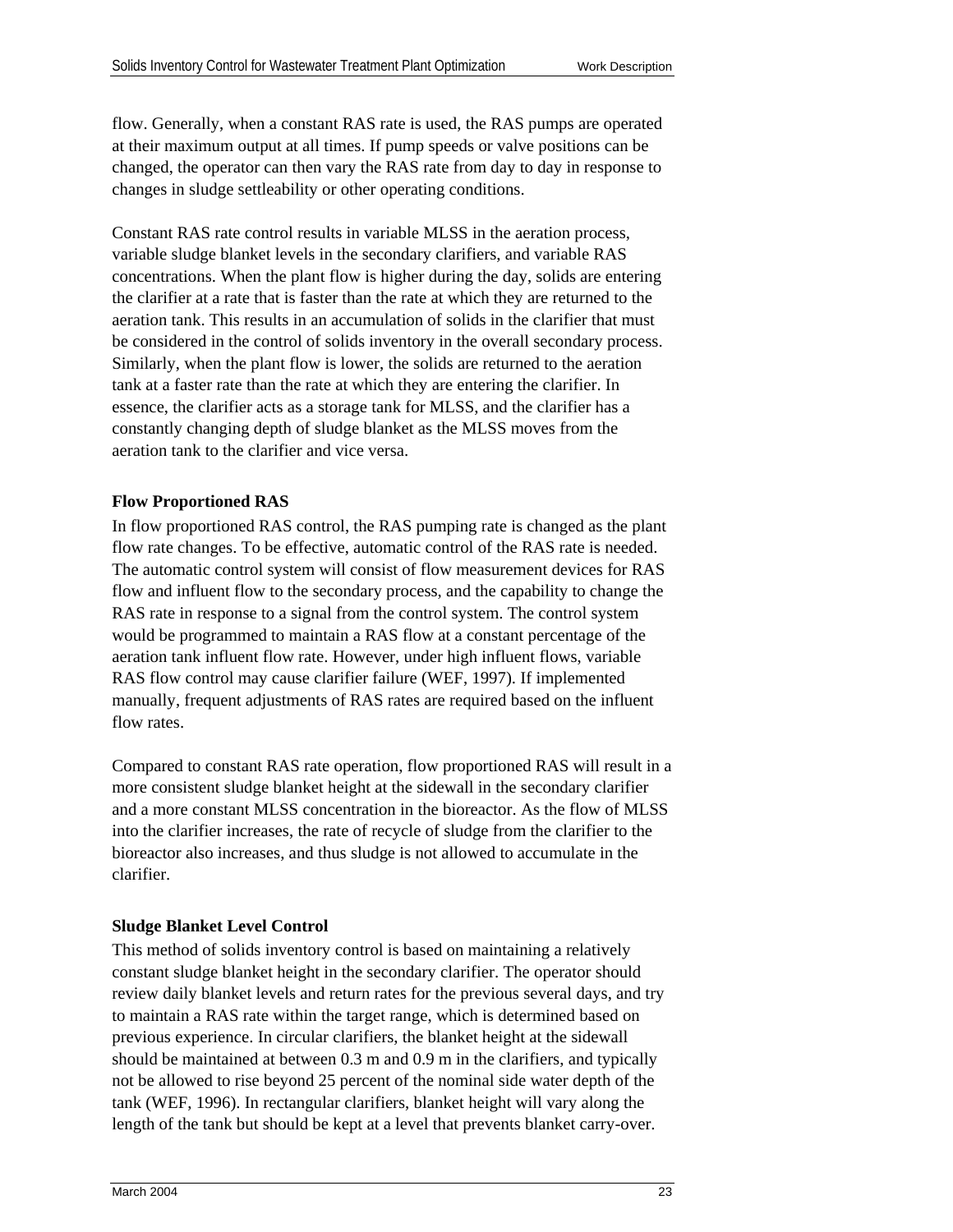flow. Generally, when a constant RAS rate is used, the RAS pumps are operated at their maximum output at all times. If pump speeds or valve positions can be changed, the operator can then vary the RAS rate from day to day in response to changes in sludge settleability or other operating conditions.

Constant RAS rate control results in variable MLSS in the aeration process, variable sludge blanket levels in the secondary clarifiers, and variable RAS concentrations. When the plant flow is higher during the day, solids are entering the clarifier at a rate that is faster than the rate at which they are returned to the aeration tank. This results in an accumulation of solids in the clarifier that must be considered in the control of solids inventory in the overall secondary process. Similarly, when the plant flow is lower, the solids are returned to the aeration tank at a faster rate than the rate at which they are entering the clarifier. In essence, the clarifier acts as a storage tank for MLSS, and the clarifier has a constantly changing depth of sludge blanket as the MLSS moves from the aeration tank to the clarifier and vice versa.

**Flow Proportioned RAS**

In flow proportioned RAS control, the RAS pumping rate is changed as the plant flow rate changes. To be effective, automatic control of the RAS rate is needed. The automatic control system will consist of flow measurement devices for RAS flow and influent flow to the secondary process, and the capability to change the RAS rate in response to a signal from the control system. The control system would be programmed to maintain a RAS flow at a constant percentage of the aeration tank influent flow rate. However, under high influent flows, variable RAS flow control may cause clarifier failure (WEF, 1997). If implemented manually, frequent adjustments of RAS rates are required based on the influent flow rates.

Compared to constant RAS rate operation, flow proportioned RAS will result in a more consistent sludge blanket height at the sidewall in the secondary clarifier and a more constant MLSS concentration in the bioreactor. As the flow of MLSS into the clarifier increases, the rate of recycle of sludge from the clarifier to the bioreactor also increases, and thus sludge is not allowed to accumulate in the clarifier.

**Sludge Blanket Level Control**

This method of solids inventory control is based on maintaining a relatively constant sludge blanket height in the secondary clarifier. The operator should review daily blanket levels and return rates for the previous several days, and try to maintain a RAS rate within the target range, which is determined based on previous experience. In circular clarifiers, the blanket height at the sidewall should be maintained at between 0.3 m and 0.9 m in the clarifiers, and typically not be allowed to rise beyond 25 percent of the nominal side water depth of the tank (WEF, 1996). In rectangular clarifiers, blanket height will vary along the length of the tank but should be kept at a level that prevents blanket carry-over.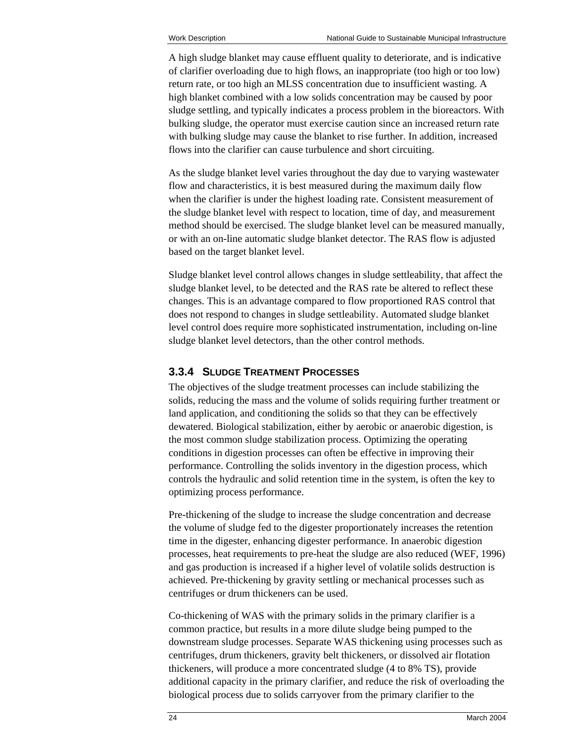A high sludge blanket may cause effluent quality to deteriorate, and is indicative of clarifier overloading due to high flows, an inappropriate (too high or too low) return rate, or too high an MLSS concentration due to insufficient wasting. A high blanket combined with a low solids concentration may be caused by poor sludge settling, and typically indicates a process problem in the bioreactors. With bulking sludge, the operator must exercise caution since an increased return rate with bulking sludge may cause the blanket to rise further. In addition, increased flows into the clarifier can cause turbulence and short circuiting.

As the sludge blanket level varies throughout the day due to varying wastewater flow and characteristics, it is best measured during the maximum daily flow when the clarifier is under the highest loading rate. Consistent measurement of the sludge blanket level with respect to location, time of day, and measurement method should be exercised. The sludge blanket level can be measured manually, or with an on-line automatic sludge blanket detector. The RAS flow is adjusted based on the target blanket level.

Sludge blanket level control allows changes in sludge settleability, that affect the sludge blanket level, to be detected and the RAS rate be altered to reflect these changes. This is an advantage compared to flow proportioned RAS control that does not respond to changes in sludge settleability. Automated sludge blanket level control does require more sophisticated instrumentation, including on-line sludge blanket level detectors, than the other control methods.

### 3.3.4 Sludge Treatment Processes

The objectives of the sludge treatment processes can include stabilizing the solids, reducing the mass and the volume of solids requiring further treatment or land application, and conditioning the solids so that they can be effectively dewatered. Biological stabilization, either by aerobic or anaerobic digestion, is the most common sludge stabilization process. Optimizing the operating conditions in digestion processes can often be effective in improving their performance. Controlling the solids inventory in the digestion process, which controls the hydraulic and solid retention time in the system, is often the key to optimizing process performance.

Pre-thickening of the sludge to increase the sludge concentration and decrease the volume of sludge fed to the digester proportionately increases the retention time in the digester, enhancing digester performance. In anaerobic digestion processes, heat requirements to pre-heat the sludge are also reduced (WEF, 1996) and gas production is increased if a higher level of volatile solids destruction is achieved. Pre-thickening by gravity settling or mechanical processes such as centrifuges or drum thickeners can be used.

Co-thickening of WAS with the primary solids in the primary clarifier is a common practice, but results in a more dilute sludge being pumped to the downstream sludge processes. Separate WAS thickening using processes such as centrifuges, drum thickeners, gravity belt thickeners, or dissolved air flotation thickeners, will produce a more concentrated sludge (4 to 8% TS), provide additional capacity in the primary clarifier, and reduce the risk of overloading the biological process due to solids carryover from the primary clarifier to the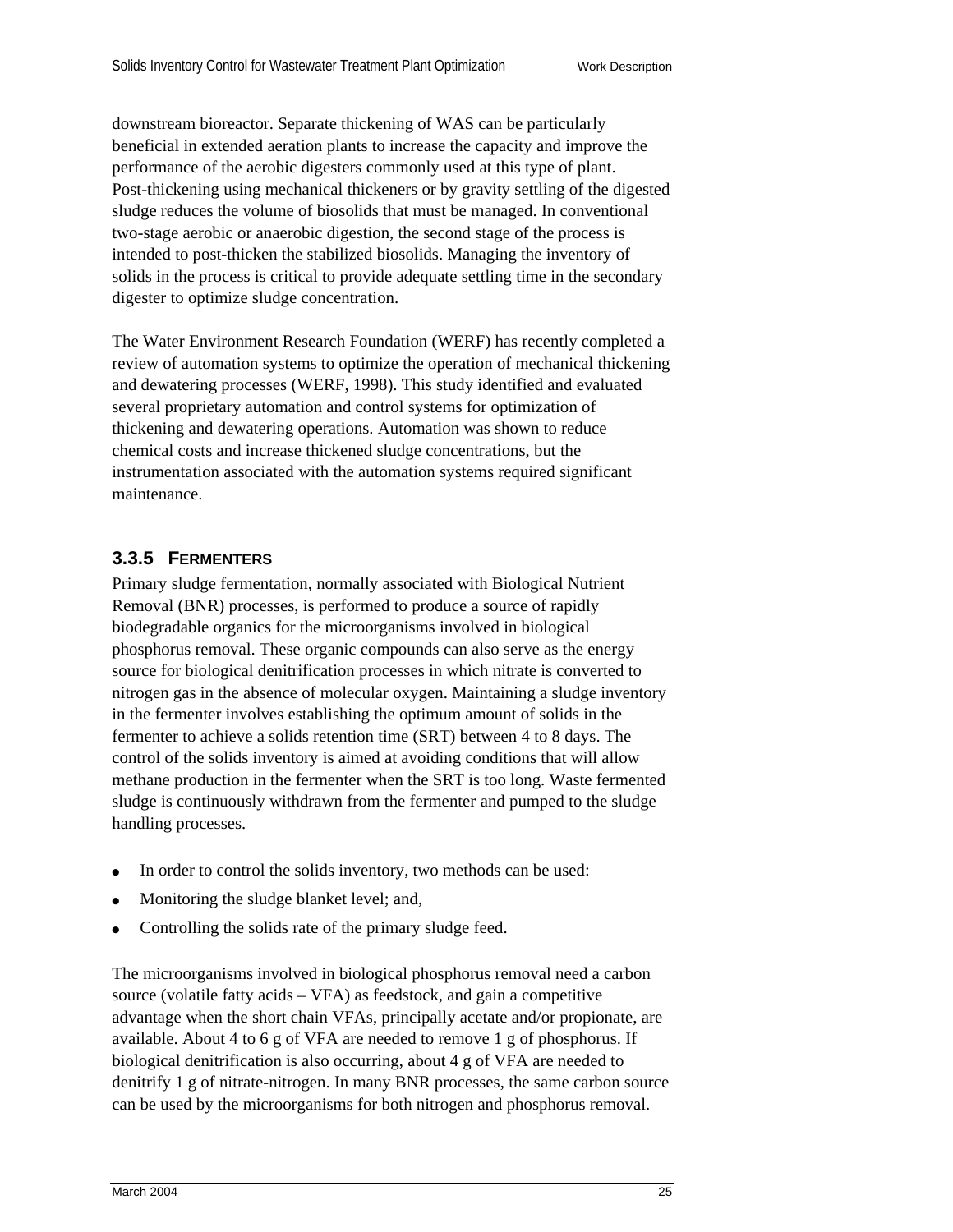downstream bioreactor. Separate thickening of WAS can be particularly beneficial in extended aeration plants to increase the capacity and improve the performance of the aerobic digesters commonly used at this type of plant. Post-thickening using mechanical thickeners or by gravity settling of the digested sludge reduces the volume of biosolids that must be managed. In conventional two-stage aerobic or anaerobic digestion, the second stage of the process is intended to post-thicken the stabilized biosolids. Managing the inventory of solids in the process is critical to provide adequate settling time in the secondary digester to optimize sludge concentration.

The Water Environment Research Foundation (WERF) has recently completed a review of automation systems to optimize the operation of mechanical thickening and dewatering processes (WERF, 1998). This study identified and evaluated several proprietary automation and control systems for optimization of thickening and dewatering operations. Automation was shown to reduce chemical costs and increase thickened sludge concentrations, but the instrumentation associated with the automation systems required significant maintenance.

### 3.3.5 FERMENTERS

Primary sludge fermentation, normally associated with Biological Nutrient Removal (BNR) processes, is performed to produce a source of rapidly biodegradable organics for the microorganisms involved in biological phosphorus removal. These organic compounds can also serve as the energy source for biological denitrification processes in which nitrate is converted to nitrogen gas in the absence of molecular oxygen. Maintaining a sludge inventory in the fermenter involves establishing the optimum amount of solids in the fermenter to achieve a solids retention time (SRT) between 4 to 8 days. The control of the solids inventory is aimed at avoiding conditions that will allow methane production in the fermenter when the SRT is too long. Waste fermented sludge is continuously withdrawn from the fermenter and pumped to the sludge handling processes.

- In order to control the solids inventory, two methods can be used:
- Monitoring the sludge blanket level; and,
- Controlling the solids rate of the primary sludge feed.

The microorganisms involved in biological phosphorus removal need a carbon source (volatile fatty acids – VFA) as feedstock, and gain a competitive advantage when the short chain VFAs, principally acetate and/or propionate, are available. About 4 to 6 g of VFA are needed to remove 1 g of phosphorus. If biological denitrification is also occurring, about 4 g of VFA are needed to denitrify 1 g of nitrate-nitrogen. In many BNR processes, the same carbon source can be used by the microorganisms for both nitrogen and phosphorus removal.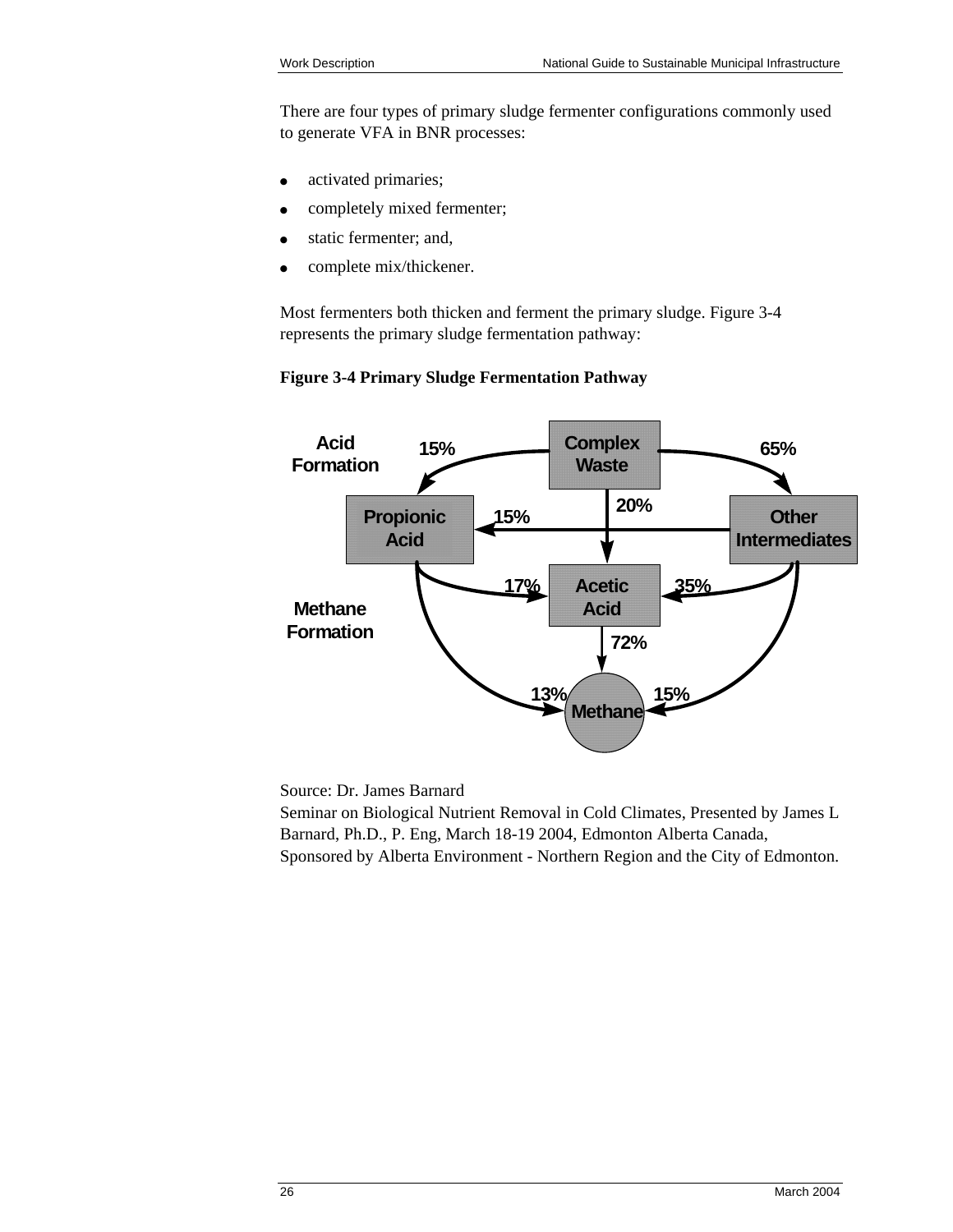There are four types of primary sludge fermenter configurations commonly used to generate VFA in BNR processes:

- activated primaries;
- completely mixed fermenter;
- static fermenter; and,
- complete mix/thickener.

Most fermenters both thicken and ferment the primary sludge. Figure 3-4 represents the primary sludge fermentation pathway:

**Figure 3-4 Primary Sludge Fermentation Pathway**

Source: Dr. James Barnard
Seminar on Biological Nutrient Removal in Cold Climates, Presented by James L Barnard, Ph.D., P. Eng, March 18-19 2004, Edmonton Alberta Canada, Sponsored by Alberta Environment - Northern Region and the City of Edmonton.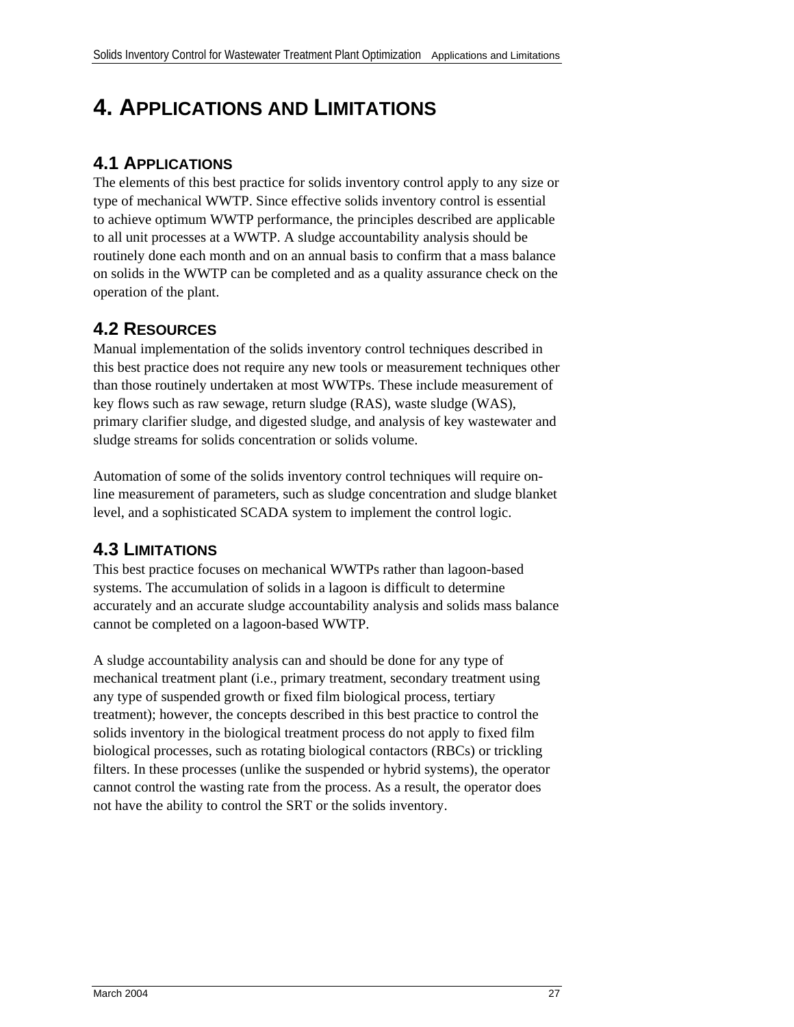# 4. APPLICATIONS AND LIMITATIONS

## 4.1 APPLICATIONS

The elements of this best practice for solids inventory control apply to any size or type of mechanical WWTP. Since effective solids inventory control is essential to achieve optimum WWTP performance, the principles described are applicable to all unit processes at a WWTP. A sludge accountability analysis should be routinely done each month and on an annual basis to confirm that a mass balance on solids in the WWTP can be completed and as a quality assurance check on the operation of the plant.

## 4.2 RESOURCES

Manual implementation of the solids inventory control techniques described in this best practice does not require any new tools or measurement techniques other than those routinely undertaken at most WWTPs. These include measurement of key flows such as raw sewage, return sludge (RAS), waste sludge (WAS), primary clarifier sludge, and digested sludge, and analysis of key wastewater and sludge streams for solids concentration or solids volume.

Automation of some of the solids inventory control techniques will require on-line measurement of parameters, such as sludge concentration and sludge blanket level, and a sophisticated SCADA system to implement the control logic.

## 4.3 LIMITATIONS

This best practice focuses on mechanical WWTPs rather than lagoon-based systems. The accumulation of solids in a lagoon is difficult to determine accurately and an accurate sludge accountability analysis and solids mass balance cannot be completed on a lagoon-based WWTP.

A sludge accountability analysis can and should be done for any type of mechanical treatment plant (i.e., primary treatment, secondary treatment using any type of suspended growth or fixed film biological process, tertiary treatment); however, the concepts described in this best practice to control the solids inventory in the biological treatment process do not apply to fixed film biological processes, such as rotating biological contactors (RBCs) or trickling filters. In these processes (unlike the suspended or hybrid systems), the operator cannot control the wasting rate from the process. As a result, the operator does not have the ability to control the SRT or the solids inventory.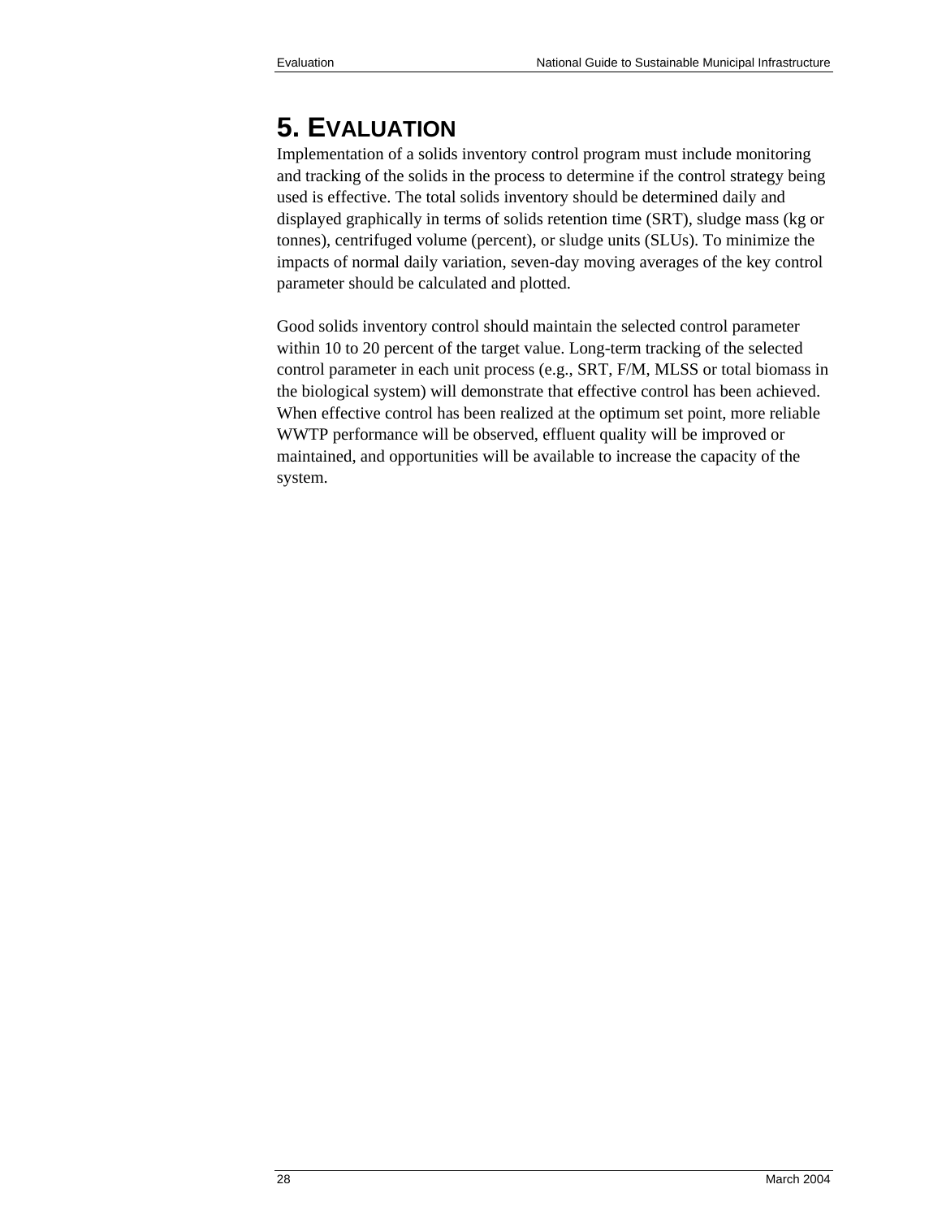# 5. EVALUATION

Implementation of a solids inventory control program must include monitoring and tracking of the solids in the process to determine if the control strategy being used is effective. The total solids inventory should be determined daily and displayed graphically in terms of solids retention time (SRT), sludge mass (kg or tonnes), centrifuged volume (percent), or sludge units (SLUs). To minimize the impacts of normal daily variation, seven-day moving averages of the key control parameter should be calculated and plotted.

Good solids inventory control should maintain the selected control parameter within 10 to 20 percent of the target value. Long-term tracking of the selected control parameter in each unit process (e.g., SRT, F/M, MLSS or total biomass in the biological system) will demonstrate that effective control has been achieved. When effective control has been realized at the optimum set point, more reliable WWTP performance will be observed, effluent quality will be improved or maintained, and opportunities will be available to increase the capacity of the system.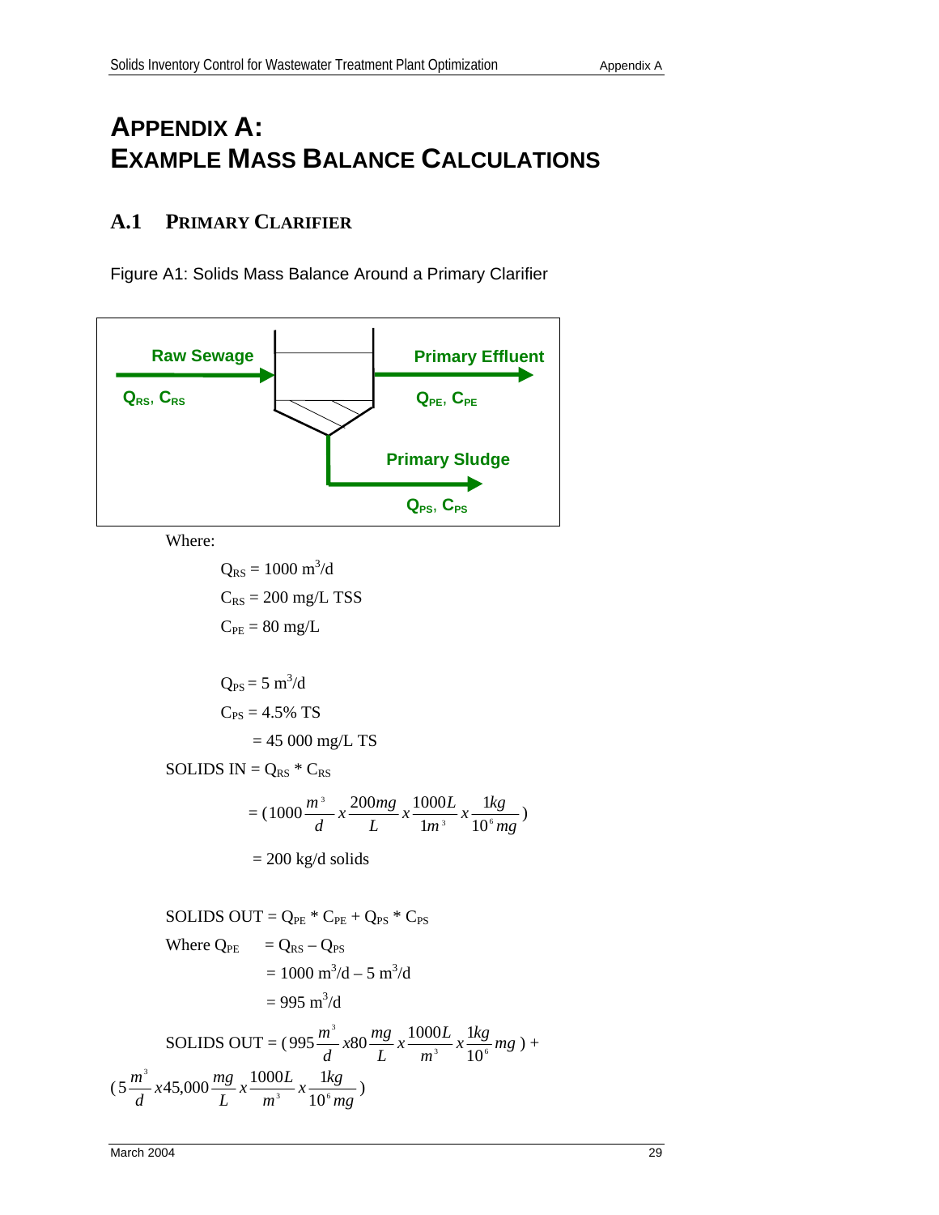# APPENDIX A: EXAMPLE MASS BALANCE CALCULATIONS

## A.1 PRIMARY CLARIFIER

Figure A1: Solids Mass Balance Around a Primary Clarifier

Raw Sewage $Q_{RS}$, $C_{RS}$ → Primary Effluent $Q_{PE}$, $C_{PE}$; Primary Sludge $Q_{PS}$, $C_{PS}$

Where:

$Q_{RS} = 1000\ m^3/d$

$C_{RS} = 200$ mg/L TSS

$C_{PE} = 80$ mg/L

$Q_{PS} = 5\ m^3/d$

$C_{PS} = 4.5\%$ TS

$= 45\ 000$ mg/L TS

SOLIDS IN = $Q_{RS} * C_{RS}$

$$= (1000\frac{m^3}{d} x \frac{200mg}{L} x \frac{1000L}{1m^3} x \frac{1kg}{10^6 mg})$$

$= 200$ kg/d solids

SOLIDS OUT = $Q_{PE} * C_{PE} + Q_{PS} * C_{PS}$

Where $Q_{PE}$ $= Q_{RS} - Q_{PS}$

$= 1000\ m^3/d - 5\ m^3/d$

$= 995\ m^3/d$

$$\text{SOLIDS OUT} = (995\frac{m^3}{d} x 80\frac{mg}{L} x \frac{1000L}{m^3} x \frac{1kg}{10^6} mg) +$$

$$(5\frac{m^3}{d} x 45{,}000\frac{mg}{L} x \frac{1000L}{m^3} x \frac{1kg}{10^6 mg})$$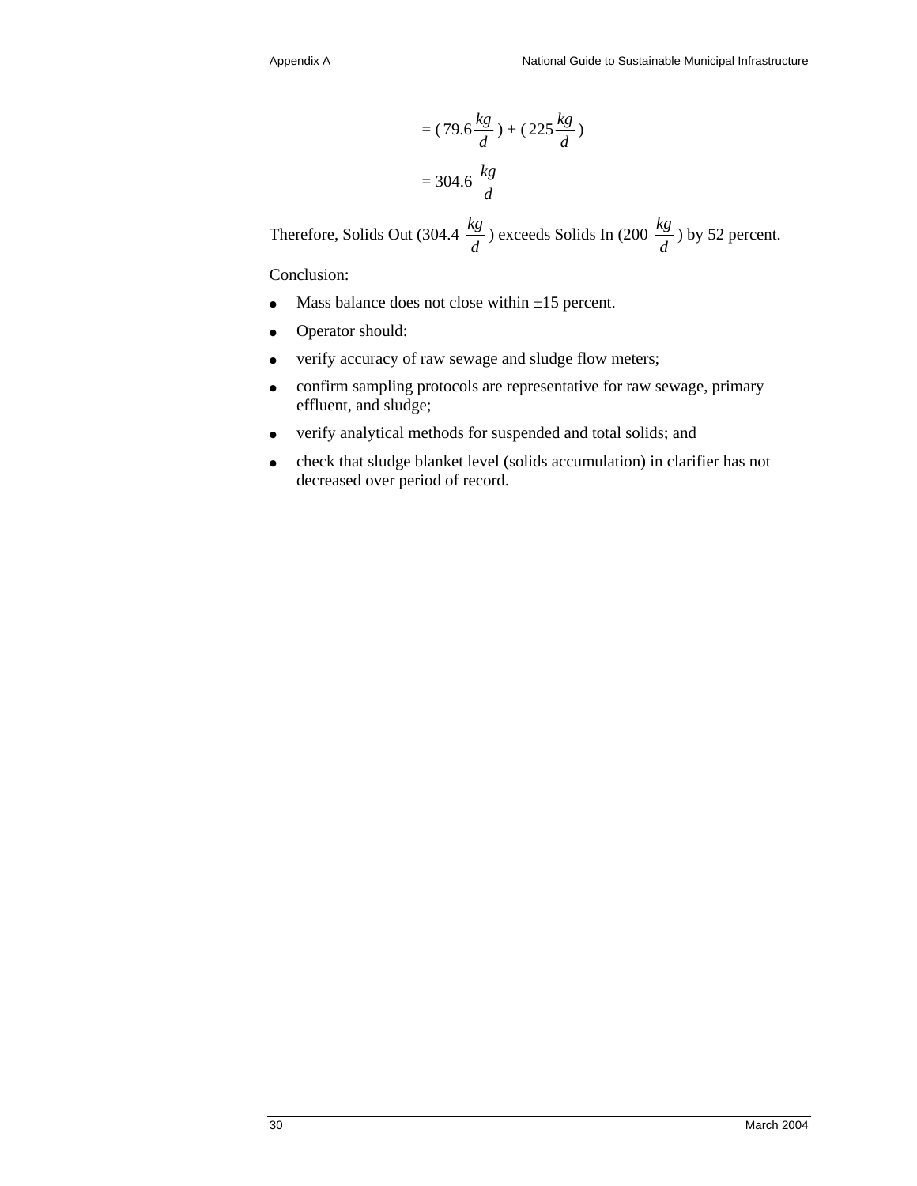$$= (79.6\,\frac{kg}{d}) + (225\,\frac{kg}{d})$$

$$= 304.6\,\frac{kg}{d}$$

Therefore, Solids Out (304.4 $\frac{kg}{d}$) exceeds Solids In (200 $\frac{kg}{d}$) by 52 percent.

Conclusion:

- Mass balance does not close within ±15 percent.
- Operator should:
- verify accuracy of raw sewage and sludge flow meters;
- confirm sampling protocols are representative for raw sewage, primary effluent, and sludge;
- verify analytical methods for suspended and total solids; and
- check that sludge blanket level (solids accumulation) in clarifier has not decreased over period of record.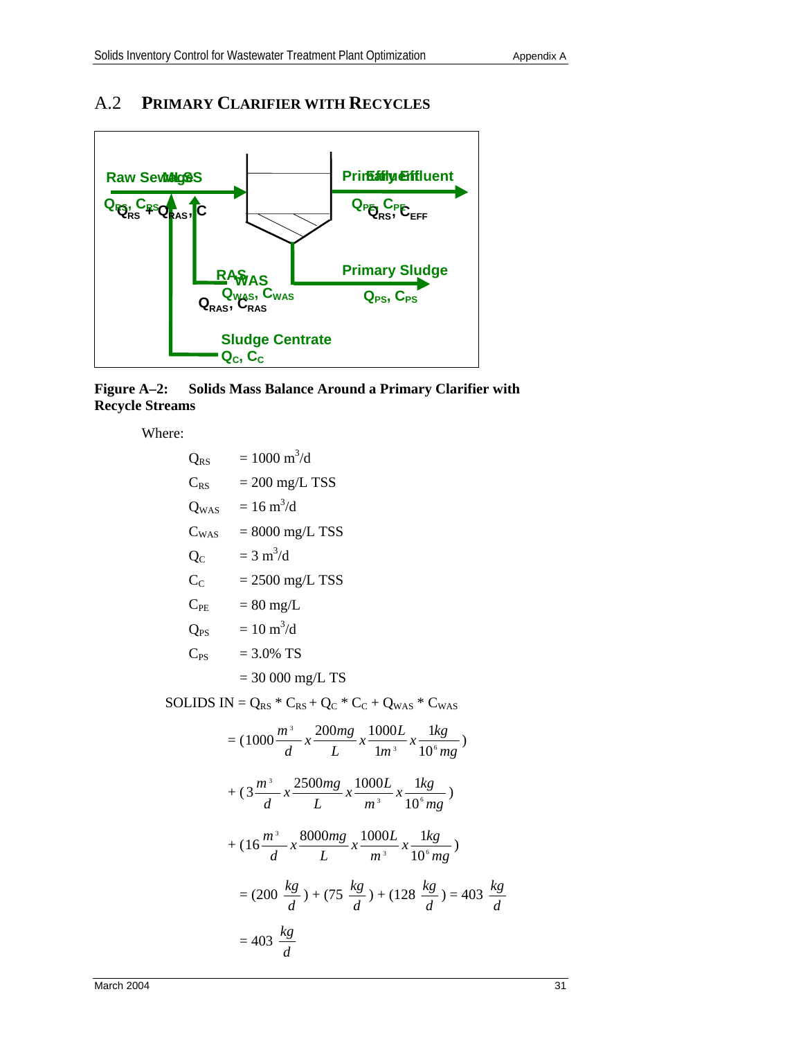## A.2 PRIMARY CLARIFIER WITH RECYCLES

**Figure A–2: Solids Mass Balance Around a Primary Clarifier with Recycle Streams**

Where:

$Q_{RS}$ = 1000 $m^3$/d

$C_{RS}$ = 200 mg/L TSS

$Q_{WAS}$ = 16 $m^3$/d

$C_{WAS}$ = 8000 mg/L TSS

$Q_C$ = 3 $m^3$/d

$C_C$ = 2500 mg/L TSS

$C_{PE}$ = 80 mg/L

$Q_{PS}$ = 10 $m^3$/d

$C_{PS}$ = 3.0% TS

= 30 000 mg/L TS

SOLIDS IN = $Q_{RS} * C_{RS} + Q_C * C_C + Q_{WAS} * C_{WAS}$

$$= (1000\frac{m^3}{d} x \frac{200mg}{L} x \frac{1000L}{1m^3} x \frac{1kg}{10^6 mg})$$

$$+ (3\frac{m^3}{d} x \frac{2500mg}{L} x \frac{1000L}{m^3} x \frac{1kg}{10^6 mg})$$

$$+ (16\frac{m^3}{d} x \frac{8000mg}{L} x \frac{1000L}{m^3} x \frac{1kg}{10^6 mg})$$

$$= (200 \frac{kg}{d}) + (75 \frac{kg}{d}) + (128 \frac{kg}{d}) = 403 \frac{kg}{d}$$

$$= 403 \frac{kg}{d}$$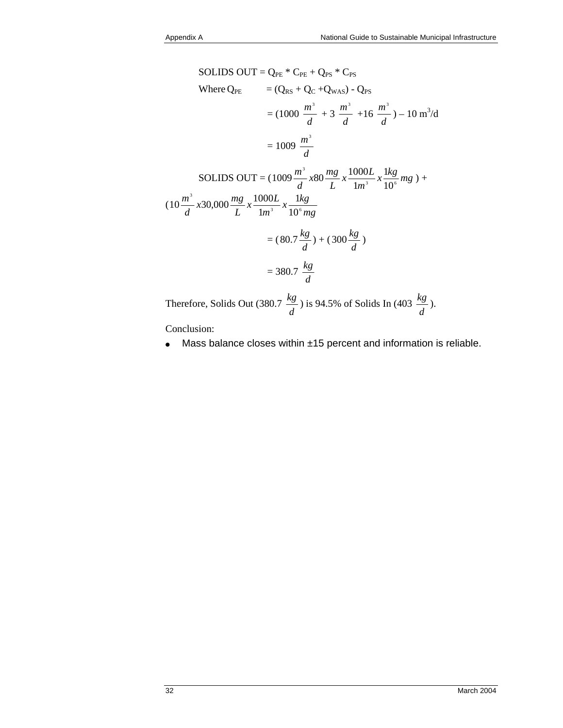$$\text{SOLIDS OUT} = Q_{PE} * C_{PE} + Q_{PS} * C_{PS}$$

$$\text{Where } Q_{PE} = (Q_{RS} + Q_{C} + Q_{WAS}) - Q_{PS}$$

$$= (1000\ \frac{m^3}{d} + 3\ \frac{m^3}{d} + 16\ \frac{m^3}{d}) - 10\ m^3/d$$

$$= 1009\ \frac{m^3}{d}$$

$$\text{SOLIDS OUT} = (1009 \frac{m^3}{d} x 80 \frac{mg}{L} x \frac{1000L}{1m^3} x \frac{1kg}{10^6} mg) +$$

$$(10 \frac{m^3}{d} x 30{,}000 \frac{mg}{L} x \frac{1000L}{1m^3} x \frac{1kg}{10^6\, mg}$$

$$= (80.7 \frac{kg}{d}) + (300 \frac{kg}{d})$$

$$= 380.7\ \frac{kg}{d}$$

Therefore, Solids Out (380.7 $\frac{kg}{d}$) is 94.5% of Solids In (403 $\frac{kg}{d}$).

Conclusion:

- Mass balance closes within ±15 percent and information is reliable.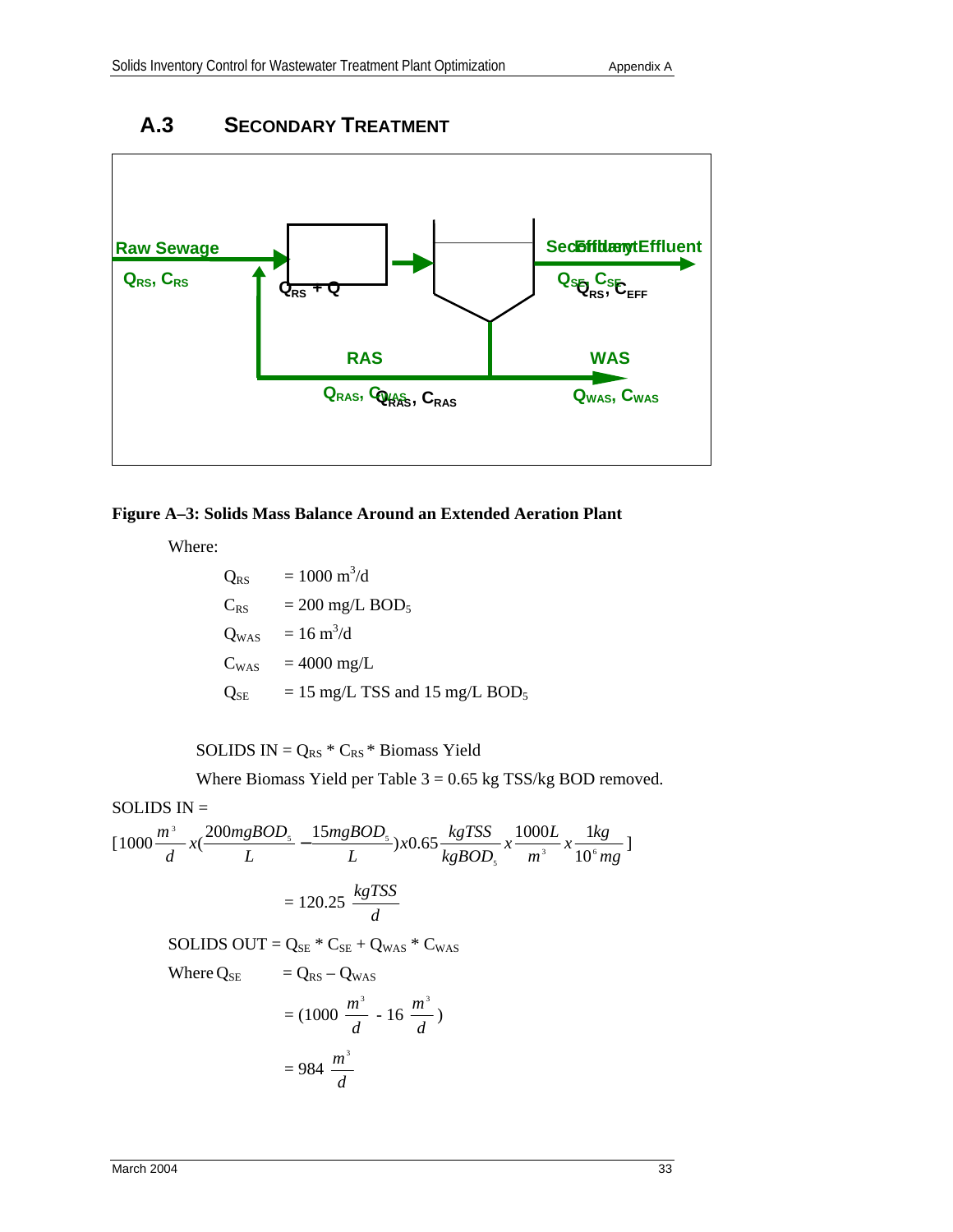## A.3 SECONDARY TREATMENT

Raw Sewage

$Q_{RS}$, $C_{RS}$

$Q_{RS}$ + Q

Secondary Effluent

$Q_{SE}$, $C_{SE}$

RAS

$Q_{RAS}$, $C_{RAS}$

WAS

$Q_{WAS}$, $C_{WAS}$

**Figure A–3: Solids Mass Balance Around an Extended Aeration Plant**

Where:

$Q_{RS}$ = 1000 $m^3$/d

$C_{RS}$ = 200 mg/L $BOD_5$

$Q_{WAS}$ = 16 $m^3$/d

$C_{WAS}$ = 4000 mg/L

$Q_{SE}$ = 15 mg/L TSS and 15 mg/L $BOD_5$

SOLIDS IN = $Q_{RS}$ * $C_{RS}$ * Biomass Yield

Where Biomass Yield per Table 3 = 0.65 kg TSS/kg BOD removed.

SOLIDS IN =

$$[1000\frac{m^3}{d} x(\frac{200mgBOD_5}{L} - \frac{15mgBOD_5}{L})x0.65\frac{kgTSS}{kgBOD_5} x \frac{1000L}{m^3} x \frac{1kg}{10^6 mg}]$$

$$= 120.25 \frac{kgTSS}{d}$$

SOLIDS OUT = $Q_{SE}$ * $C_{SE}$ + $Q_{WAS}$ * $C_{WAS}$

Where $Q_{SE}$ = $Q_{RS}$ – $Q_{WAS}$

$$= (1000 \frac{m^3}{d} - 16 \frac{m^3}{d})$$

$$= 984 \frac{m^3}{d}$$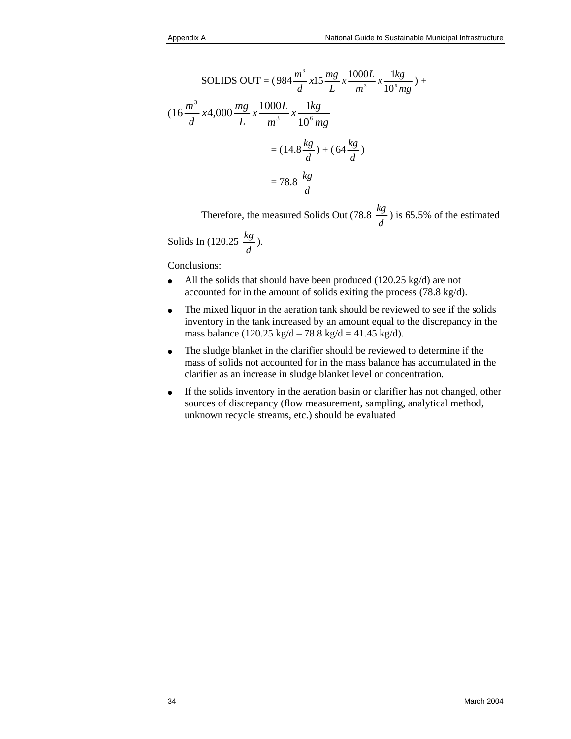$$\text{SOLIDS OUT} = (984\frac{m^3}{d}x15\frac{mg}{L}x\frac{1000L}{m^3}x\frac{1kg}{10^6 mg}) +$$

$$(16\frac{m^3}{d}x4{,}000\frac{mg}{L}x\frac{1000L}{m^3}x\frac{1kg}{10^6 mg}$$

$$= (14.8\frac{kg}{d}) + (64\frac{kg}{d})$$

$$= 78.8\ \frac{kg}{d}$$

Therefore, the measured Solids Out (78.8 $\frac{kg}{d}$) is 65.5% of the estimated Solids In (120.25 $\frac{kg}{d}$).

Conclusions:

- All the solids that should have been produced (120.25 kg/d) are not accounted for in the amount of solids exiting the process (78.8 kg/d).
- The mixed liquor in the aeration tank should be reviewed to see if the solids inventory in the tank increased by an amount equal to the discrepancy in the mass balance (120.25 kg/d – 78.8 kg/d = 41.45 kg/d).
- The sludge blanket in the clarifier should be reviewed to determine if the mass of solids not accounted for in the mass balance has accumulated in the clarifier as an increase in sludge blanket level or concentration.
- If the solids inventory in the aeration basin or clarifier has not changed, other sources of discrepancy (flow measurement, sampling, analytical method, unknown recycle streams, etc.) should be evaluated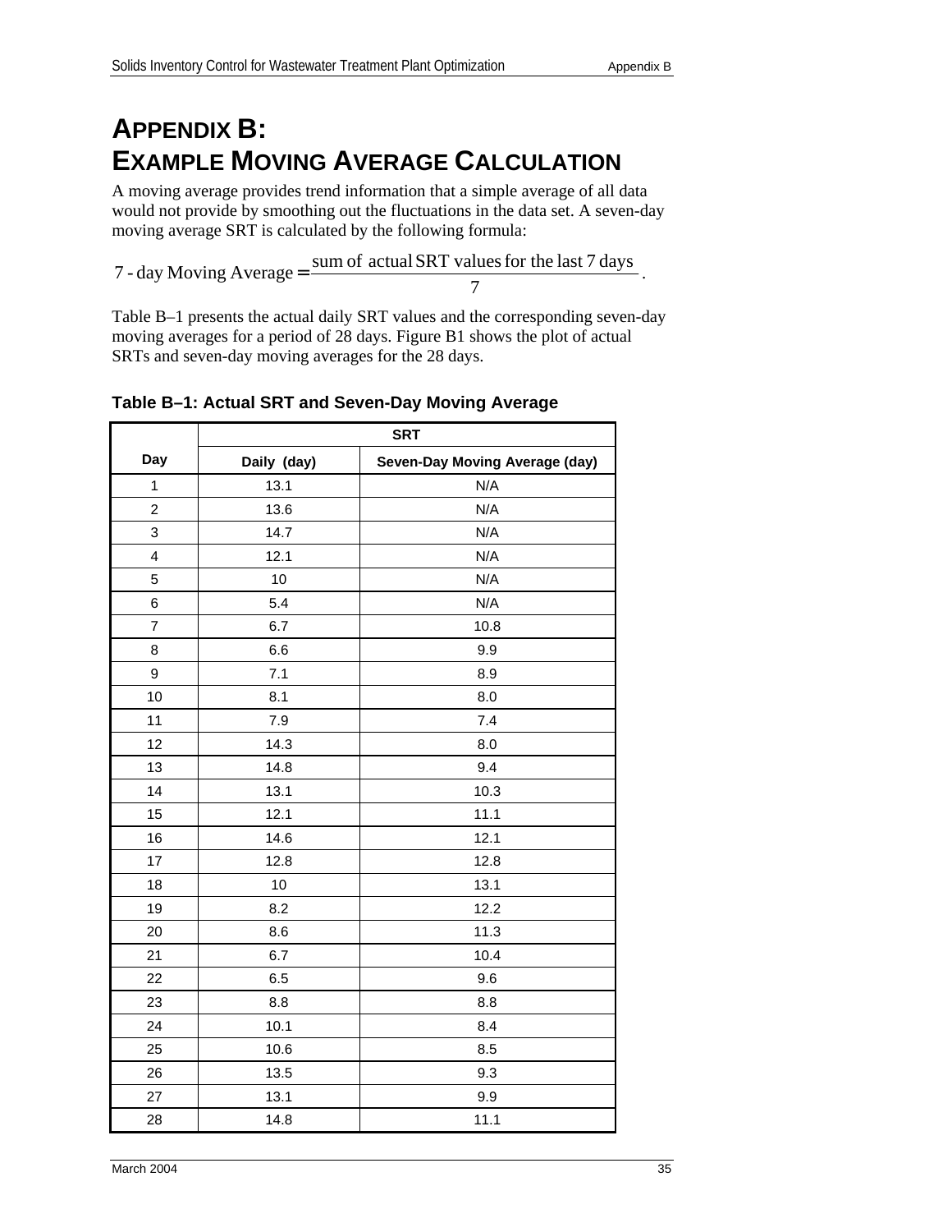# APPENDIX B: EXAMPLE MOVING AVERAGE CALCULATION

A moving average provides trend information that a simple average of all data would not provide by smoothing out the fluctuations in the data set. A seven-day moving average SRT is calculated by the following formula:

$$\text{7 - day Moving Average} = \frac{\text{sum of actual SRT values for the last 7 days}}{7}.$$

Table B–1 presents the actual daily SRT values and the corresponding seven-day moving averages for a period of 28 days. Figure B1 shows the plot of actual SRTs and seven-day moving averages for the 28 days.

**Table B–1: Actual SRT and Seven-Day Moving Average**

| Day | SRT | |
|---|---|---|
| | Daily (day) | Seven-Day Moving Average (day) |
| 1 | 13.1 | N/A |
| 2 | 13.6 | N/A |
| 3 | 14.7 | N/A |
| 4 | 12.1 | N/A |
| 5 | 10 | N/A |
| 6 | 5.4 | N/A |
| 7 | 6.7 | 10.8 |
| 8 | 6.6 | 9.9 |
| 9 | 7.1 | 8.9 |
| 10 | 8.1 | 8.0 |
| 11 | 7.9 | 7.4 |
| 12 | 14.3 | 8.0 |
| 13 | 14.8 | 9.4 |
| 14 | 13.1 | 10.3 |
| 15 | 12.1 | 11.1 |
| 16 | 14.6 | 12.1 |
| 17 | 12.8 | 12.8 |
| 18 | 10 | 13.1 |
| 19 | 8.2 | 12.2 |
| 20 | 8.6 | 11.3 |
| 21 | 6.7 | 10.4 |
| 22 | 6.5 | 9.6 |
| 23 | 8.8 | 8.8 |
| 24 | 10.1 | 8.4 |
| 25 | 10.6 | 8.5 |
| 26 | 13.5 | 9.3 |
| 27 | 13.1 | 9.9 |
| 28 | 14.8 | 11.1 |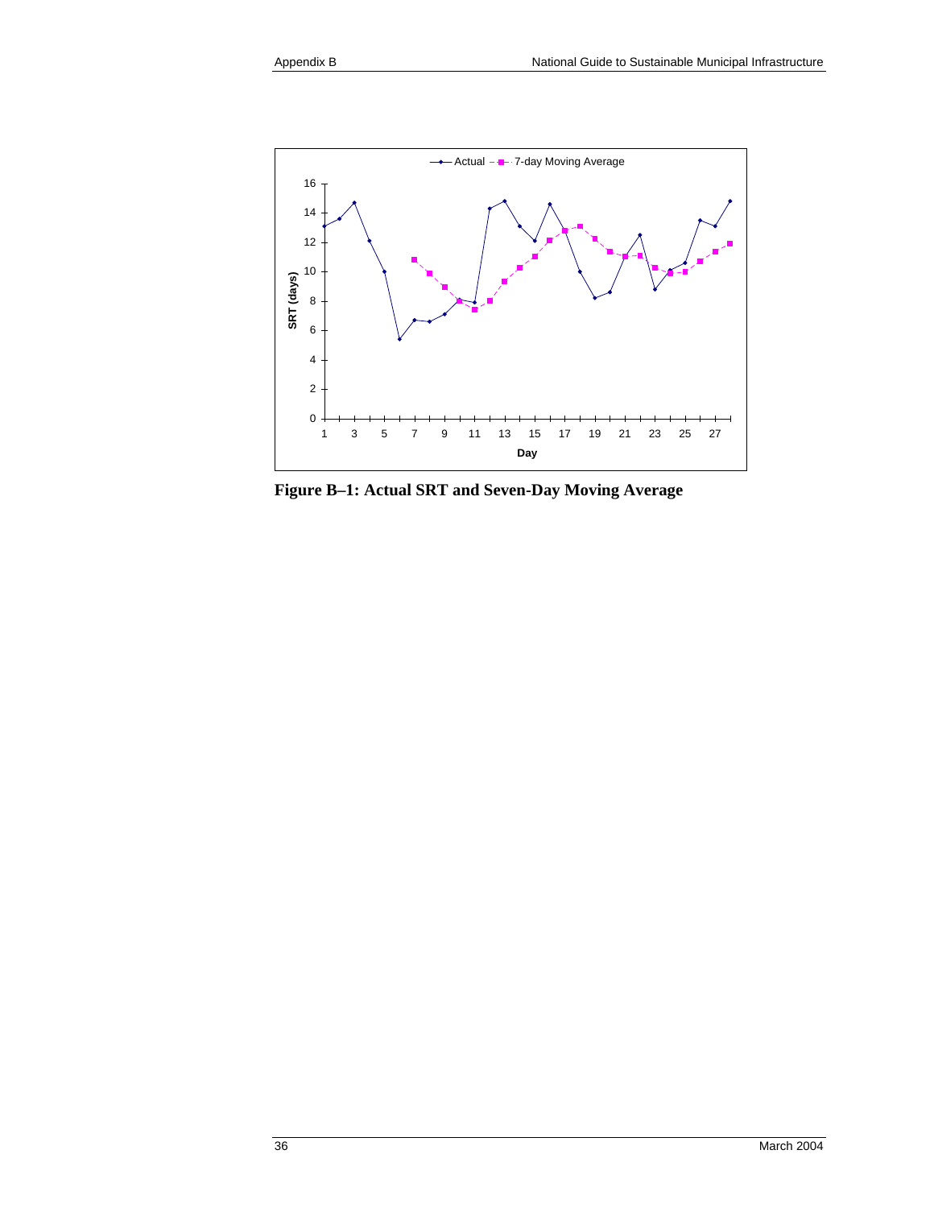**Figure B–1: Actual SRT and Seven-Day Moving Average**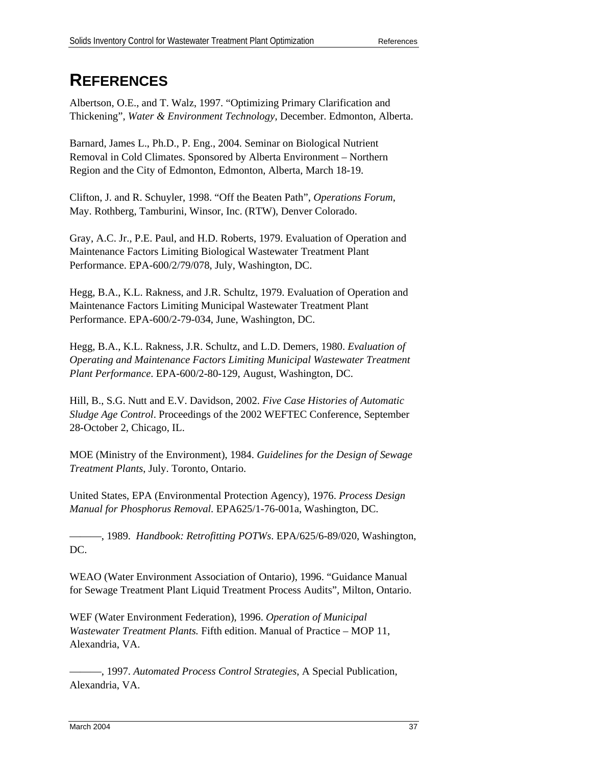# REFERENCES

Albertson, O.E., and T. Walz, 1997. "Optimizing Primary Clarification and Thickening", *Water & Environment Technology*, December. Edmonton, Alberta.

Barnard, James L., Ph.D., P. Eng., 2004. Seminar on Biological Nutrient Removal in Cold Climates. Sponsored by Alberta Environment – Northern Region and the City of Edmonton, Edmonton, Alberta, March 18-19.

Clifton, J. and R. Schuyler, 1998. "Off the Beaten Path", *Operations Forum*, May. Rothberg, Tamburini, Winsor, Inc. (RTW), Denver Colorado.

Gray, A.C. Jr., P.E. Paul, and H.D. Roberts, 1979. Evaluation of Operation and Maintenance Factors Limiting Biological Wastewater Treatment Plant Performance. EPA-600/2/79/078, July, Washington, DC.

Hegg, B.A., K.L. Rakness, and J.R. Schultz, 1979. Evaluation of Operation and Maintenance Factors Limiting Municipal Wastewater Treatment Plant Performance. EPA-600/2-79-034, June, Washington, DC.

Hegg, B.A., K.L. Rakness, J.R. Schultz, and L.D. Demers, 1980. *Evaluation of Operating and Maintenance Factors Limiting Municipal Wastewater Treatment Plant Performance*. EPA-600/2-80-129, August, Washington, DC.

Hill, B., S.G. Nutt and E.V. Davidson, 2002. *Five Case Histories of Automatic Sludge Age Control*. Proceedings of the 2002 WEFTEC Conference, September 28-October 2, Chicago, IL.

MOE (Ministry of the Environment), 1984. *Guidelines for the Design of Sewage Treatment Plants*, July. Toronto, Ontario.

United States, EPA (Environmental Protection Agency), 1976. *Process Design Manual for Phosphorus Removal*. EPA625/1-76-001a, Washington, DC.

———, 1989. *Handbook: Retrofitting POTWs*. EPA/625/6-89/020, Washington, DC.

WEAO (Water Environment Association of Ontario), 1996. "Guidance Manual for Sewage Treatment Plant Liquid Treatment Process Audits", Milton, Ontario.

WEF (Water Environment Federation), 1996. *Operation of Municipal Wastewater Treatment Plants.* Fifth edition. Manual of Practice – MOP 11, Alexandria, VA.

———, 1997. *Automated Process Control Strategies*, A Special Publication, Alexandria, VA.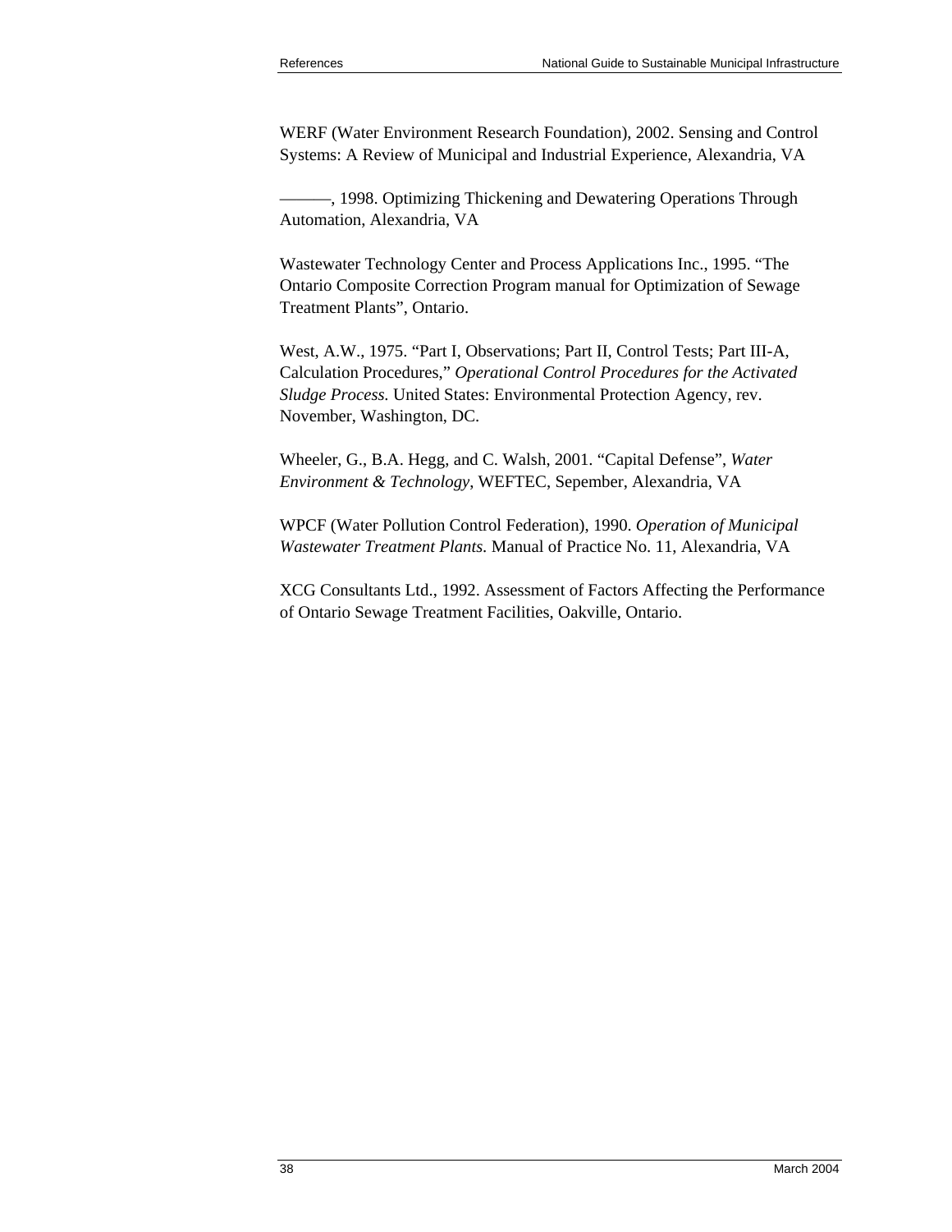WERF (Water Environment Research Foundation), 2002. Sensing and Control Systems: A Review of Municipal and Industrial Experience, Alexandria, VA

———, 1998. Optimizing Thickening and Dewatering Operations Through Automation, Alexandria, VA

Wastewater Technology Center and Process Applications Inc., 1995. “The Ontario Composite Correction Program manual for Optimization of Sewage Treatment Plants”, Ontario.

West, A.W., 1975. “Part I, Observations; Part II, Control Tests; Part III-A, Calculation Procedures,” *Operational Control Procedures for the Activated Sludge Process.* United States: Environmental Protection Agency, rev. November, Washington, DC.

Wheeler, G., B.A. Hegg, and C. Walsh, 2001. “Capital Defense”, *Water Environment & Technology*, WEFTEC, Sepember, Alexandria, VA

WPCF (Water Pollution Control Federation), 1990. *Operation of Municipal Wastewater Treatment Plants.* Manual of Practice No. 11, Alexandria, VA

XCG Consultants Ltd., 1992. Assessment of Factors Affecting the Performance of Ontario Sewage Treatment Facilities, Oakville, Ontario.